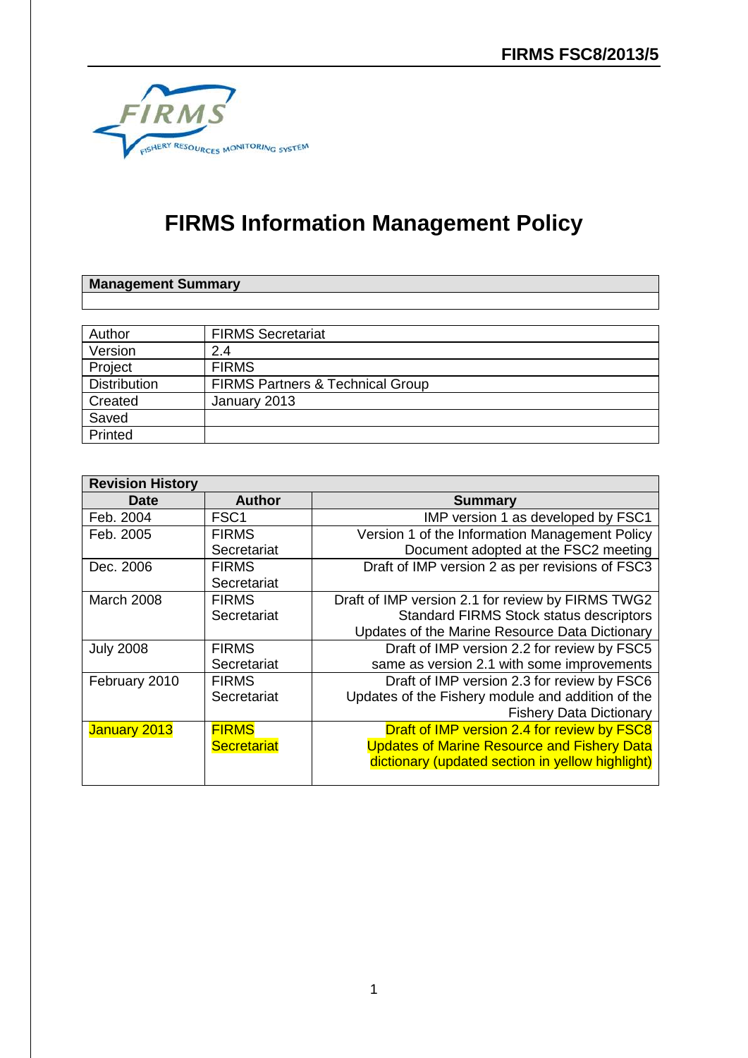# FIRMS Information Management Policy

| Management Summary |
| --- |
| |

| Author | FIRMS Secretariat |
| --- | --- |
| Version | 2.4 |
| Project | FIRMS |
| Distribution | FIRMS Partners & Technical Group |
| Created | January 2013 |
| Saved | |
| Printed | |

| Revision History | | |
| --- | --- | --- |
| **Date** | **Author** | **Summary** |
| Feb. 2004 | FSC1 | IMP version 1 as developed by FSC1 |
| Feb. 2005 | FIRMS Secretariat | Version 1 of the Information Management Policy Document adopted at the FSC2 meeting |
| Dec. 2006 | FIRMS Secretariat | Draft of IMP version 2 as per revisions of FSC3 |
| March 2008 | FIRMS Secretariat | Draft of IMP version 2.1 for review by FIRMS TWG2 Standard FIRMS Stock status descriptors Updates of the Marine Resource Data Dictionary |
| July 2008 | FIRMS Secretariat | Draft of IMP version 2.2 for review by FSC5 same as version 2.1 with some improvements |
| February 2010 | FIRMS Secretariat | Draft of IMP version 2.3 for review by FSC6 Updates of the Fishery module and addition of the Fishery Data Dictionary |
| January 2013 | FIRMS Secretariat | Draft of IMP version 2.4 for review by FSC8 Updates of Marine Resource and Fishery Data dictionary (updated section in yellow highlight) |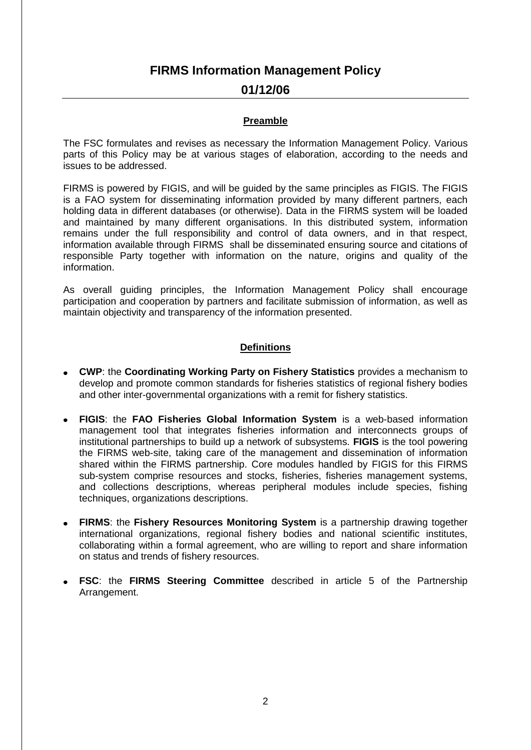# FIRMS Information Management Policy

## 01/12/06

### Preamble

The FSC formulates and revises as necessary the Information Management Policy. Various parts of this Policy may be at various stages of elaboration, according to the needs and issues to be addressed.

FIRMS is powered by FIGIS, and will be guided by the same principles as FIGIS. The FIGIS is a FAO system for disseminating information provided by many different partners, each holding data in different databases (or otherwise). Data in the FIRMS system will be loaded and maintained by many different organisations. In this distributed system, information remains under the full responsibility and control of data owners, and in that respect, information available through FIRMS shall be disseminated ensuring source and citations of responsible Party together with information on the nature, origins and quality of the information.

As overall guiding principles, the Information Management Policy shall encourage participation and cooperation by partners and facilitate submission of information, as well as maintain objectivity and transparency of the information presented.

### Definitions

- **CWP**: the **Coordinating Working Party on Fishery Statistics** provides a mechanism to develop and promote common standards for fisheries statistics of regional fishery bodies and other inter-governmental organizations with a remit for fishery statistics.
- **FIGIS**: the **FAO Fisheries Global Information System** is a web-based information management tool that integrates fisheries information and interconnects groups of institutional partnerships to build up a network of subsystems. **FIGIS** is the tool powering the FIRMS web-site, taking care of the management and dissemination of information shared within the FIRMS partnership. Core modules handled by FIGIS for this FIRMS sub-system comprise resources and stocks, fisheries, fisheries management systems, and collections descriptions, whereas peripheral modules include species, fishing techniques, organizations descriptions.
- **FIRMS**: the **Fishery Resources Monitoring System** is a partnership drawing together international organizations, regional fishery bodies and national scientific institutes, collaborating within a formal agreement, who are willing to report and share information on status and trends of fishery resources.
- **FSC**: the **FIRMS Steering Committee** described in article 5 of the Partnership Arrangement.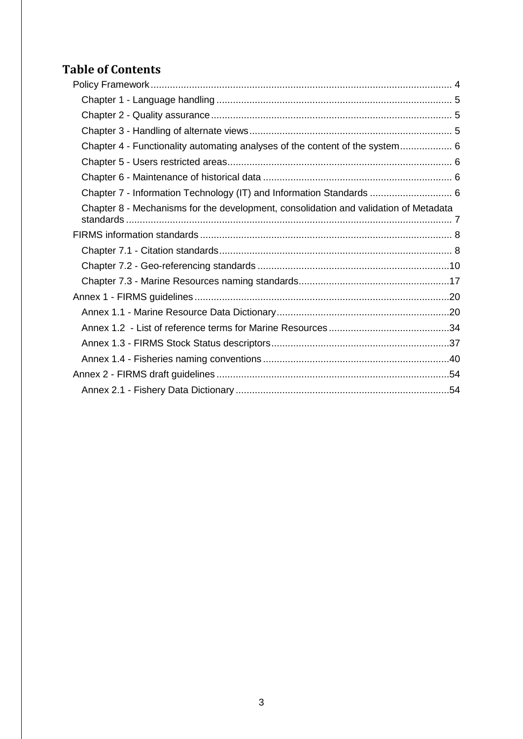# Table of Contents

- Policy Framework ... 4
  - Chapter 1 - Language handling ... 5
  - Chapter 2 - Quality assurance ... 5
  - Chapter 3 - Handling of alternate views ... 5
  - Chapter 4 - Functionality automating analyses of the content of the system ... 6
  - Chapter 5 - Users restricted areas ... 6
  - Chapter 6 - Maintenance of historical data ... 6
  - Chapter 7 - Information Technology (IT) and Information Standards ... 6
  - Chapter 8 - Mechanisms for the development, consolidation and validation of Metadata standards ... 7
- FIRMS information standards ... 8
  - Chapter 7.1 - Citation standards ... 8
  - Chapter 7.2 - Geo-referencing standards ... 10
  - Chapter 7.3 - Marine Resources naming standards ... 17
- Annex 1 - FIRMS guidelines ... 20
  - Annex 1.1 - Marine Resource Data Dictionary ... 20
  - Annex 1.2 - List of reference terms for Marine Resources ... 34
  - Annex 1.3 - FIRMS Stock Status descriptors ... 37
  - Annex 1.4 - Fisheries naming conventions ... 40
- Annex 2 - FIRMS draft guidelines ... 54
  - Annex 2.1 - Fishery Data Dictionary ... 54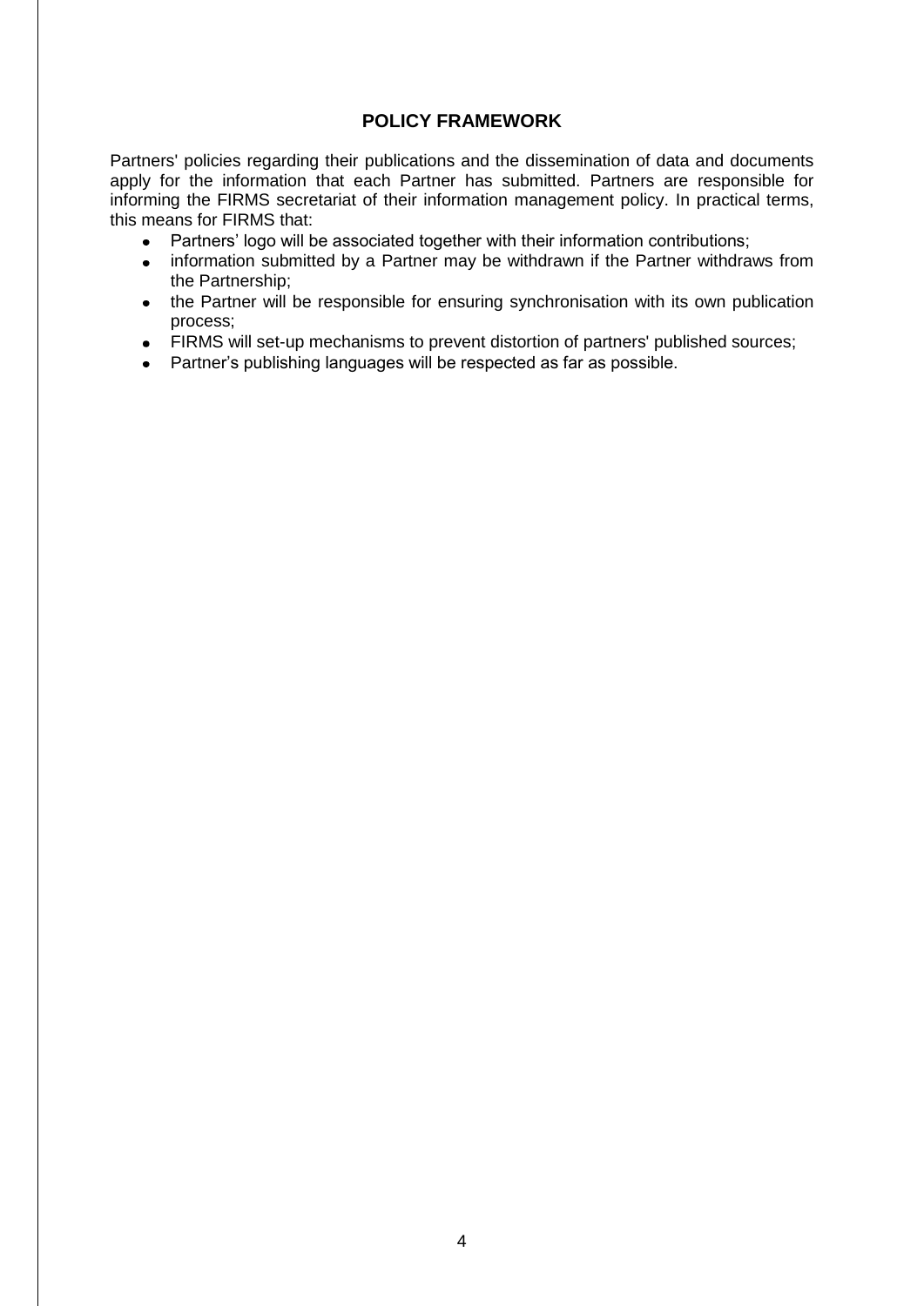## POLICY FRAMEWORK

Partners' policies regarding their publications and the dissemination of data and documents apply for the information that each Partner has submitted. Partners are responsible for informing the FIRMS secretariat of their information management policy. In practical terms, this means for FIRMS that:

- Partners' logo will be associated together with their information contributions;
- information submitted by a Partner may be withdrawn if the Partner withdraws from the Partnership;
- the Partner will be responsible for ensuring synchronisation with its own publication process;
- FIRMS will set-up mechanisms to prevent distortion of partners' published sources;
- Partner's publishing languages will be respected as far as possible.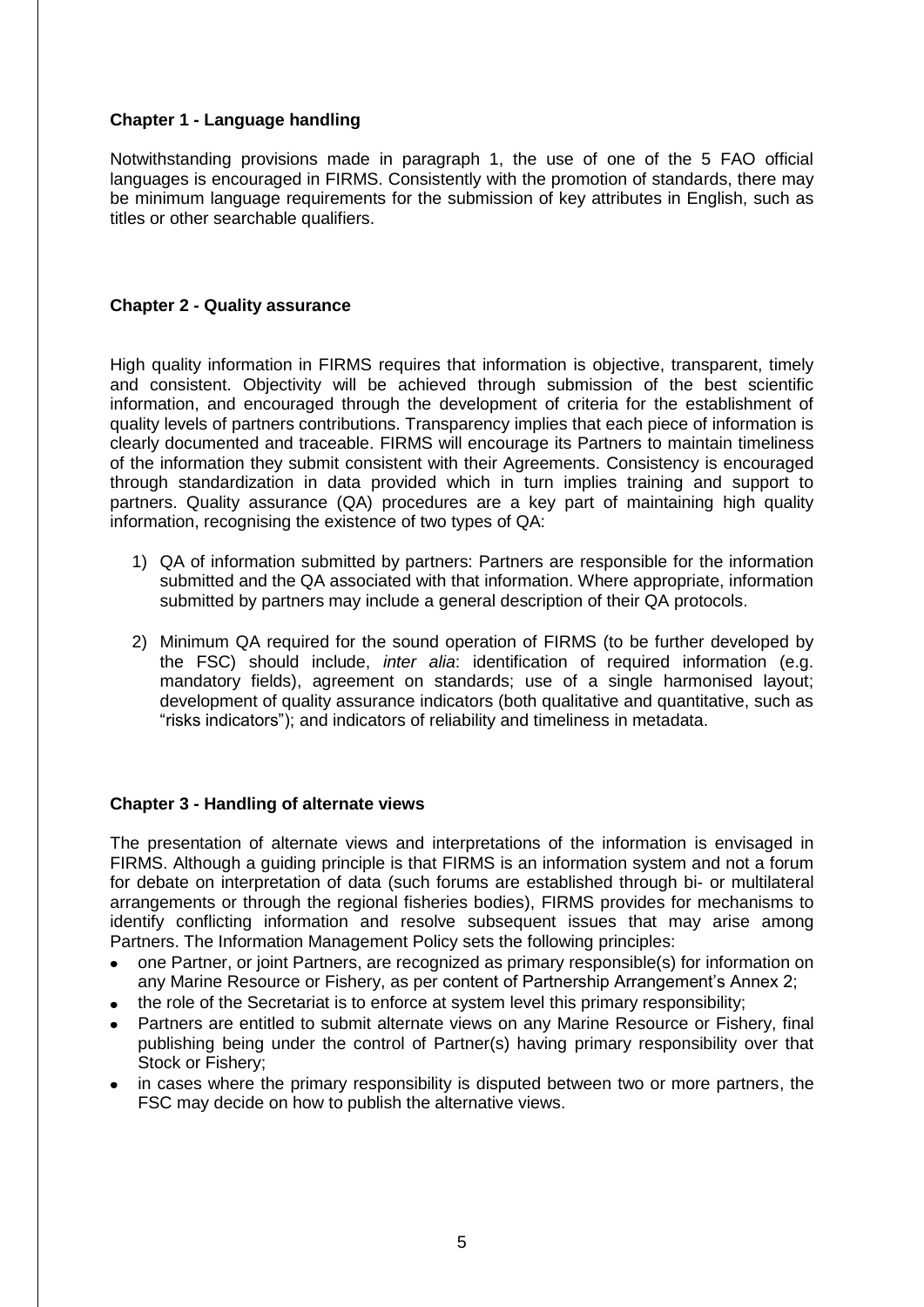**Chapter 1 - Language handling**

Notwithstanding provisions made in paragraph 1, the use of one of the 5 FAO official languages is encouraged in FIRMS. Consistently with the promotion of standards, there may be minimum language requirements for the submission of key attributes in English, such as titles or other searchable qualifiers.

**Chapter 2 - Quality assurance**

High quality information in FIRMS requires that information is objective, transparent, timely and consistent. Objectivity will be achieved through submission of the best scientific information, and encouraged through the development of criteria for the establishment of quality levels of partners contributions. Transparency implies that each piece of information is clearly documented and traceable. FIRMS will encourage its Partners to maintain timeliness of the information they submit consistent with their Agreements. Consistency is encouraged through standardization in data provided which in turn implies training and support to partners. Quality assurance (QA) procedures are a key part of maintaining high quality information, recognising the existence of two types of QA:

1) QA of information submitted by partners: Partners are responsible for the information submitted and the QA associated with that information. Where appropriate, information submitted by partners may include a general description of their QA protocols.
2) Minimum QA required for the sound operation of FIRMS (to be further developed by the FSC) should include, *inter alia*: identification of required information (e.g. mandatory fields), agreement on standards; use of a single harmonised layout; development of quality assurance indicators (both qualitative and quantitative, such as "risks indicators"); and indicators of reliability and timeliness in metadata.

**Chapter 3 - Handling of alternate views**

The presentation of alternate views and interpretations of the information is envisaged in FIRMS. Although a guiding principle is that FIRMS is an information system and not a forum for debate on interpretation of data (such forums are established through bi- or multilateral arrangements or through the regional fisheries bodies), FIRMS provides for mechanisms to identify conflicting information and resolve subsequent issues that may arise among Partners. The Information Management Policy sets the following principles:

- one Partner, or joint Partners, are recognized as primary responsible(s) for information on any Marine Resource or Fishery, as per content of Partnership Arrangement's Annex 2;
- the role of the Secretariat is to enforce at system level this primary responsibility;
- Partners are entitled to submit alternate views on any Marine Resource or Fishery, final publishing being under the control of Partner(s) having primary responsibility over that Stock or Fishery;
- in cases where the primary responsibility is disputed between two or more partners, the FSC may decide on how to publish the alternative views.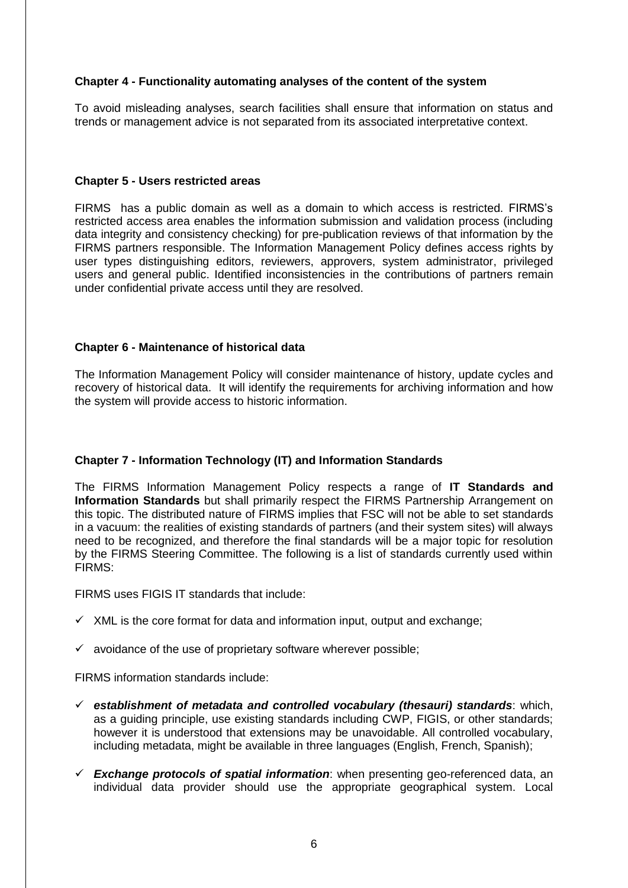**Chapter 4 - Functionality automating analyses of the content of the system**

To avoid misleading analyses, search facilities shall ensure that information on status and trends or management advice is not separated from its associated interpretative context.

**Chapter 5 - Users restricted areas**

FIRMS has a public domain as well as a domain to which access is restricted. FIRMS's restricted access area enables the information submission and validation process (including data integrity and consistency checking) for pre-publication reviews of that information by the FIRMS partners responsible. The Information Management Policy defines access rights by user types distinguishing editors, reviewers, approvers, system administrator, privileged users and general public. Identified inconsistencies in the contributions of partners remain under confidential private access until they are resolved.

**Chapter 6 - Maintenance of historical data**

The Information Management Policy will consider maintenance of history, update cycles and recovery of historical data. It will identify the requirements for archiving information and how the system will provide access to historic information.

**Chapter 7 - Information Technology (IT) and Information Standards**

The FIRMS Information Management Policy respects a range of **IT Standards and Information Standards** but shall primarily respect the FIRMS Partnership Arrangement on this topic. The distributed nature of FIRMS implies that FSC will not be able to set standards in a vacuum: the realities of existing standards of partners (and their system sites) will always need to be recognized, and therefore the final standards will be a major topic for resolution by the FIRMS Steering Committee. The following is a list of standards currently used within FIRMS:

FIRMS uses FIGIS IT standards that include:

- ✓ XML is the core format for data and information input, output and exchange;
- ✓ avoidance of the use of proprietary software wherever possible;

FIRMS information standards include:

- ✓ ***establishment of metadata and controlled vocabulary (thesauri) standards***: which, as a guiding principle, use existing standards including CWP, FIGIS, or other standards; however it is understood that extensions may be unavoidable. All controlled vocabulary, including metadata, might be available in three languages (English, French, Spanish);
- ✓ ***Exchange protocols of spatial information***: when presenting geo-referenced data, an individual data provider should use the appropriate geographical system. Local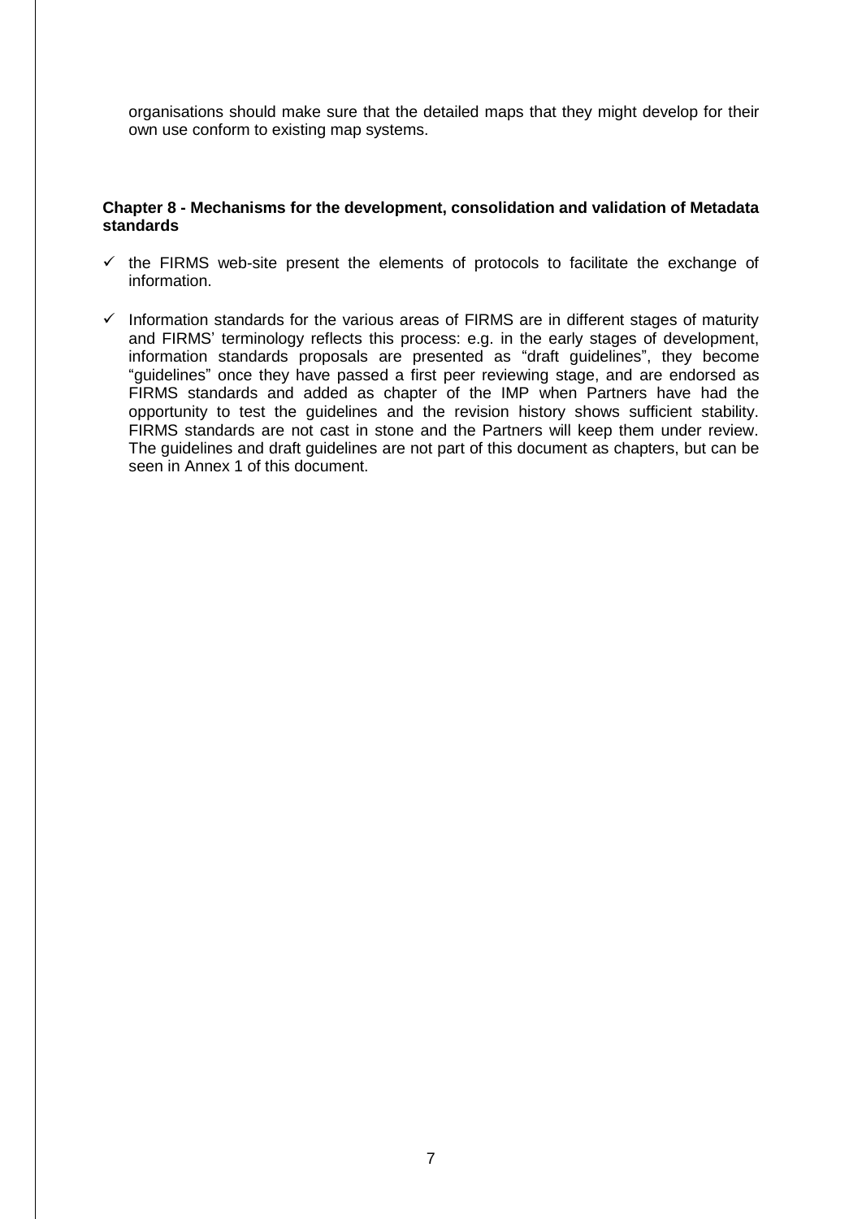organisations should make sure that the detailed maps that they might develop for their own use conform to existing map systems.

**Chapter 8 - Mechanisms for the development, consolidation and validation of Metadata standards**

- ✓ the FIRMS web-site present the elements of protocols to facilitate the exchange of information.
- ✓ Information standards for the various areas of FIRMS are in different stages of maturity and FIRMS' terminology reflects this process: e.g. in the early stages of development, information standards proposals are presented as "draft guidelines", they become "guidelines" once they have passed a first peer reviewing stage, and are endorsed as FIRMS standards and added as chapter of the IMP when Partners have had the opportunity to test the guidelines and the revision history shows sufficient stability. FIRMS standards are not cast in stone and the Partners will keep them under review. The guidelines and draft guidelines are not part of this document as chapters, but can be seen in Annex 1 of this document.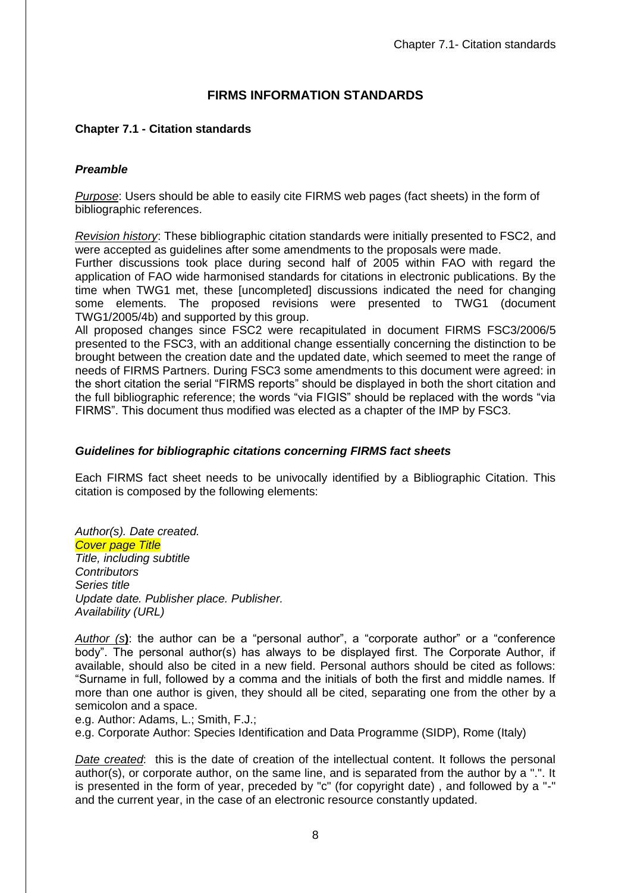# FIRMS INFORMATION STANDARDS

## Chapter 7.1 - Citation standards

### *Preamble*

*Purpose*: Users should be able to easily cite FIRMS web pages (fact sheets) in the form of bibliographic references.

*Revision history*: These bibliographic citation standards were initially presented to FSC2, and were accepted as guidelines after some amendments to the proposals were made.
Further discussions took place during second half of 2005 within FAO with regard the application of FAO wide harmonised standards for citations in electronic publications. By the time when TWG1 met, these [uncompleted] discussions indicated the need for changing some elements. The proposed revisions were presented to TWG1 (document TWG1/2005/4b) and supported by this group.
All proposed changes since FSC2 were recapitulated in document FIRMS FSC3/2006/5 presented to the FSC3, with an additional change essentially concerning the distinction to be brought between the creation date and the updated date, which seemed to meet the range of needs of FIRMS Partners. During FSC3 some amendments to this document were agreed: in the short citation the serial “FIRMS reports” should be displayed in both the short citation and the full bibliographic reference; the words “via FIGIS” should be replaced with the words “via FIRMS”. This document thus modified was elected as a chapter of the IMP by FSC3.

### *Guidelines for bibliographic citations concerning FIRMS fact sheets*

Each FIRMS fact sheet needs to be univocally identified by a Bibliographic Citation. This citation is composed by the following elements:

*Author(s). Date created.*
*Cover page Title*
*Title, including subtitle*
*Contributors*
*Series title*
*Update date. Publisher place. Publisher.*
*Availability (URL)*

*Author (s)*: the author can be a “personal author”, a “corporate author” or a “conference body”. The personal author(s) has always to be displayed first. The Corporate Author, if available, should also be cited in a new field. Personal authors should be cited as follows: “Surname in full, followed by a comma and the initials of both the first and middle names. If more than one author is given, they should all be cited, separating one from the other by a semicolon and a space.

e.g. Author: Adams, L.; Smith, F.J.;

e.g. Corporate Author: Species Identification and Data Programme (SIDP), Rome (Italy)

*Date created*: this is the date of creation of the intellectual content. It follows the personal author(s), or corporate author, on the same line, and is separated from the author by a ".". It is presented in the form of year, preceded by "c" (for copyright date) , and followed by a "-" and the current year, in the case of an electronic resource constantly updated.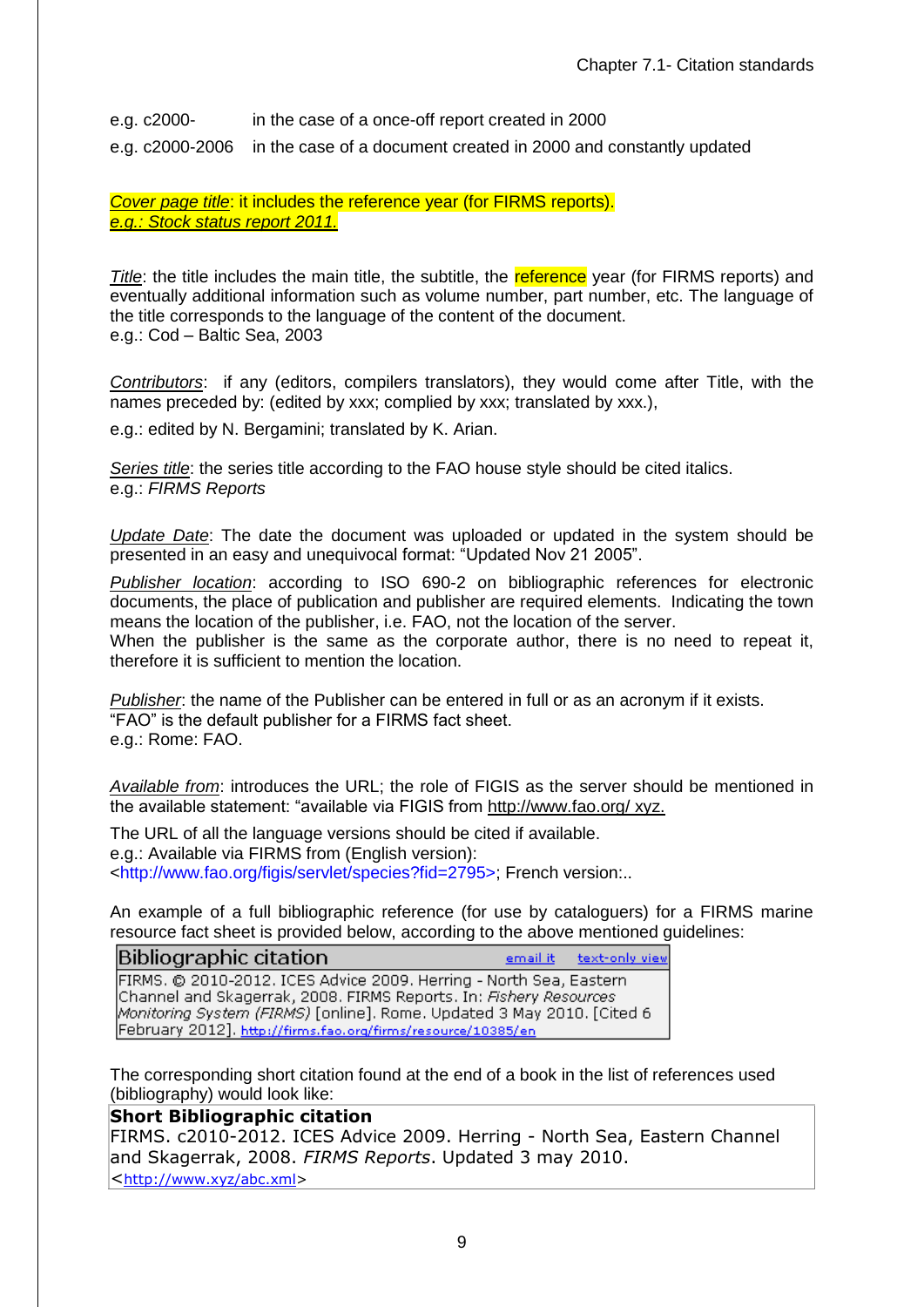e.g. c2000- in the case of a once-off report created in 2000

e.g. c2000-2006 in the case of a document created in 2000 and constantly updated

*Cover page title*: it includes the reference year (for FIRMS reports).
*e.g.: Stock status report 2011.*

*Title*: the title includes the main title, the subtitle, the reference year (for FIRMS reports) and eventually additional information such as volume number, part number, etc. The language of the title corresponds to the language of the content of the document.
e.g.: Cod – Baltic Sea, 2003

*Contributors*: if any (editors, compilers translators), they would come after Title, with the names preceded by: (edited by xxx; complied by xxx; translated by xxx.),

e.g.: edited by N. Bergamini; translated by K. Arian.

*Series title*: the series title according to the FAO house style should be cited italics.
e.g.: *FIRMS Reports*

*Update Date*: The date the document was uploaded or updated in the system should be presented in an easy and unequivocal format: "Updated Nov 21 2005".

*Publisher location*: according to ISO 690-2 on bibliographic references for electronic documents, the place of publication and publisher are required elements. Indicating the town means the location of the publisher, i.e. FAO, not the location of the server.
When the publisher is the same as the corporate author, there is no need to repeat it, therefore it is sufficient to mention the location.

*Publisher*: the name of the Publisher can be entered in full or as an acronym if it exists.
"FAO" is the default publisher for a FIRMS fact sheet.
e.g.: Rome: FAO.

*Available from*: introduces the URL; the role of FIGIS as the server should be mentioned in the available statement: "available via FIGIS from http://www.fao.org/ xyz.

The URL of all the language versions should be cited if available.
e.g.: Available via FIRMS from (English version):
<http://www.fao.org/figis/servlet/species?fid=2795>; French version:..

An example of a full bibliographic reference (for use by cataloguers) for a FIRMS marine resource fact sheet is provided below, according to the above mentioned guidelines:

| Bibliographic citation | email it  text-only view |
|---|---|
| FIRMS. © 2010-2012. ICES Advice 2009. Herring - North Sea, Eastern Channel and Skagerrak, 2008. FIRMS Reports. In: *Fishery Resources Monitoring System (FIRMS)* [online]. Rome. Updated 3 May 2010. [Cited 6 February 2012]. http://firms.fao.org/firms/resource/10385/en | |

The corresponding short citation found at the end of a book in the list of references used (bibliography) would look like:

**Short Bibliographic citation**
FIRMS. c2010-2012. ICES Advice 2009. Herring - North Sea, Eastern Channel and Skagerrak, 2008. *FIRMS Reports*. Updated 3 may 2010.
<http://www.xyz/abc.xml>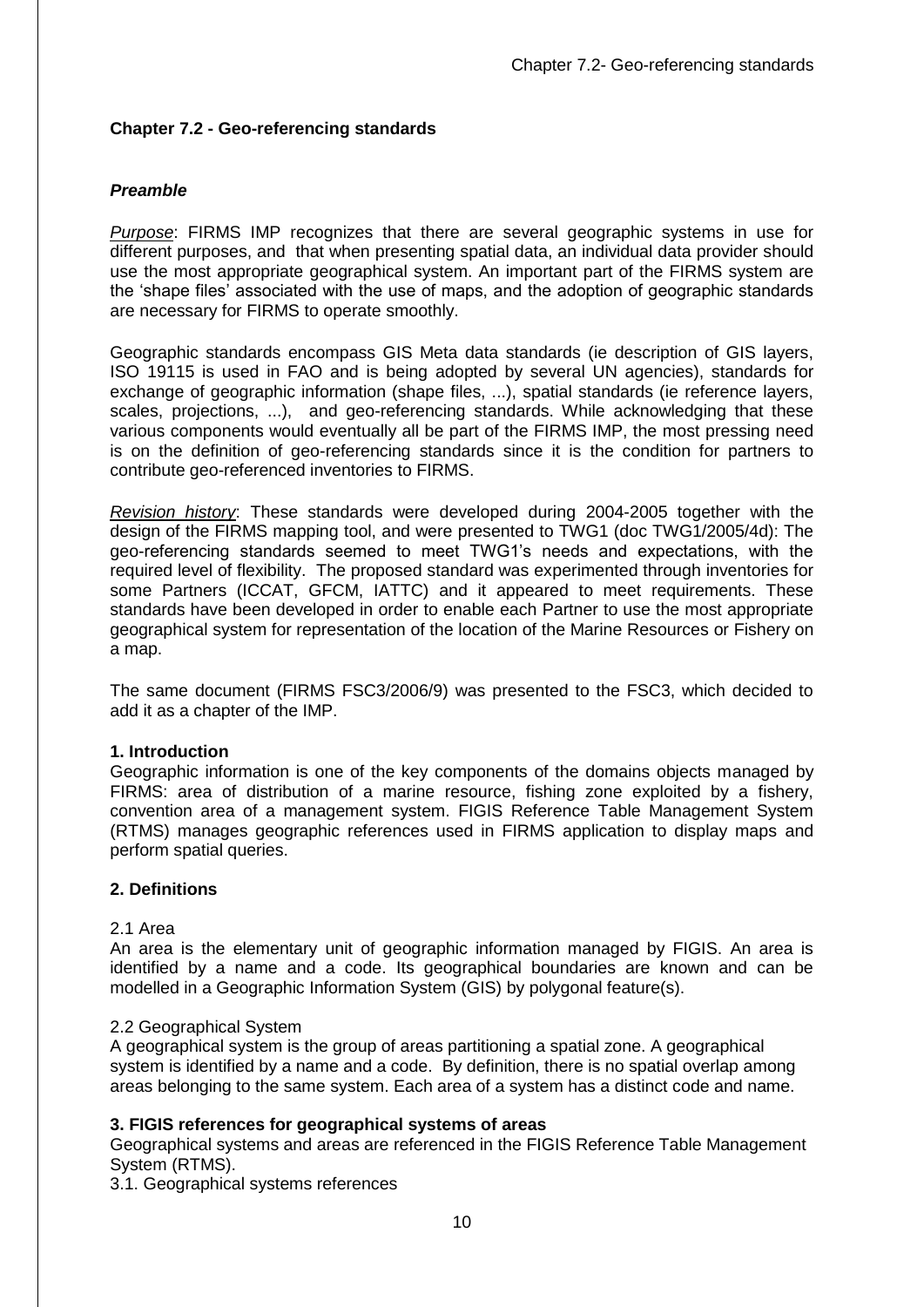## Chapter 7.2 - Geo-referencing standards

### *Preamble*

*Purpose*: FIRMS IMP recognizes that there are several geographic systems in use for different purposes, and that when presenting spatial data, an individual data provider should use the most appropriate geographical system. An important part of the FIRMS system are the 'shape files' associated with the use of maps, and the adoption of geographic standards are necessary for FIRMS to operate smoothly.

Geographic standards encompass GIS Meta data standards (ie description of GIS layers, ISO 19115 is used in FAO and is being adopted by several UN agencies), standards for exchange of geographic information (shape files, ...), spatial standards (ie reference layers, scales, projections, ...), and geo-referencing standards. While acknowledging that these various components would eventually all be part of the FIRMS IMP, the most pressing need is on the definition of geo-referencing standards since it is the condition for partners to contribute geo-referenced inventories to FIRMS.

*Revision history*: These standards were developed during 2004-2005 together with the design of the FIRMS mapping tool, and were presented to TWG1 (doc TWG1/2005/4d): The geo-referencing standards seemed to meet TWG1's needs and expectations, with the required level of flexibility. The proposed standard was experimented through inventories for some Partners (ICCAT, GFCM, IATTC) and it appeared to meet requirements. These standards have been developed in order to enable each Partner to use the most appropriate geographical system for representation of the location of the Marine Resources or Fishery on a map.

The same document (FIRMS FSC3/2006/9) was presented to the FSC3, which decided to add it as a chapter of the IMP.

### 1. Introduction

Geographic information is one of the key components of the domains objects managed by FIRMS: area of distribution of a marine resource, fishing zone exploited by a fishery, convention area of a management system. FIGIS Reference Table Management System (RTMS) manages geographic references used in FIRMS application to display maps and perform spatial queries.

### 2. Definitions

2.1 Area

An area is the elementary unit of geographic information managed by FIGIS. An area is identified by a name and a code. Its geographical boundaries are known and can be modelled in a Geographic Information System (GIS) by polygonal feature(s).

2.2 Geographical System

A geographical system is the group of areas partitioning a spatial zone. A geographical system is identified by a name and a code. By definition, there is no spatial overlap among areas belonging to the same system. Each area of a system has a distinct code and name.

### 3. FIGIS references for geographical systems of areas

Geographical systems and areas are referenced in the FIGIS Reference Table Management System (RTMS).

3.1. Geographical systems references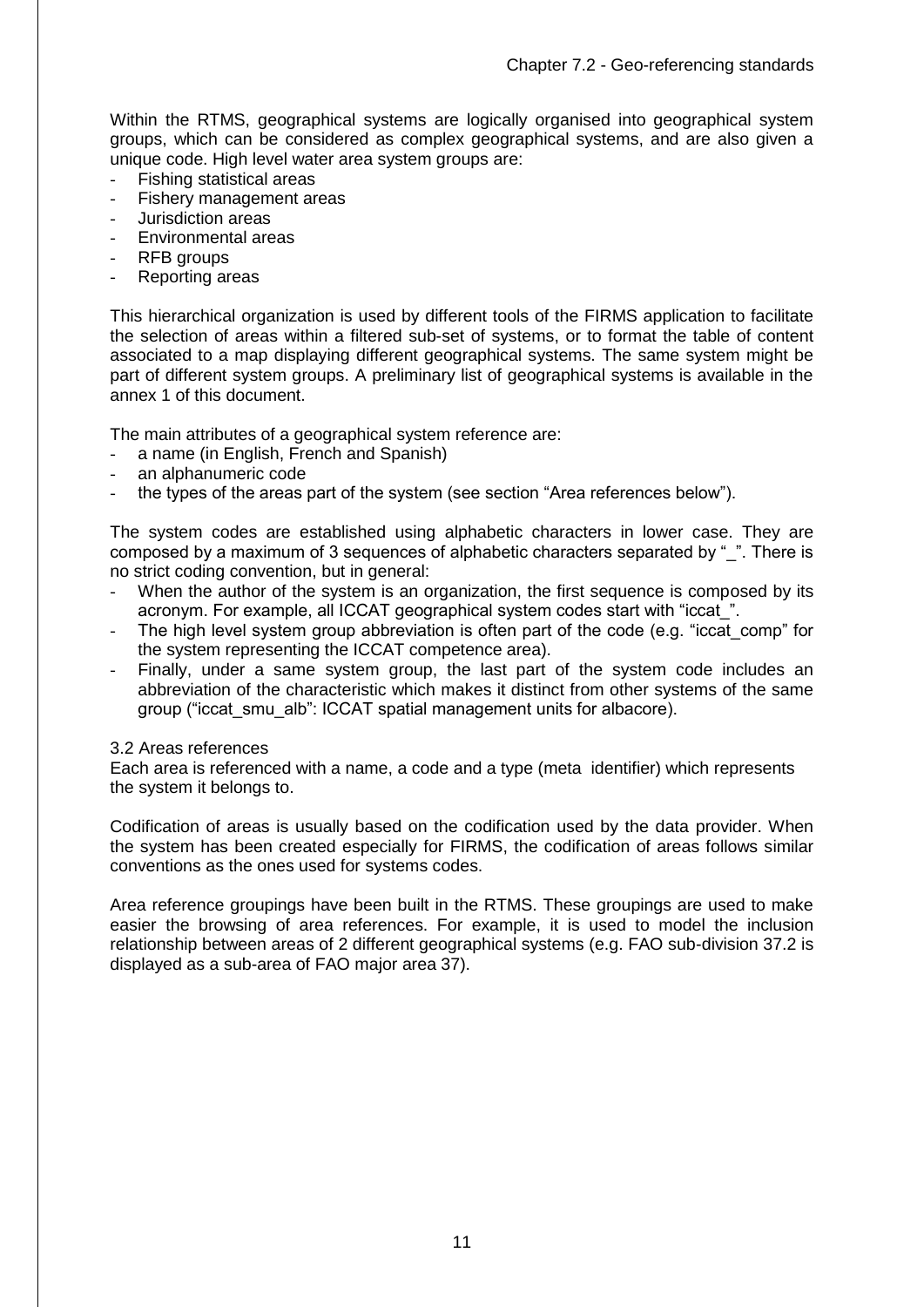Within the RTMS, geographical systems are logically organised into geographical system groups, which can be considered as complex geographical systems, and are also given a unique code. High level water area system groups are:

- Fishing statistical areas
- Fishery management areas
- Jurisdiction areas
- Environmental areas
- RFB groups
- Reporting areas

This hierarchical organization is used by different tools of the FIRMS application to facilitate the selection of areas within a filtered sub-set of systems, or to format the table of content associated to a map displaying different geographical systems. The same system might be part of different system groups. A preliminary list of geographical systems is available in the annex 1 of this document.

The main attributes of a geographical system reference are:

- a name (in English, French and Spanish)
- an alphanumeric code
- the types of the areas part of the system (see section "Area references below").

The system codes are established using alphabetic characters in lower case. They are composed by a maximum of 3 sequences of alphabetic characters separated by "_". There is no strict coding convention, but in general:

- When the author of the system is an organization, the first sequence is composed by its acronym. For example, all ICCAT geographical system codes start with "iccat_".
- The high level system group abbreviation is often part of the code (e.g. "iccat_comp" for the system representing the ICCAT competence area).
- Finally, under a same system group, the last part of the system code includes an abbreviation of the characteristic which makes it distinct from other systems of the same group ("iccat_smu_alb": ICCAT spatial management units for albacore).

## 3.2 Areas references

Each area is referenced with a name, a code and a type (meta identifier) which represents the system it belongs to.

Codification of areas is usually based on the codification used by the data provider. When the system has been created especially for FIRMS, the codification of areas follows similar conventions as the ones used for systems codes.

Area reference groupings have been built in the RTMS. These groupings are used to make easier the browsing of area references. For example, it is used to model the inclusion relationship between areas of 2 different geographical systems (e.g. FAO sub-division 37.2 is displayed as a sub-area of FAO major area 37).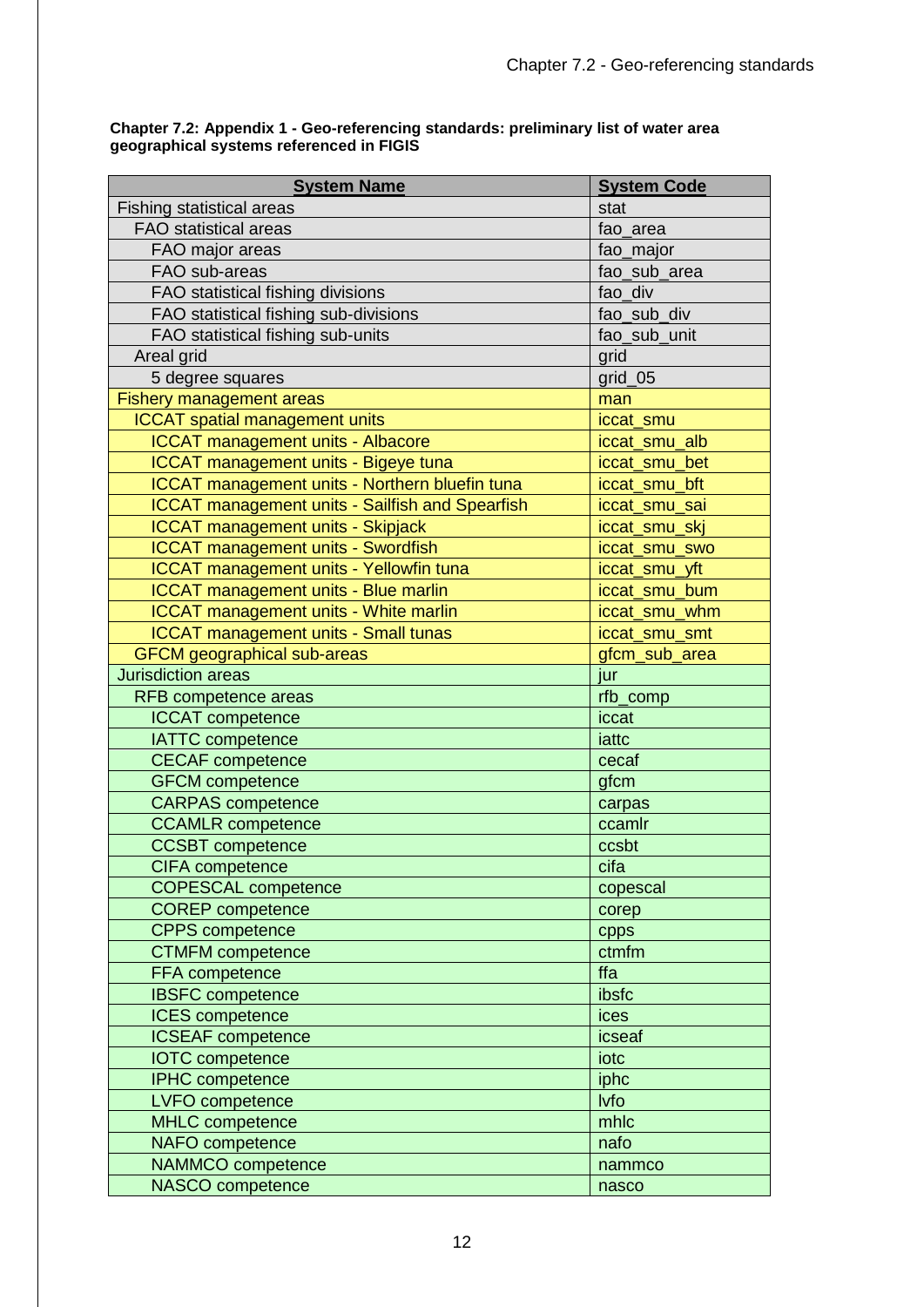**Chapter 7.2: Appendix 1 - Geo-referencing standards: preliminary list of water area geographical systems referenced in FIGIS**

| System Name | System Code |
|---|---|
| Fishing statistical areas | stat |
| FAO statistical areas | fao_area |
| FAO major areas | fao_major |
| FAO sub-areas | fao_sub_area |
| FAO statistical fishing divisions | fao_div |
| FAO statistical fishing sub-divisions | fao_sub_div |
| FAO statistical fishing sub-units | fao_sub_unit |
| Areal grid | grid |
| 5 degree squares | grid_05 |
| Fishery management areas | man |
| ICCAT spatial management units | iccat_smu |
| ICCAT management units - Albacore | iccat_smu_alb |
| ICCAT management units - Bigeye tuna | iccat_smu_bet |
| ICCAT management units - Northern bluefin tuna | iccat_smu_bft |
| ICCAT management units - Sailfish and Spearfish | iccat_smu_sai |
| ICCAT management units - Skipjack | iccat_smu_skj |
| ICCAT management units - Swordfish | iccat_smu_swo |
| ICCAT management units - Yellowfin tuna | iccat_smu_yft |
| ICCAT management units - Blue marlin | iccat_smu_bum |
| ICCAT management units - White marlin | iccat_smu_whm |
| ICCAT management units - Small tunas | iccat_smu_smt |
| GFCM geographical sub-areas | gfcm_sub_area |
| Jurisdiction areas | jur |
| RFB competence areas | rfb_comp |
| ICCAT competence | iccat |
| IATTC competence | iattc |
| CECAF competence | cecaf |
| GFCM competence | gfcm |
| CARPAS competence | carpas |
| CCAMLR competence | ccamlr |
| CCSBT competence | ccsbt |
| CIFA competence | cifa |
| COPESCAL competence | copescal |
| COREP competence | corep |
| CPPS competence | cpps |
| CTMFM competence | ctmfm |
| FFA competence | ffa |
| IBSFC competence | ibsfc |
| ICES competence | ices |
| ICSEAF competence | icseaf |
| IOTC competence | iotc |
| IPHC competence | iphc |
| LVFO competence | lvfo |
| MHLC competence | mhlc |
| NAFO competence | nafo |
| NAMMCO competence | nammco |
| NASCO competence | nasco |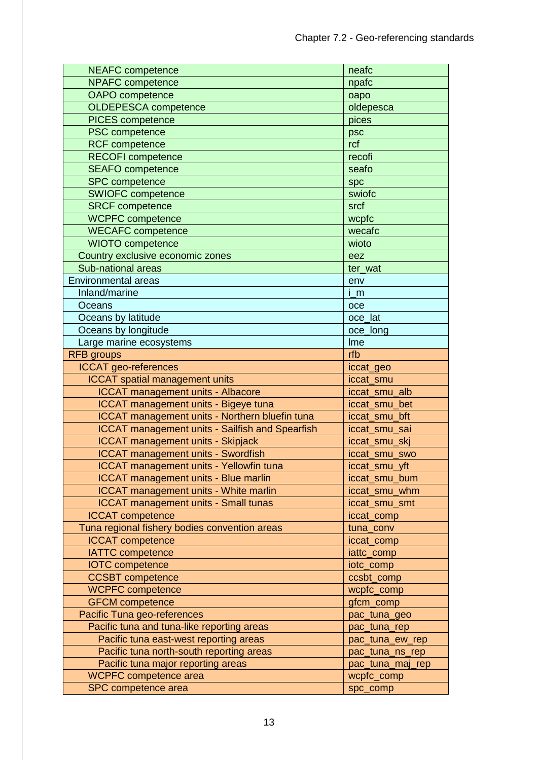| | |
|---|---|
| NEAFC competence | neafc |
| NPAFC competence | npafc |
| OAPO competence | oapo |
| OLDEPESCA competence | oldepesca |
| PICES competence | pices |
| PSC competence | psc |
| RCF competence | rcf |
| RECOFI competence | recofi |
| SEAFO competence | seafo |
| SPC competence | spc |
| SWIOFC competence | swiofc |
| SRCF competence | srcf |
| WCPFC competence | wcpfc |
| WECAFC competence | wecafc |
| WIOTO competence | wioto |
| Country exclusive economic zones | eez |
| Sub-national areas | ter_wat |
| Environmental areas | env |
| Inland/marine | i_m |
| Oceans | oce |
| Oceans by latitude | oce_lat |
| Oceans by longitude | oce_long |
| Large marine ecosystems | lme |
| RFB groups | rfb |
| ICCAT geo-references | iccat_geo |
| ICCAT spatial management units | iccat_smu |
| ICCAT management units - Albacore | iccat_smu_alb |
| ICCAT management units - Bigeye tuna | iccat_smu_bet |
| ICCAT management units - Northern bluefin tuna | iccat_smu_bft |
| ICCAT management units - Sailfish and Spearfish | iccat_smu_sai |
| ICCAT management units - Skipjack | iccat_smu_skj |
| ICCAT management units - Swordfish | iccat_smu_swo |
| ICCAT management units - Yellowfin tuna | iccat_smu_yft |
| ICCAT management units - Blue marlin | iccat_smu_bum |
| ICCAT management units - White marlin | iccat_smu_whm |
| ICCAT management units - Small tunas | iccat_smu_smt |
| ICCAT competence | iccat_comp |
| Tuna regional fishery bodies convention areas | tuna_conv |
| ICCAT competence | iccat_comp |
| IATTC competence | iattc_comp |
| IOTC competence | iotc_comp |
| CCSBT competence | ccsbt_comp |
| WCPFC competence | wcpfc_comp |
| GFCM competence | gfcm_comp |
| Pacific Tuna geo-references | pac_tuna_geo |
| Pacific tuna and tuna-like reporting areas | pac_tuna_rep |
| Pacific tuna east-west reporting areas | pac_tuna_ew_rep |
| Pacific tuna north-south reporting areas | pac_tuna_ns_rep |
| Pacific tuna major reporting areas | pac_tuna_maj_rep |
| WCPFC competence area | wcpfc_comp |
| SPC competence area | spc_comp |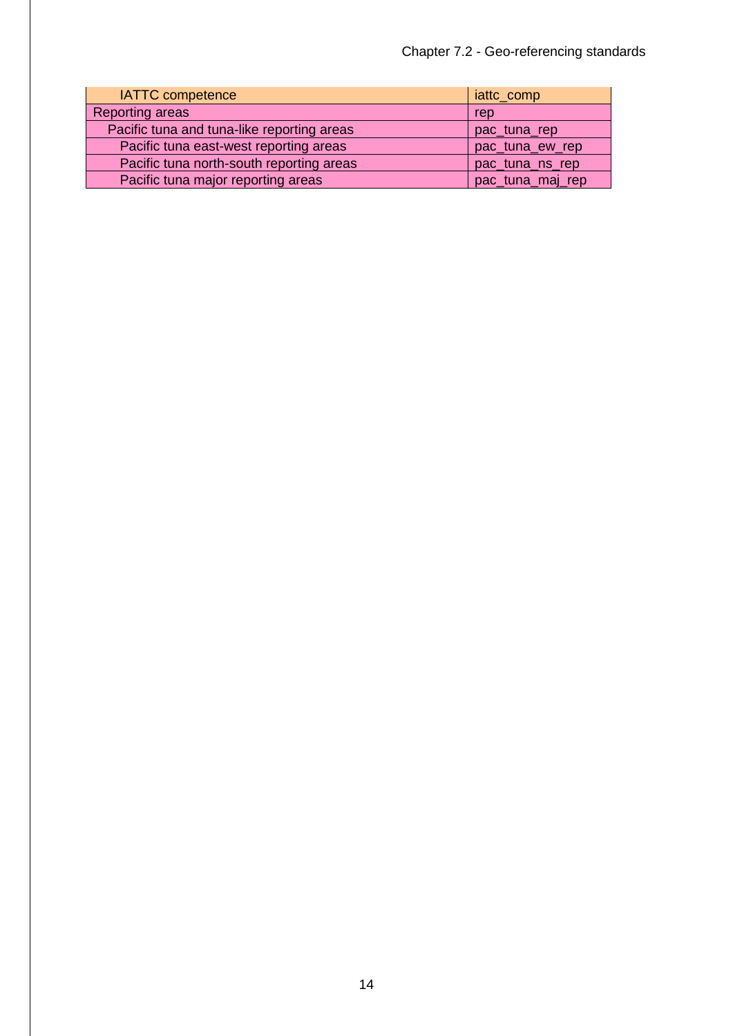| | |
|---|---|
| IATTC competence | iattc_comp |
| Reporting areas | rep |
| Pacific tuna and tuna-like reporting areas | pac_tuna_rep |
| Pacific tuna east-west reporting areas | pac_tuna_ew_rep |
| Pacific tuna north-south reporting areas | pac_tuna_ns_rep |
| Pacific tuna major reporting areas | pac_tuna_maj_rep |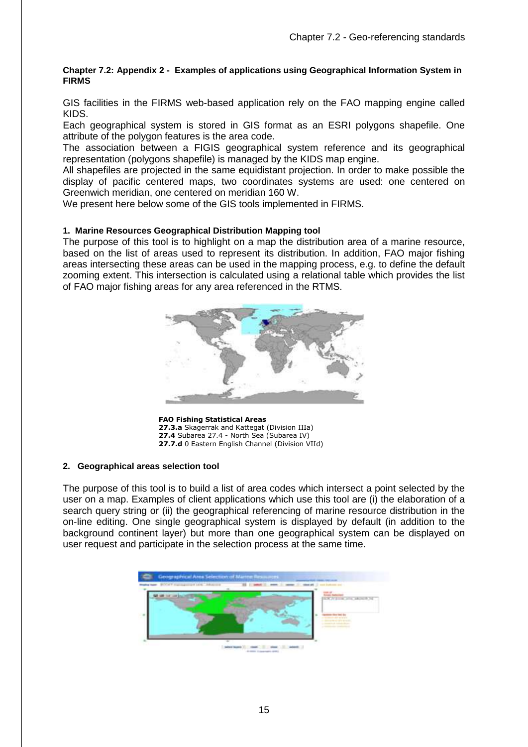**Chapter 7.2: Appendix 2 - Examples of applications using Geographical Information System in FIRMS**

GIS facilities in the FIRMS web-based application rely on the FAO mapping engine called KIDS.

Each geographical system is stored in GIS format as an ESRI polygons shapefile. One attribute of the polygon features is the area code.

The association between a FIGIS geographical system reference and its geographical representation (polygons shapefile) is managed by the KIDS map engine.

All shapefiles are projected in the same equidistant projection. In order to make possible the display of pacific centered maps, two coordinates systems are used: one centered on Greenwich meridian, one centered on meridian 160 W.

We present here below some of the GIS tools implemented in FIRMS.

**1. Marine Resources Geographical Distribution Mapping tool**

The purpose of this tool is to highlight on a map the distribution area of a marine resource, based on the list of areas used to represent its distribution. In addition, FAO major fishing areas intersecting these areas can be used in the mapping process, e.g. to define the default zooming extent. This intersection is calculated using a relational table which provides the list of FAO major fishing areas for any area referenced in the RTMS.

**FAO Fishing Statistical Areas**
**27.3.a** Skagerrak and Kattegat (Division IIIa)
**27.4** Subarea 27.4 - North Sea (Subarea IV)
**27.7.d** 0 Eastern English Channel (Division VIId)

**2. Geographical areas selection tool**

The purpose of this tool is to build a list of area codes which intersect a point selected by the user on a map. Examples of client applications which use this tool are (i) the elaboration of a search query string or (ii) the geographical referencing of marine resource distribution in the on-line editing. One single geographical system is displayed by default (in addition to the background continent layer) but more than one geographical system can be displayed on user request and participate in the selection process at the same time.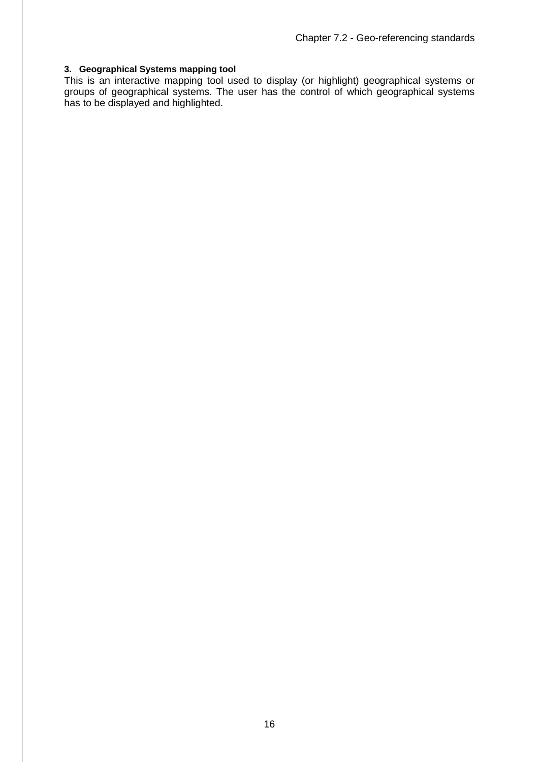### 3. Geographical Systems mapping tool

This is an interactive mapping tool used to display (or highlight) geographical systems or groups of geographical systems. The user has the control of which geographical systems has to be displayed and highlighted.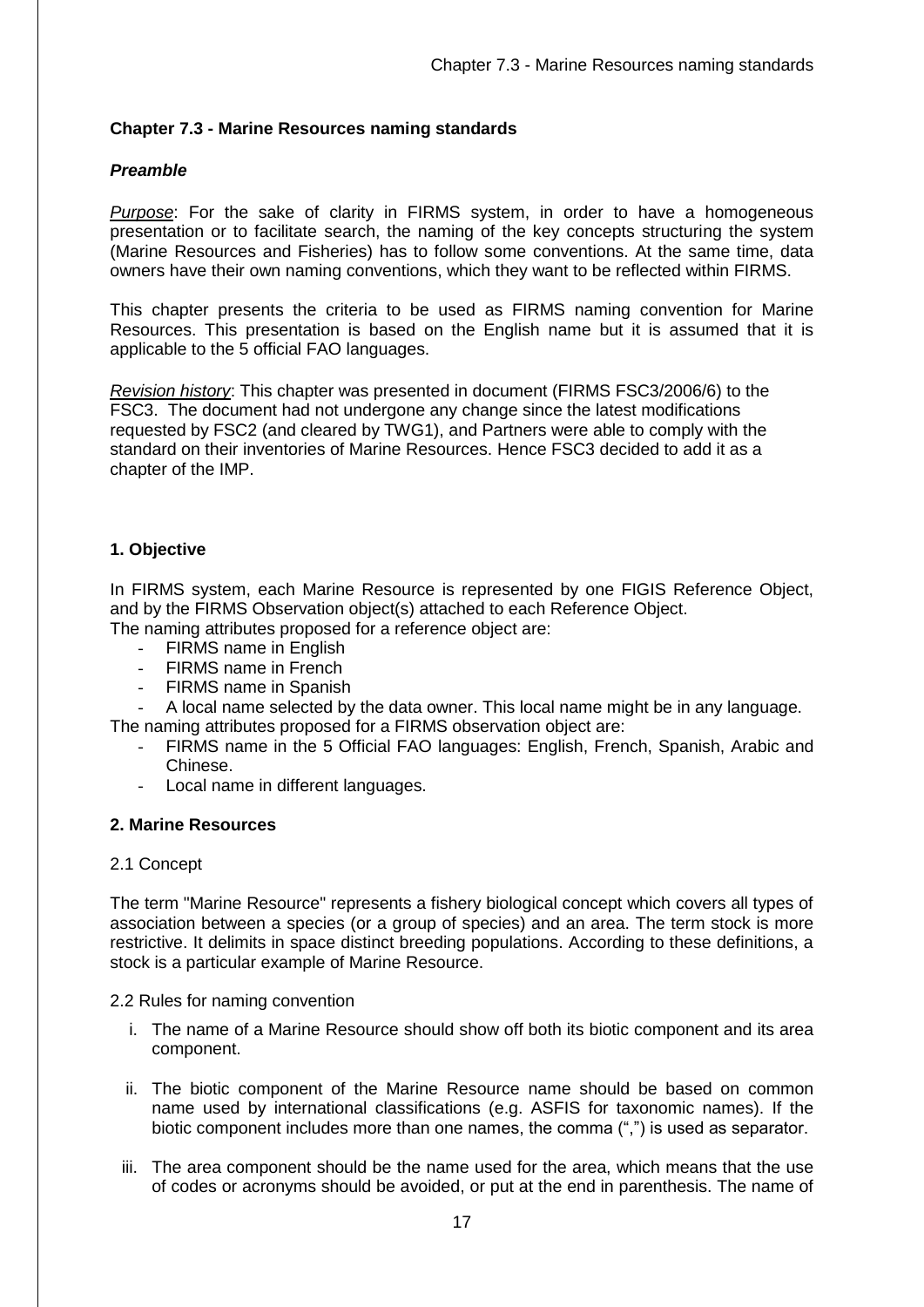## Chapter 7.3 - Marine Resources naming standards

### *Preamble*

*Purpose*: For the sake of clarity in FIRMS system, in order to have a homogeneous presentation or to facilitate search, the naming of the key concepts structuring the system (Marine Resources and Fisheries) has to follow some conventions. At the same time, data owners have their own naming conventions, which they want to be reflected within FIRMS.

This chapter presents the criteria to be used as FIRMS naming convention for Marine Resources. This presentation is based on the English name but it is assumed that it is applicable to the 5 official FAO languages.

*Revision history*: This chapter was presented in document (FIRMS FSC3/2006/6) to the FSC3. The document had not undergone any change since the latest modifications requested by FSC2 (and cleared by TWG1), and Partners were able to comply with the standard on their inventories of Marine Resources. Hence FSC3 decided to add it as a chapter of the IMP.

### 1. Objective

In FIRMS system, each Marine Resource is represented by one FIGIS Reference Object, and by the FIRMS Observation object(s) attached to each Reference Object.
The naming attributes proposed for a reference object are:

- FIRMS name in English
- FIRMS name in French
- FIRMS name in Spanish
- A local name selected by the data owner. This local name might be in any language.

The naming attributes proposed for a FIRMS observation object are:

- FIRMS name in the 5 Official FAO languages: English, French, Spanish, Arabic and Chinese.
- Local name in different languages.

### 2. Marine Resources

2.1 Concept

The term "Marine Resource" represents a fishery biological concept which covers all types of association between a species (or a group of species) and an area. The term stock is more restrictive. It delimits in space distinct breeding populations. According to these definitions, a stock is a particular example of Marine Resource.

2.2 Rules for naming convention

i. The name of a Marine Resource should show off both its biotic component and its area component.

ii. The biotic component of the Marine Resource name should be based on common name used by international classifications (e.g. ASFIS for taxonomic names). If the biotic component includes more than one names, the comma (",") is used as separator.

iii. The area component should be the name used for the area, which means that the use of codes or acronyms should be avoided, or put at the end in parenthesis. The name of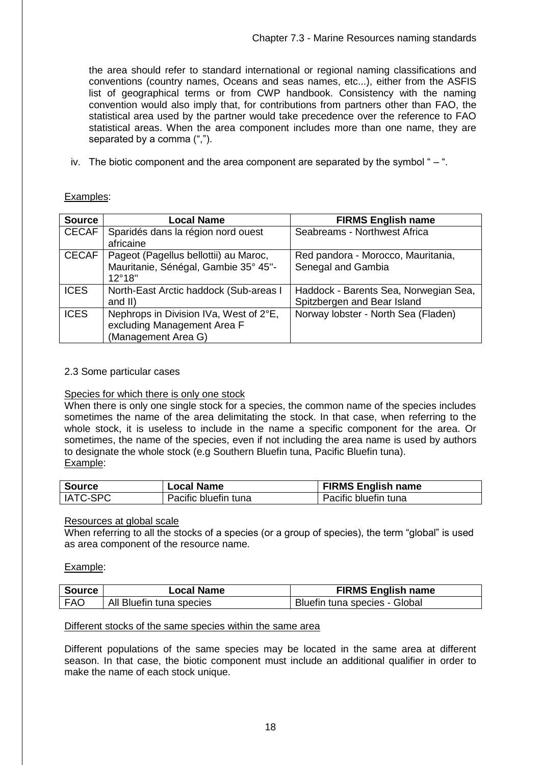the area should refer to standard international or regional naming classifications and conventions (country names, Oceans and seas names, etc...), either from the ASFIS list of geographical terms or from CWP handbook. Consistency with the naming convention would also imply that, for contributions from partners other than FAO, the statistical area used by the partner would take precedence over the reference to FAO statistical areas. When the area component includes more than one name, they are separated by a comma (",").

iv. The biotic component and the area component are separated by the symbol " – ".

Examples:

| Source | Local Name | FIRMS English name |
|---|---|---|
| CECAF | Sparidés dans la région nord ouest africaine | Seabreams - Northwest Africa |
| CECAF | Pageot (Pagellus bellottii) au Maroc, Mauritanie, Sénégal, Gambie 35° 45''-12°18'' | Red pandora - Morocco, Mauritania, Senegal and Gambia |
| ICES | North-East Arctic haddock (Sub-areas I and II) | Haddock - Barents Sea, Norwegian Sea, Spitzbergen and Bear Island |
| ICES | Nephrops in Division IVa, West of 2°E, excluding Management Area F (Management Area G) | Norway lobster - North Sea (Fladen) |

2.3 Some particular cases

Species for which there is only one stock

When there is only one single stock for a species, the common name of the species includes sometimes the name of the area delimitating the stock. In that case, when referring to the whole stock, it is useless to include in the name a specific component for the area. Or sometimes, the name of the species, even if not including the area name is used by authors to designate the whole stock (e.g Southern Bluefin tuna, Pacific Bluefin tuna).

Example:

| Source | Local Name | FIRMS English name |
|---|---|---|
| IATC-SPC | Pacific bluefin tuna | Pacific bluefin tuna |

Resources at global scale

When referring to all the stocks of a species (or a group of species), the term "global" is used as area component of the resource name.

Example:

| Source | Local Name | FIRMS English name |
|---|---|---|
| FAO | All Bluefin tuna species | Bluefin tuna species - Global |

Different stocks of the same species within the same area

Different populations of the same species may be located in the same area at different season. In that case, the biotic component must include an additional qualifier in order to make the name of each stock unique.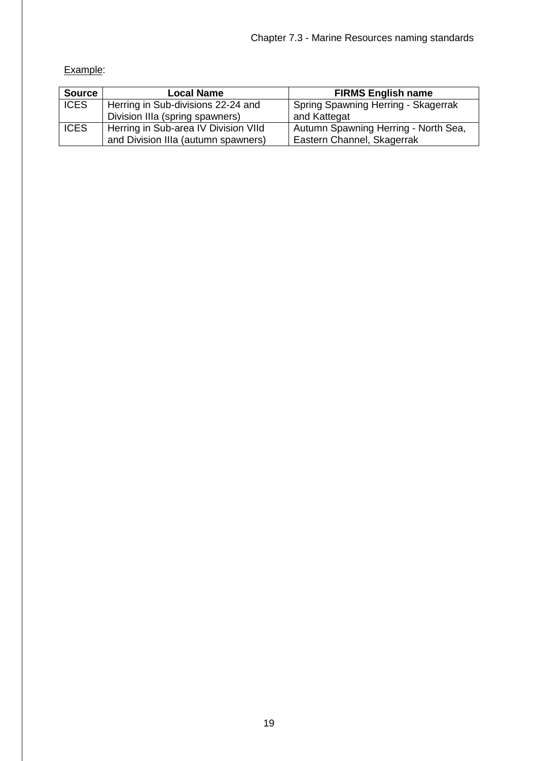Example:

| Source | Local Name | FIRMS English name |
| --- | --- | --- |
| ICES | Herring in Sub-divisions 22-24 and Division IIIa (spring spawners) | Spring Spawning Herring - Skagerrak and Kattegat |
| ICES | Herring in Sub-area IV Division VIId and Division IIIa (autumn spawners) | Autumn Spawning Herring - North Sea, Eastern Channel, Skagerrak |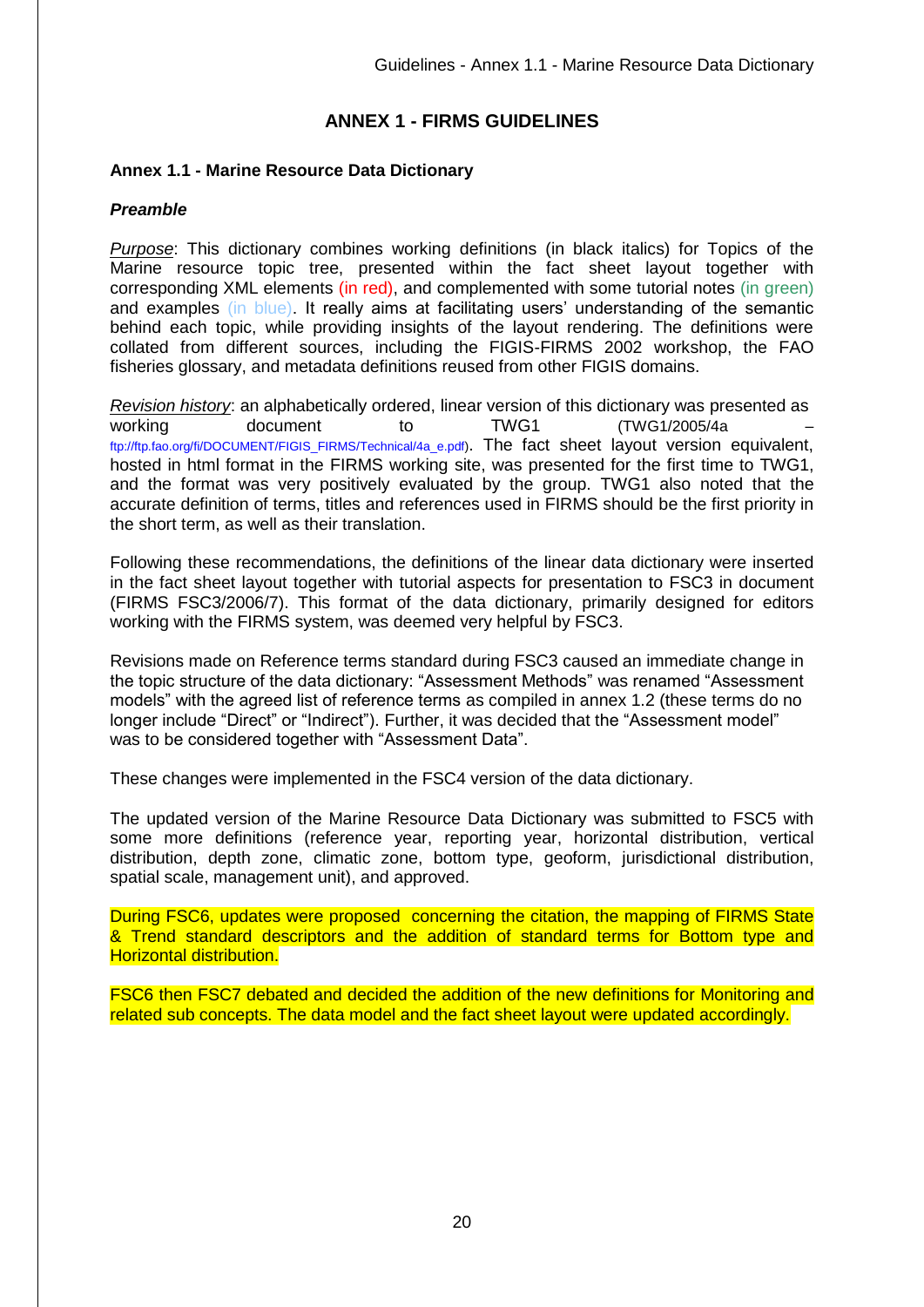# ANNEX 1 - FIRMS GUIDELINES

## Annex 1.1 - Marine Resource Data Dictionary

### *Preamble*

*Purpose*: This dictionary combines working definitions (in black italics) for Topics of the Marine resource topic tree, presented within the fact sheet layout together with corresponding XML elements (in red), and complemented with some tutorial notes (in green) and examples (in blue). It really aims at facilitating users' understanding of the semantic behind each topic, while providing insights of the layout rendering. The definitions were collated from different sources, including the FIGIS-FIRMS 2002 workshop, the FAO fisheries glossary, and metadata definitions reused from other FIGIS domains.

*Revision history*: an alphabetically ordered, linear version of this dictionary was presented as working document to TWG1 (TWG1/2005/4a – ftp://ftp.fao.org/fi/DOCUMENT/FIGIS_FIRMS/Technical/4a_e.pdf). The fact sheet layout version equivalent, hosted in html format in the FIRMS working site, was presented for the first time to TWG1, and the format was very positively evaluated by the group. TWG1 also noted that the accurate definition of terms, titles and references used in FIRMS should be the first priority in the short term, as well as their translation.

Following these recommendations, the definitions of the linear data dictionary were inserted in the fact sheet layout together with tutorial aspects for presentation to FSC3 in document (FIRMS FSC3/2006/7). This format of the data dictionary, primarily designed for editors working with the FIRMS system, was deemed very helpful by FSC3.

Revisions made on Reference terms standard during FSC3 caused an immediate change in the topic structure of the data dictionary: "Assessment Methods" was renamed "Assessment models" with the agreed list of reference terms as compiled in annex 1.2 (these terms do no longer include "Direct" or "Indirect"). Further, it was decided that the "Assessment model" was to be considered together with "Assessment Data".

These changes were implemented in the FSC4 version of the data dictionary.

The updated version of the Marine Resource Data Dictionary was submitted to FSC5 with some more definitions (reference year, reporting year, horizontal distribution, vertical distribution, depth zone, climatic zone, bottom type, geoform, jurisdictional distribution, spatial scale, management unit), and approved.

During FSC6, updates were proposed concerning the citation, the mapping of FIRMS State & Trend standard descriptors and the addition of standard terms for Bottom type and Horizontal distribution.

FSC6 then FSC7 debated and decided the addition of the new definitions for Monitoring and related sub concepts. The data model and the fact sheet layout were updated accordingly.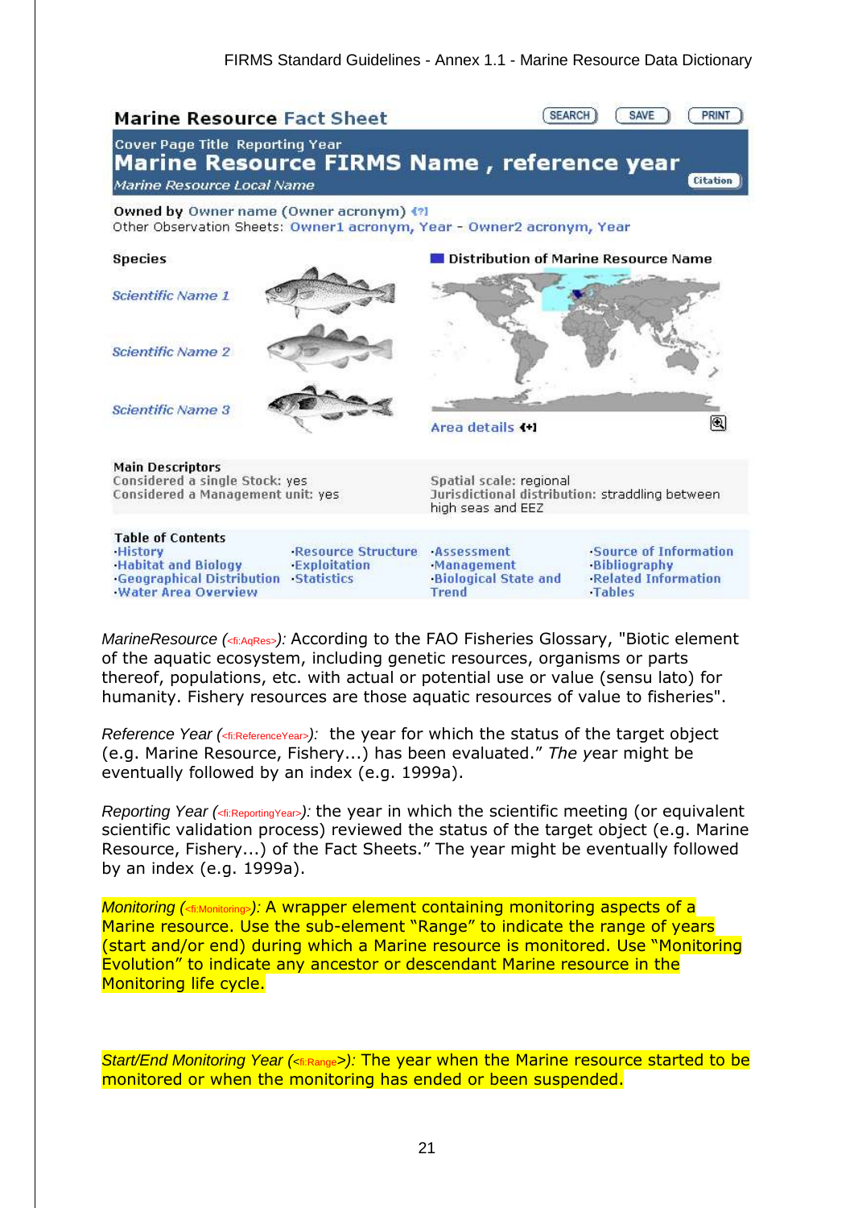**Marine Resource Fact Sheet**

SEARCH SAVE PRINT

Cover Page Title Reporting Year

**Marine Resource FIRMS Name , reference year**

*Marine Resource Local Name*

Citation

**Owned by** Owner name (Owner acronym)

Other Observation Sheets: Owner1 acronym, Year - Owner2 acronym, Year

**Species**

*Scientific Name 1*

*Scientific Name 2*

*Scientific Name 3*

**Distribution of Marine Resource Name**

Area details

**Main Descriptors**

Considered a single Stock: yes

Considered a Management unit: yes

Spatial scale: regional

Jurisdictional distribution: straddling between high seas and EEZ

**Table of Contents**

- History
- Habitat and Biology
- Geographical Distribution
- Water Area Overview
- Resource Structure
- Exploitation
- Statistics
- Assessment
- Management
- Biological State and Trend
- Source of Information
- Bibliography
- Related Information
- Tables

*MarineResource (<fi:AqRes>):* According to the FAO Fisheries Glossary, "Biotic element of the aquatic ecosystem, including genetic resources, organisms or parts thereof, populations, etc. with actual or potential use or value (sensu lato) for humanity. Fishery resources are those aquatic resources of value to fisheries".

*Reference Year (<fi:ReferenceYear>):* the year for which the status of the target object (e.g. Marine Resource, Fishery...) has been evaluated." *The y*ear might be eventually followed by an index (e.g. 1999a).

*Reporting Year (<fi:ReportingYear>):* the year in which the scientific meeting (or equivalent scientific validation process) reviewed the status of the target object (e.g. Marine Resource, Fishery...) of the Fact Sheets." The year might be eventually followed by an index (e.g. 1999a).

*Monitoring (<fi:Monitoring>):* A wrapper element containing monitoring aspects of a Marine resource. Use the sub-element "Range" to indicate the range of years (start and/or end) during which a Marine resource is monitored. Use "Monitoring Evolution" to indicate any ancestor or descendant Marine resource in the Monitoring life cycle.

*Start/End Monitoring Year (<fi:Range>):* The year when the Marine resource started to be monitored or when the monitoring has ended or been suspended.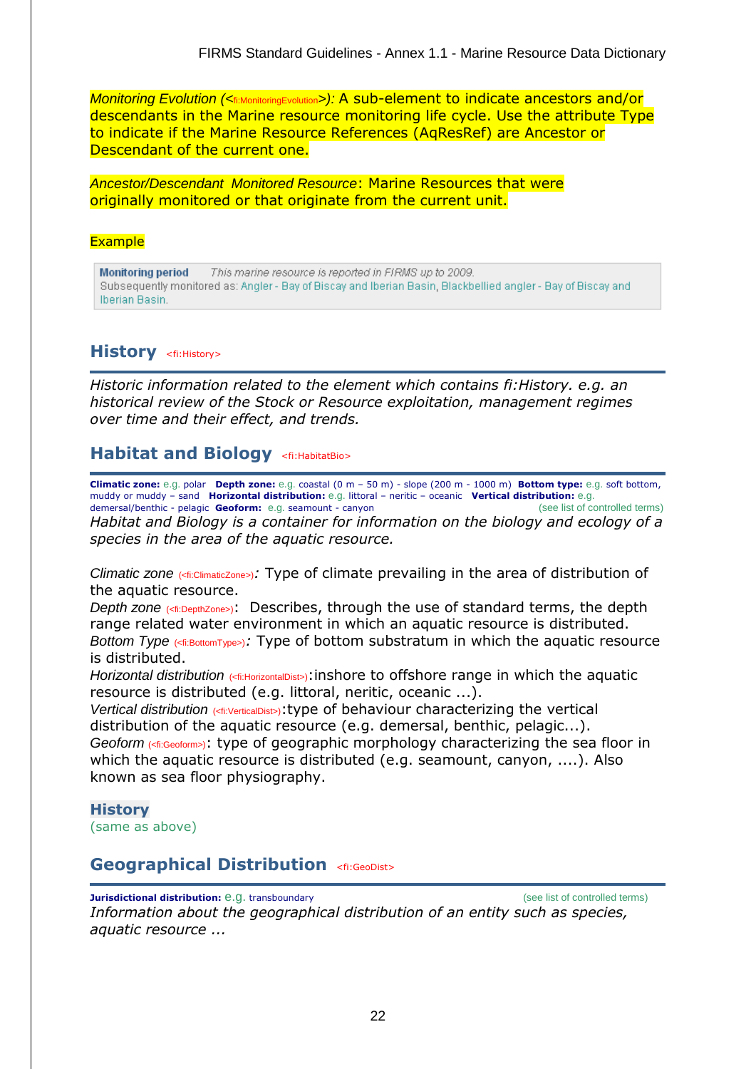*Monitoring Evolution* (<fi:MonitoringEvolution>): A sub-element to indicate ancestors and/or descendants in the Marine resource monitoring life cycle. Use the attribute Type to indicate if the Marine Resource References (AqResRef) are Ancestor or Descendant of the current one.

*Ancestor/Descendant Monitored Resource*: Marine Resources that were originally monitored or that originate from the current unit.

Example

**Monitoring period** *This marine resource is reported in FIRMS up to 2009.*
Subsequently monitored as: Angler - Bay of Biscay and Iberian Basin, Blackbellied angler - Bay of Biscay and Iberian Basin.

## History <fi:History>

*Historic information related to the element which contains fi:History. e.g. an historical review of the Stock or Resource exploitation, management regimes over time and their effect, and trends.*

## Habitat and Biology <fi:HabitatBio>

**Climatic zone:** e.g. polar **Depth zone:** e.g. coastal (0 m – 50 m) - slope (200 m - 1000 m) **Bottom type:** e.g. soft bottom, muddy or muddy – sand **Horizontal distribution:** e.g. littoral – neritic – oceanic **Vertical distribution:** e.g. demersal/benthic - pelagic **Geoform:** e.g. seamount - canyon (see list of controlled terms)

*Habitat and Biology is a container for information on the biology and ecology of a species in the area of the aquatic resource.*

*Climatic zone* (<fi:ClimaticZone>): Type of climate prevailing in the area of distribution of the aquatic resource.
*Depth zone* (<fi:DepthZone>): Describes, through the use of standard terms, the depth range related water environment in which an aquatic resource is distributed.
*Bottom Type* (<fi:BottomType>): Type of bottom substratum in which the aquatic resource is distributed.
*Horizontal distribution* (<fi:HorizontalDist>): inshore to offshore range in which the aquatic resource is distributed (e.g. littoral, neritic, oceanic ...).
*Vertical distribution* (<fi:VerticalDist>): type of behaviour characterizing the vertical distribution of the aquatic resource (e.g. demersal, benthic, pelagic...).
*Geoform* (<fi:Geoform>): type of geographic morphology characterizing the sea floor in which the aquatic resource is distributed (e.g. seamount, canyon, ....). Also known as sea floor physiography.

### History

(same as above)

## Geographical Distribution <fi:GeoDist>

**Jurisdictional distribution:** e.g. transboundary (see list of controlled terms)

*Information about the geographical distribution of an entity such as species, aquatic resource ...*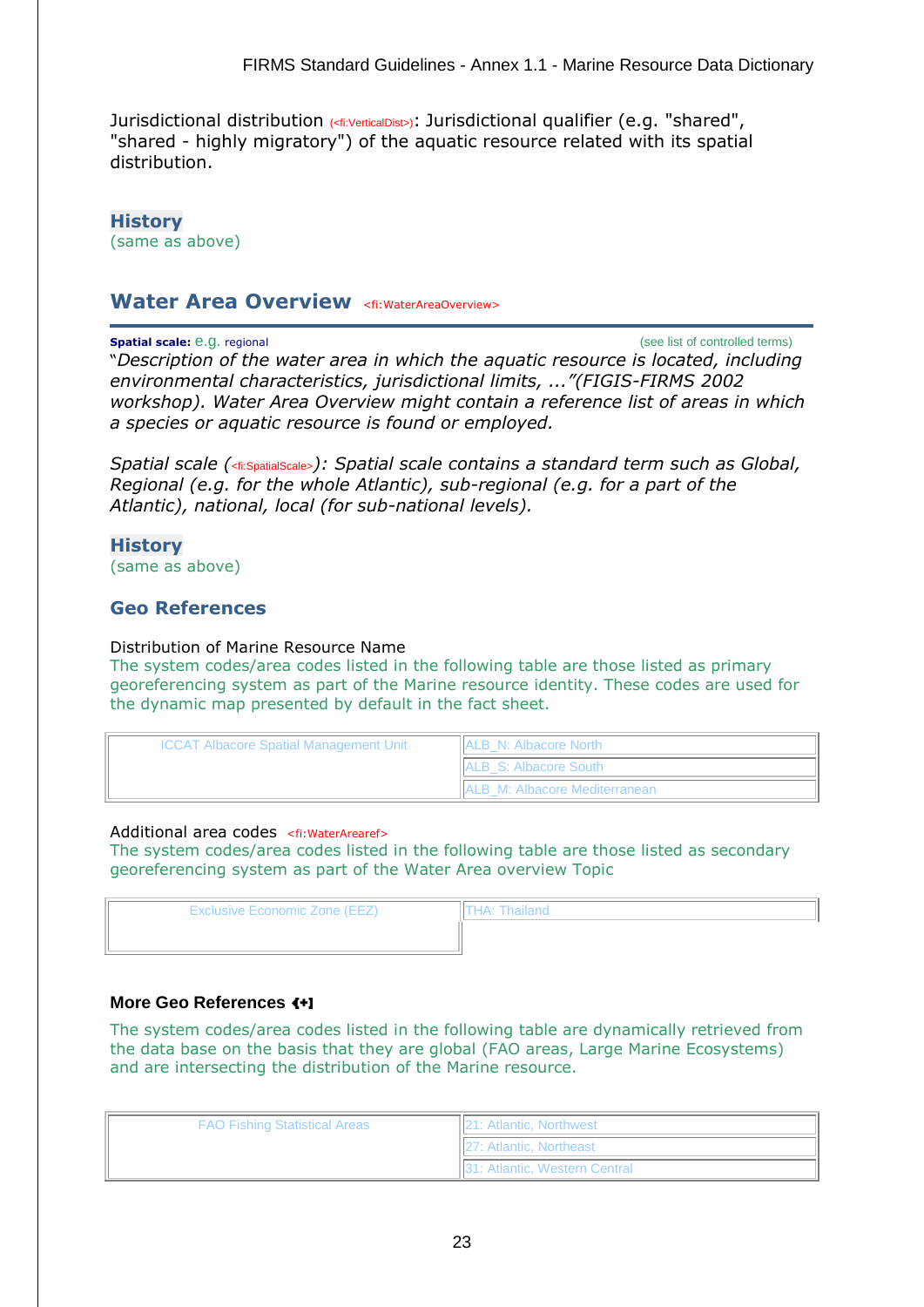Jurisdictional distribution (<fi:VerticalDist>): Jurisdictional qualifier (e.g. "shared", "shared - highly migratory") of the aquatic resource related with its spatial distribution.

**History**
(same as above)

## Water Area Overview <fi:WaterAreaOverview>

**Spatial scale:** e.g. regional (see list of controlled terms)

"*Description of the water area in which the aquatic resource is located, including environmental characteristics, jurisdictional limits, ..."(FIGIS-FIRMS 2002 workshop). Water Area Overview might contain a reference list of areas in which a species or aquatic resource is found or employed.*

*Spatial scale (<fi:SpatialScale>): Spatial scale contains a standard term such as Global, Regional (e.g. for the whole Atlantic), sub-regional (e.g. for a part of the Atlantic), national, local (for sub-national levels).*

**History**
(same as above)

### Geo References

Distribution of Marine Resource Name

The system codes/area codes listed in the following table are those listed as primary georeferencing system as part of the Marine resource identity. These codes are used for the dynamic map presented by default in the fact sheet.

| ICCAT Albacore Spatial Management Unit | ALB_N: Albacore North |
|---|---|
| | ALB_S: Albacore South |
| | ALB_M: Albacore Mediterranean |

Additional area codes <fi:WaterArearef>

The system codes/area codes listed in the following table are those listed as secondary georeferencing system as part of the Water Area overview Topic

| Exclusive Economic Zone (EEZ) | THA: Thailand |
|---|---|

**More Geo References [+]**

The system codes/area codes listed in the following table are dynamically retrieved from the data base on the basis that they are global (FAO areas, Large Marine Ecosystems) and are intersecting the distribution of the Marine resource.

| FAO Fishing Statistical Areas | 21: Atlantic, Northwest |
|---|---|
| | 27: Atlantic, Northeast |
| | 31: Atlantic, Western Central |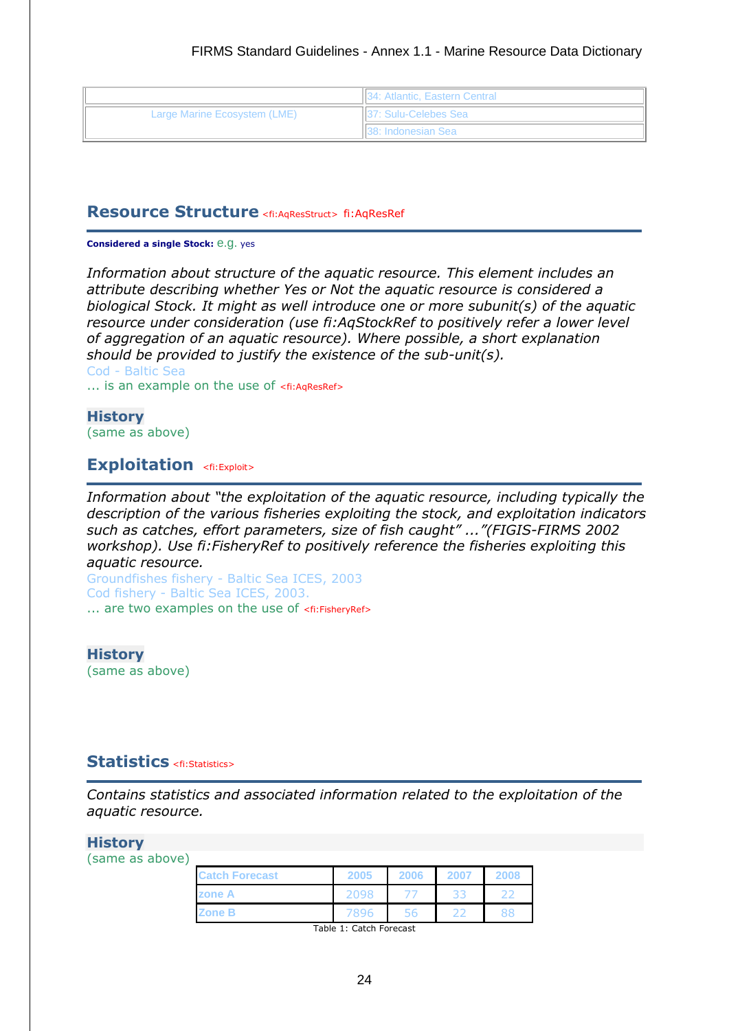| | 34: Atlantic, Eastern Central |
|---|---|
| Large Marine Ecosystem (LME) | 37: Sulu-Celebes Sea |
| | 38: Indonesian Sea |

## Resource Structure <fi:AqResStruct> fi:AqResRef

**Considered a single Stock:** e.g. yes

*Information about structure of the aquatic resource. This element includes an attribute describing whether Yes or Not the aquatic resource is considered a biological Stock. It might as well introduce one or more subunit(s) of the aquatic resource under consideration (use fi:AqStockRef to positively refer a lower level of aggregation of an aquatic resource). Where possible, a short explanation should be provided to justify the existence of the sub-unit(s).*

Cod - Baltic Sea

... is an example on the use of <fi:AqResRef>

### History

(same as above)

## Exploitation <fi:Exploit>

*Information about "the exploitation of the aquatic resource, including typically the description of the various fisheries exploiting the stock, and exploitation indicators such as catches, effort parameters, size of fish caught" ..."(FIGIS-FIRMS 2002 workshop). Use fi:FisheryRef to positively reference the fisheries exploiting this aquatic resource.*

Groundfishes fishery - Baltic Sea ICES, 2003

Cod fishery - Baltic Sea ICES, 2003.

... are two examples on the use of <fi:FisheryRef>

### History

(same as above)

## Statistics <fi:Statistics>

*Contains statistics and associated information related to the exploitation of the aquatic resource.*

### History

(same as above)

| Catch Forecast | 2005 | 2006 | 2007 | 2008 |
|---|---|---|---|---|
| zone A | 2098 | 77 | 33 | 22 |
| Zone B | 7896 | 56 | 22 | 88 |

Table 1: Catch Forecast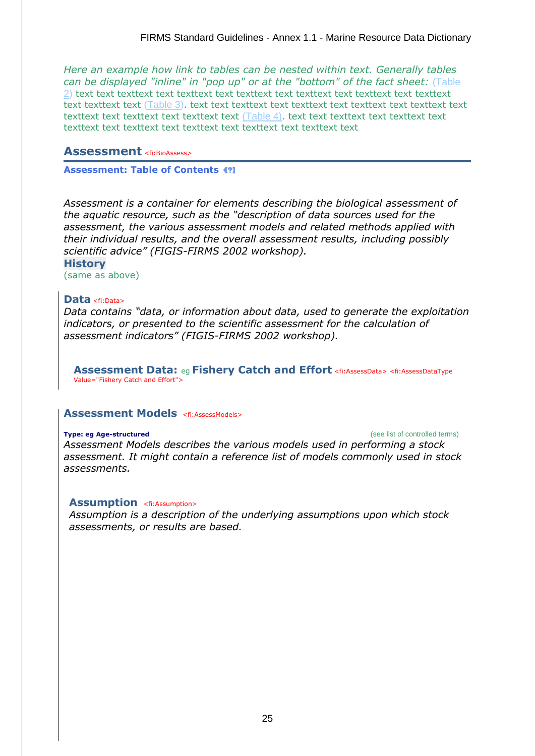*Here an example how link to tables can be nested within text. Generally tables can be displayed "inline" in "pop up" or at the "bottom" of the fact sheet:* (Table 2) text text texttext text texttext text texttext text texttext text texttext text texttext text texttext text (Table 3). text text texttext text texttext text texttext text texttext text texttext text texttext text texttext text (Table 4). text text texttext text texttext text texttext text texttext text texttext text texttext text texttext text

## Assessment <fi:BioAssess>

**Assessment: Table of Contents** [?]

*Assessment is a container for elements describing the biological assessment of the aquatic resource, such as the "description of data sources used for the assessment, the various assessment models and related methods applied with their individual results, and the overall assessment results, including possibly scientific advice" (FIGIS-FIRMS 2002 workshop).*

**History**

(same as above)

### Data <fi:Data>

*Data contains "data, or information about data, used to generate the exploitation indicators, or presented to the scientific assessment for the calculation of assessment indicators" (FIGIS-FIRMS 2002 workshop).*

#### Assessment Data: eg Fishery Catch and Effort <fi:AssessData> <fi:AssessDataType Value="Fishery Catch and Effort">

### Assessment Models <fi:AssessModels>

**Type: eg Age-structured** (see list of controlled terms)

*Assessment Models describes the various models used in performing a stock assessment. It might contain a reference list of models commonly used in stock assessments.*

#### Assumption <fi:Assumption>

*Assumption is a description of the underlying assumptions upon which stock assessments, or results are based.*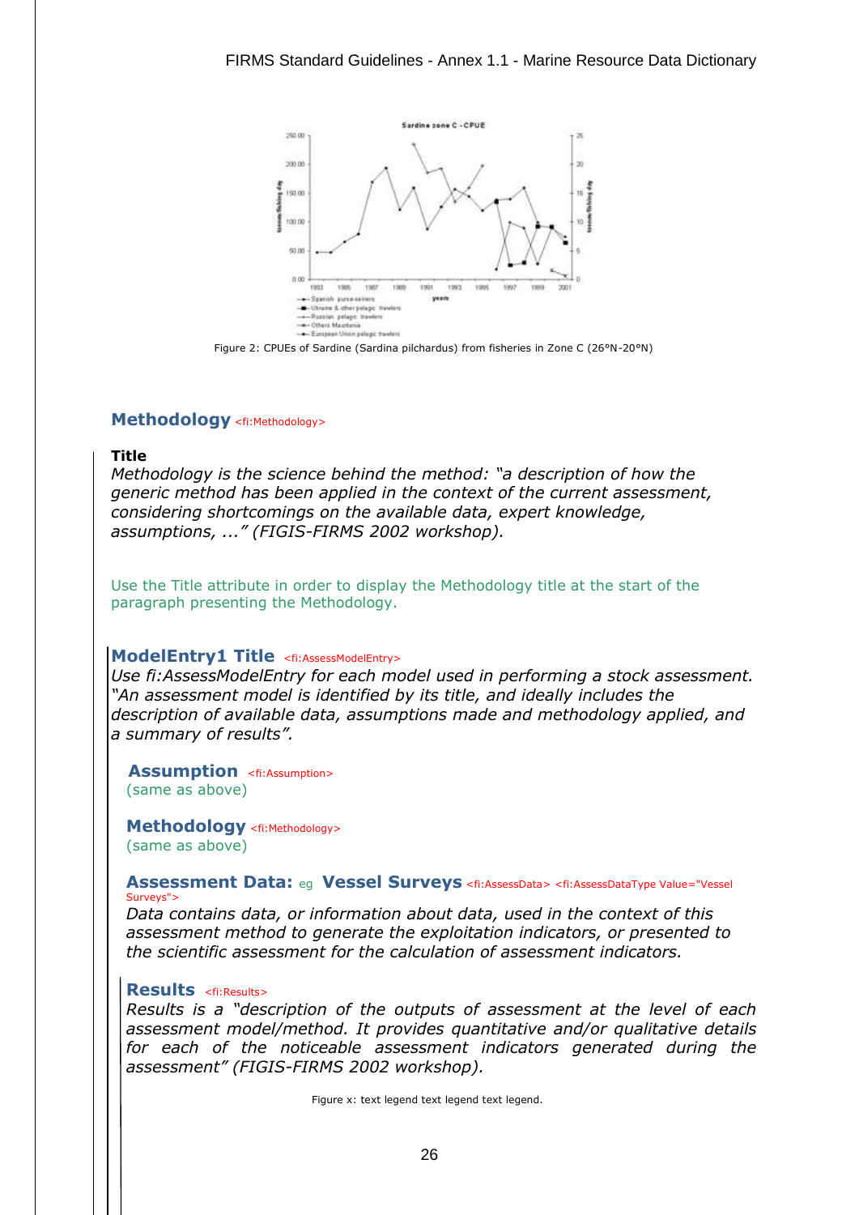Figure 2: CPUEs of Sardine (Sardina pilchardus) from fisheries in Zone C (26°N-20°N)

## Methodology <fi:Methodology>

**Title**

*Methodology is the science behind the method: "a description of how the generic method has been applied in the context of the current assessment, considering shortcomings on the available data, expert knowledge, assumptions, ..." (FIGIS-FIRMS 2002 workshop).*

Use the Title attribute in order to display the Methodology title at the start of the paragraph presenting the Methodology.

## ModelEntry1 Title <fi:AssessModelEntry>

*Use fi:AssessModelEntry for each model used in performing a stock assessment. "An assessment model is identified by its title, and ideally includes the description of available data, assumptions made and methodology applied, and a summary of results".*

### Assumption <fi:Assumption>

(same as above)

### Methodology <fi:Methodology>

(same as above)

### Assessment Data: eg Vessel Surveys <fi:AssessData> <fi:AssessDataType Value="Vessel Surveys">

*Data contains data, or information about data, used in the context of this assessment method to generate the exploitation indicators, or presented to the scientific assessment for the calculation of assessment indicators.*

### Results <fi:Results>

*Results is a "description of the outputs of assessment at the level of each assessment model/method. It provides quantitative and/or qualitative details for each of the noticeable assessment indicators generated during the assessment" (FIGIS-FIRMS 2002 workshop).*

Figure x: text legend text legend text legend.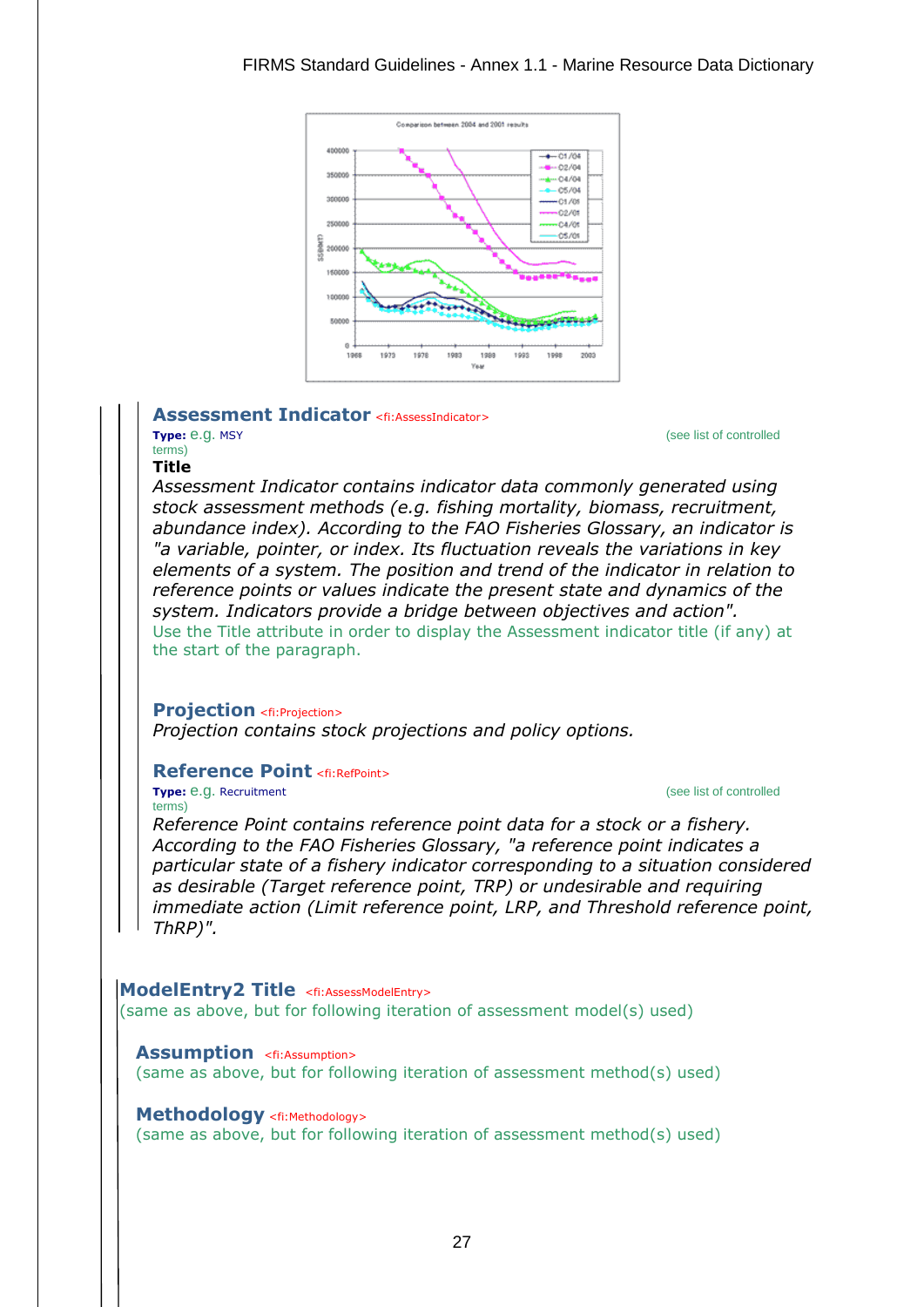### Assessment Indicator <fi:AssessIndicator>

**Type:** e.g. MSY (see list of controlled terms)

**Title**

*Assessment Indicator contains indicator data commonly generated using stock assessment methods (e.g. fishing mortality, biomass, recruitment, abundance index). According to the FAO Fisheries Glossary, an indicator is "a variable, pointer, or index. Its fluctuation reveals the variations in key elements of a system. The position and trend of the indicator in relation to reference points or values indicate the present state and dynamics of the system. Indicators provide a bridge between objectives and action".*

Use the Title attribute in order to display the Assessment indicator title (if any) at the start of the paragraph.

### Projection <fi:Projection>

*Projection contains stock projections and policy options.*

### Reference Point <fi:RefPoint>

**Type:** e.g. Recruitment (see list of controlled terms)

*Reference Point contains reference point data for a stock or a fishery. According to the FAO Fisheries Glossary, "a reference point indicates a particular state of a fishery indicator corresponding to a situation considered as desirable (Target reference point, TRP) or undesirable and requiring immediate action (Limit reference point, LRP, and Threshold reference point, ThRP)".*

## ModelEntry2 Title <fi:AssessModelEntry>

(same as above, but for following iteration of assessment model(s) used)

### Assumption <fi:Assumption>

(same as above, but for following iteration of assessment method(s) used)

### Methodology <fi:Methodology>

(same as above, but for following iteration of assessment method(s) used)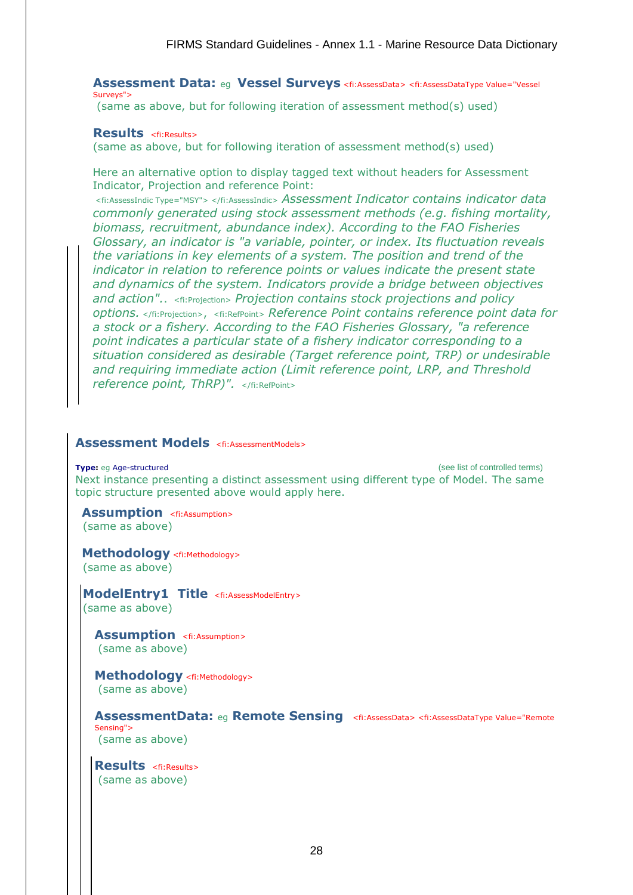**Assessment Data:** eg **Vessel Surveys** <fi:AssessData> <fi:AssessDataType Value="Vessel Surveys">
(same as above, but for following iteration of assessment method(s) used)

**Results** <fi:Results>
(same as above, but for following iteration of assessment method(s) used)

Here an alternative option to display tagged text without headers for Assessment Indicator, Projection and reference Point:
<fi:AssessIndic Type="MSY"> </fi:AssessIndic> *Assessment Indicator contains indicator data commonly generated using stock assessment methods (e.g. fishing mortality, biomass, recruitment, abundance index). According to the FAO Fisheries Glossary, an indicator is "a variable, pointer, or index. Its fluctuation reveals the variations in key elements of a system. The position and trend of the indicator in relation to reference points or values indicate the present state and dynamics of the system. Indicators provide a bridge between objectives and action"..* <fi:Projection> *Projection contains stock projections and policy options.* </fi:Projection>, <fi:RefPoint> *Reference Point contains reference point data for a stock or a fishery. According to the FAO Fisheries Glossary, "a reference point indicates a particular state of a fishery indicator corresponding to a situation considered as desirable (Target reference point, TRP) or undesirable and requiring immediate action (Limit reference point, LRP, and Threshold reference point, ThRP)".* </fi:RefPoint>

**Assessment Models** <fi:AssessmentModels>

**Type:** eg Age-structured (see list of controlled terms)
Next instance presenting a distinct assessment using different type of Model. The same topic structure presented above would apply here.

**Assumption** <fi:Assumption>
(same as above)

**Methodology** <fi:Methodology>
(same as above)

**ModelEntry1 Title** <fi:AssessModelEntry>
(same as above)

**Assumption** <fi:Assumption>
(same as above)

**Methodology** <fi:Methodology>
(same as above)

**AssessmentData:** eg **Remote Sensing** <fi:AssessData> <fi:AssessDataType Value="Remote Sensing">
(same as above)

**Results** <fi:Results>
(same as above)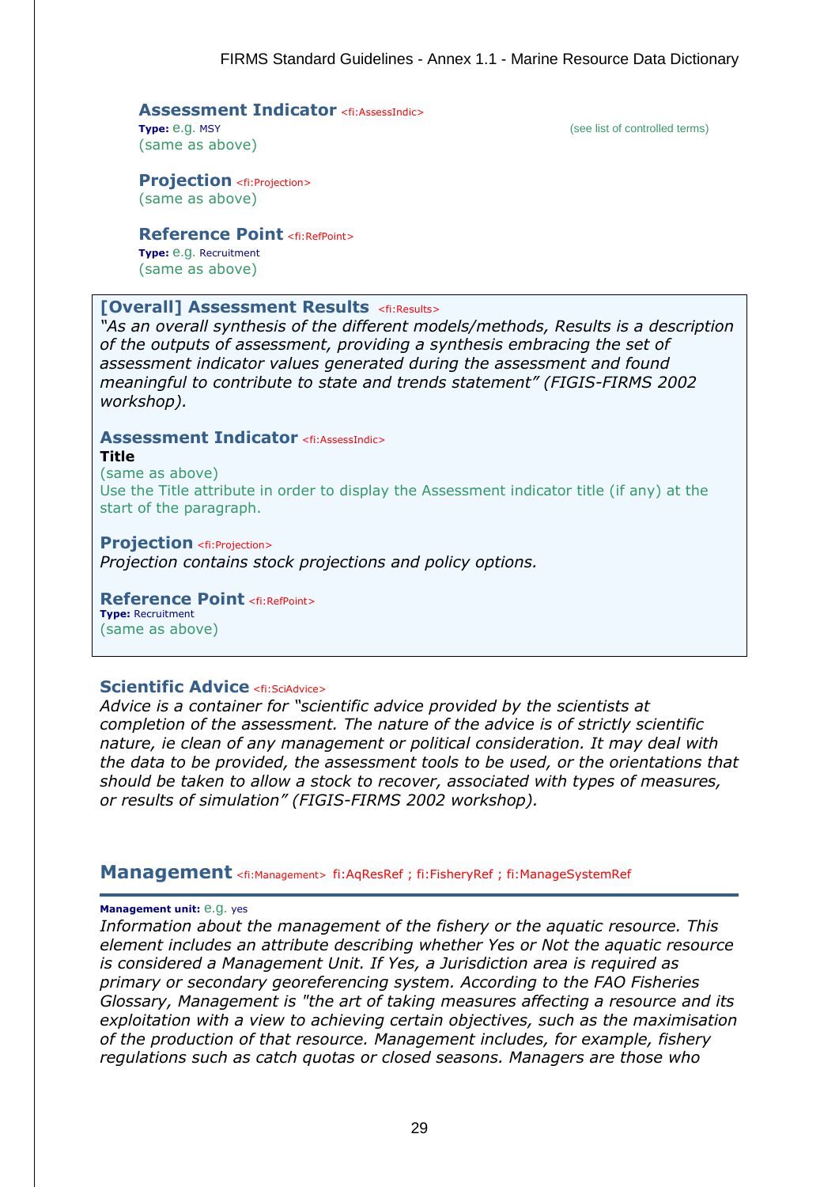### Assessment Indicator <fi:AssessIndic>

**Type:** e.g. MSY (see list of controlled terms)

(same as above)

### Projection <fi:Projection>

(same as above)

### Reference Point <fi:RefPoint>

**Type:** e.g. Recruitment

(same as above)

### [Overall] Assessment Results <fi:Results>

*"As an overall synthesis of the different models/methods, Results is a description of the outputs of assessment, providing a synthesis embracing the set of assessment indicator values generated during the assessment and found meaningful to contribute to state and trends statement" (FIGIS-FIRMS 2002 workshop).*

### Assessment Indicator <fi:AssessIndic>

**Title**

(same as above)

Use the Title attribute in order to display the Assessment indicator title (if any) at the start of the paragraph.

### Projection <fi:Projection>

*Projection contains stock projections and policy options.*

### Reference Point <fi:RefPoint>

**Type:** Recruitment

(same as above)

### Scientific Advice <fi:SciAdvice>

*Advice is a container for "scientific advice provided by the scientists at completion of the assessment. The nature of the advice is of strictly scientific nature, ie clean of any management or political consideration. It may deal with the data to be provided, the assessment tools to be used, or the orientations that should be taken to allow a stock to recover, associated with types of measures, or results of simulation" (FIGIS-FIRMS 2002 workshop).*

## Management <fi:Management> fi:AqResRef ; fi:FisheryRef ; fi:ManageSystemRef

**Management unit:** e.g. yes

*Information about the management of the fishery or the aquatic resource. This element includes an attribute describing whether Yes or Not the aquatic resource is considered a Management Unit. If Yes, a Jurisdiction area is required as primary or secondary georeferencing system. According to the FAO Fisheries Glossary, Management is "the art of taking measures affecting a resource and its exploitation with a view to achieving certain objectives, such as the maximisation of the production of that resource. Management includes, for example, fishery regulations such as catch quotas or closed seasons. Managers are those who*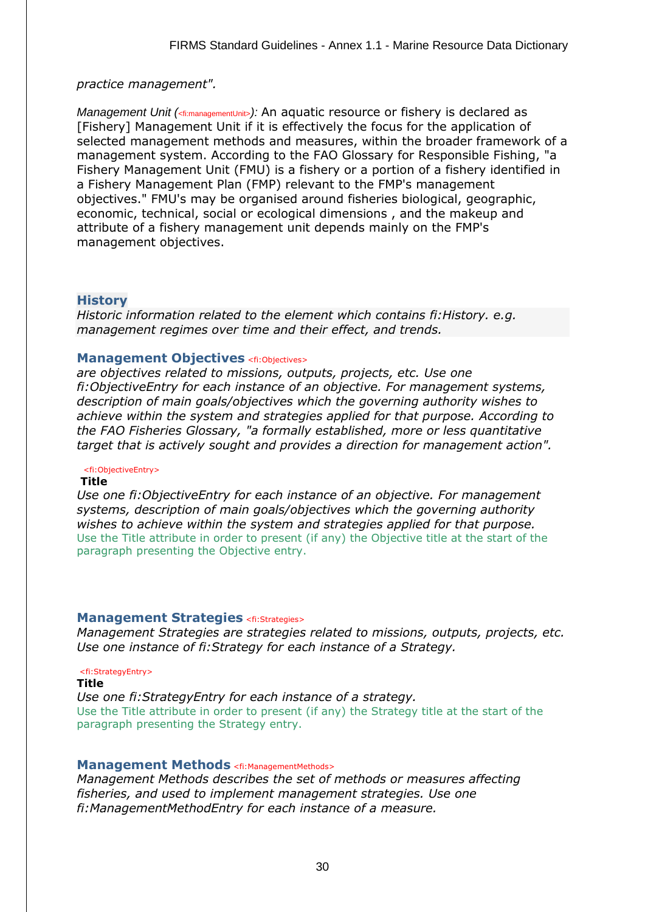*practice management".*

*Management Unit (<fi:managementUnit>):* An aquatic resource or fishery is declared as [Fishery] Management Unit if it is effectively the focus for the application of selected management methods and measures, within the broader framework of a management system. According to the FAO Glossary for Responsible Fishing, "a Fishery Management Unit (FMU) is a fishery or a portion of a fishery identified in a Fishery Management Plan (FMP) relevant to the FMP's management objectives." FMU's may be organised around fisheries biological, geographic, economic, technical, social or ecological dimensions , and the makeup and attribute of a fishery management unit depends mainly on the FMP's management objectives.

## History

*Historic information related to the element which contains fi:History. e.g. management regimes over time and their effect, and trends.*

## Management Objectives <fi:Objectives>

*are objectives related to missions, outputs, projects, etc. Use one fi:ObjectiveEntry for each instance of an objective. For management systems, description of main goals/objectives which the governing authority wishes to achieve within the system and strategies applied for that purpose. According to the FAO Fisheries Glossary, "a formally established, more or less quantitative target that is actively sought and provides a direction for management action".*

<fi:ObjectiveEntry>

**Title**

*Use one fi:ObjectiveEntry for each instance of an objective. For management systems, description of main goals/objectives which the governing authority wishes to achieve within the system and strategies applied for that purpose.*

Use the Title attribute in order to present (if any) the Objective title at the start of the paragraph presenting the Objective entry.

## Management Strategies <fi:Strategies>

*Management Strategies are strategies related to missions, outputs, projects, etc. Use one instance of fi:Strategy for each instance of a Strategy.*

<fi:StrategyEntry>

**Title**

*Use one fi:StrategyEntry for each instance of a strategy.*

Use the Title attribute in order to present (if any) the Strategy title at the start of the paragraph presenting the Strategy entry.

## Management Methods <fi:ManagementMethods>

*Management Methods describes the set of methods or measures affecting fisheries, and used to implement management strategies. Use one fi:ManagementMethodEntry for each instance of a measure.*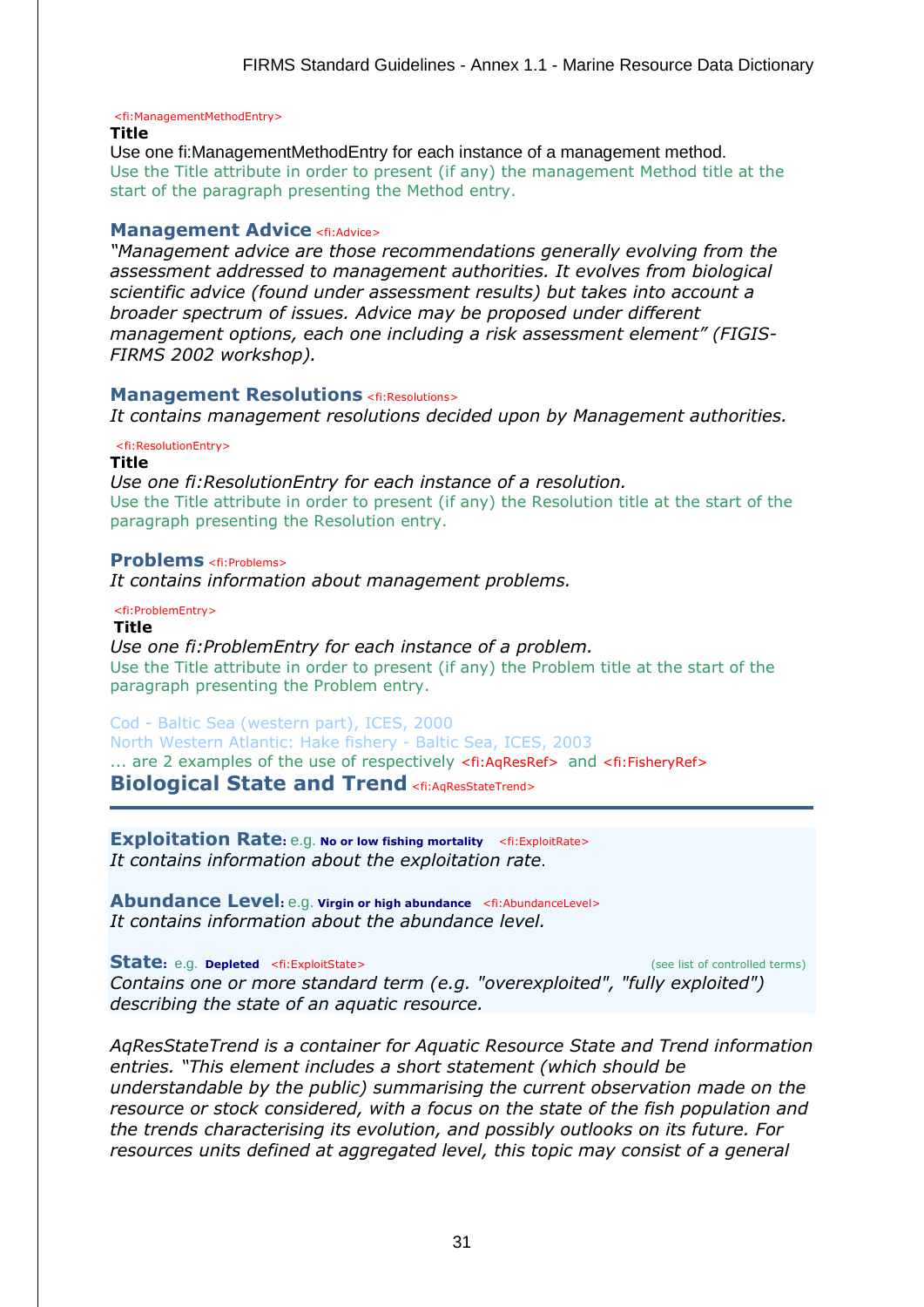<fi:ManagementMethodEntry>

**Title**

Use one fi:ManagementMethodEntry for each instance of a management method.
Use the Title attribute in order to present (if any) the management Method title at the start of the paragraph presenting the Method entry.

### Management Advice <fi:Advice>

*"Management advice are those recommendations generally evolving from the assessment addressed to management authorities. It evolves from biological scientific advice (found under assessment results) but takes into account a broader spectrum of issues. Advice may be proposed under different management options, each one including a risk assessment element" (FIGIS-FIRMS 2002 workshop).*

### Management Resolutions <fi:Resolutions>

*It contains management resolutions decided upon by Management authorities.*

<fi:ResolutionEntry>

**Title**

*Use one fi:ResolutionEntry for each instance of a resolution.*
Use the Title attribute in order to present (if any) the Resolution title at the start of the paragraph presenting the Resolution entry.

### Problems <fi:Problems>

*It contains information about management problems.*

<fi:ProblemEntry>

**Title**

*Use one fi:ProblemEntry for each instance of a problem.*
Use the Title attribute in order to present (if any) the Problem title at the start of the paragraph presenting the Problem entry.

Cod - Baltic Sea (western part), ICES, 2000
North Western Atlantic: Hake fishery - Baltic Sea, ICES, 2003
... are 2 examples of the use of respectively <fi:AqResRef> and <fi:FisheryRef>

## Biological State and Trend <fi:AqResStateTrend>

---

### Exploitation Rate: e.g. **No or low fishing mortality** <fi:ExploitRate>

*It contains information about the exploitation rate.*

### Abundance Level: e.g. **Virgin or high abundance** <fi:AbundanceLevel>

*It contains information about the abundance level.*

### State: e.g. **Depleted** <fi:ExploitState>

(see list of controlled terms)

*Contains one or more standard term (e.g. "overexploited", "fully exploited") describing the state of an aquatic resource.*

*AqResStateTrend is a container for Aquatic Resource State and Trend information entries. "This element includes a short statement (which should be understandable by the public) summarising the current observation made on the resource or stock considered, with a focus on the state of the fish population and the trends characterising its evolution, and possibly outlooks on its future. For resources units defined at aggregated level, this topic may consist of a general*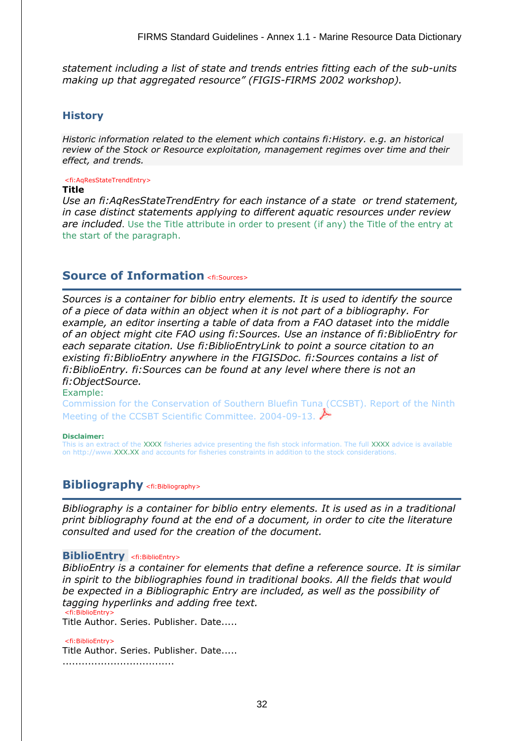*statement including a list of state and trends entries fitting each of the sub-units making up that aggregated resource" (FIGIS-FIRMS 2002 workshop).*

### History

*Historic information related to the element which contains fi:History. e.g. an historical review of the Stock or Resource exploitation, management regimes over time and their effect, and trends.*

<fi:AqResStateTrendEntry>

**Title**

*Use an fi:AqResStateTrendEntry for each instance of a state or trend statement, in case distinct statements applying to different aquatic resources under review are included*. Use the Title attribute in order to present (if any) the Title of the entry at the start of the paragraph.

## Source of Information <fi:Sources>

*Sources is a container for biblio entry elements. It is used to identify the source of a piece of data within an object when it is not part of a bibliography. For example, an editor inserting a table of data from a FAO dataset into the middle of an object might cite FAO using fi:Sources. Use an instance of fi:BiblioEntry for each separate citation. Use fi:BiblioEntryLink to point a source citation to an existing fi:BiblioEntry anywhere in the FIGISDoc. fi:Sources contains a list of fi:BiblioEntry. fi:Sources can be found at any level where there is not an fi:ObjectSource.*

Example:

Commission for the Conservation of Southern Bluefin Tuna (CCSBT). Report of the Ninth Meeting of the CCSBT Scientific Committee. 2004-09-13.

**Disclaimer:**

This is an extract of the XXXX fisheries advice presenting the fish stock information. The full XXXX advice is available on http://www.XXX.XX and accounts for fisheries constraints in addition to the stock considerations.

## Bibliography <fi:Bibliography>

*Bibliography is a container for biblio entry elements. It is used as in a traditional print bibliography found at the end of a document, in order to cite the literature consulted and used for the creation of the document.*

### BiblioEntry <fi:BiblioEntry>

*BiblioEntry is a container for elements that define a reference source. It is similar in spirit to the bibliographies found in traditional books. All the fields that would be expected in a Bibliographic Entry are included, as well as the possibility of tagging hyperlinks and adding free text.*

<fi:BiblioEntry>

Title Author. Series. Publisher. Date.....

<fi:BiblioEntry>

Title Author. Series. Publisher. Date.....

..................................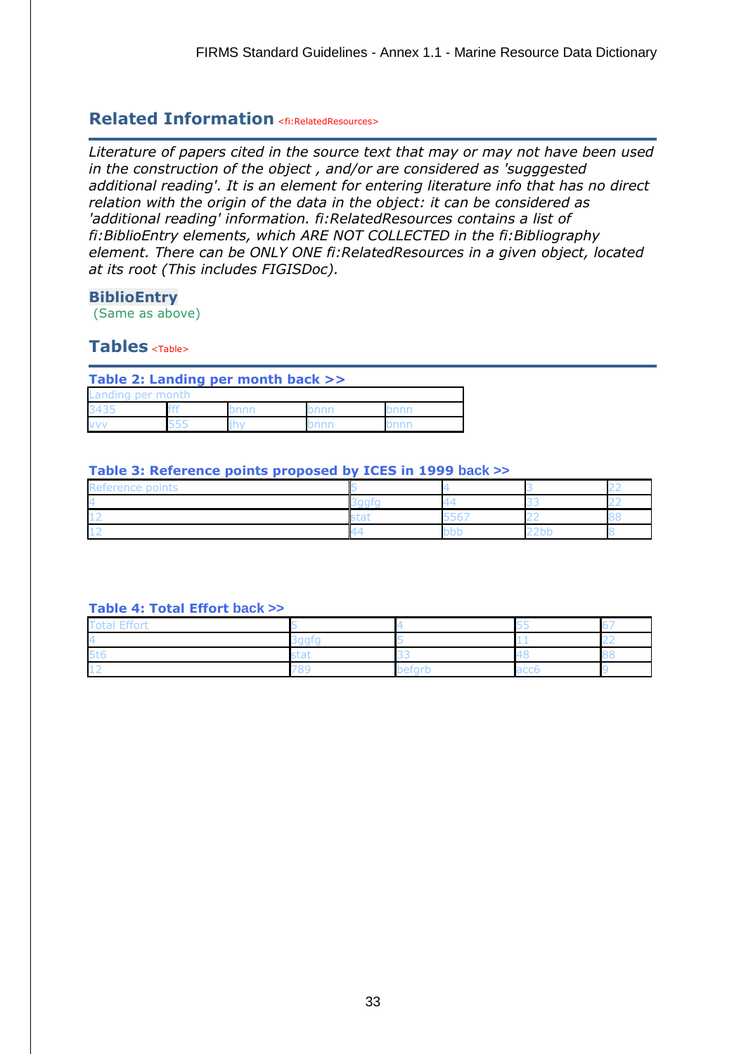## Related Information <fi:RelatedResources>

*Literature of papers cited in the source text that may or may not have been used in the construction of the object , and/or are considered as 'suggested additional reading'. It is an element for entering literature info that has no direct relation with the origin of the data in the object: it can be considered as 'additional reading' information. fi:RelatedResources contains a list of fi:BiblioEntry elements, which ARE NOT COLLECTED in the fi:Bibliography element. There can be ONLY ONE fi:RelatedResources in a given object, located at its root (This includes FIGISDoc).*

### BiblioEntry

(Same as above)

## Tables <Table>

**Table 2: Landing per month back >>**

| Landing per month | | | | |
|---|---|---|---|---|
| 3435 | fff | bnnn | bnnn | bnnn |
| vvv | 555 | jhy | bnnn | bnnn |

**Table 3: Reference points proposed by ICES in 1999 back >>**

| Reference points | 5 | 4 | 3 | 22 |
|---|---|---|---|---|
| 4 | 3ggfg | 44 | 33 | 22 |
| 12 | stat | 5567 | 22 | 88 |
| 12 | 44 | bbb | 22bb | 8 |

**Table 4: Total Effort back >>**

| Total Effort | 5 | 4 | 55 | 67 |
|---|---|---|---|---|
| 4 | 3ggfg | 5 | 11 | 22 |
| 5t6 | stat | 33 | 48 | 88 |
| 12 | 789 | befgrb | acc6 | 9 |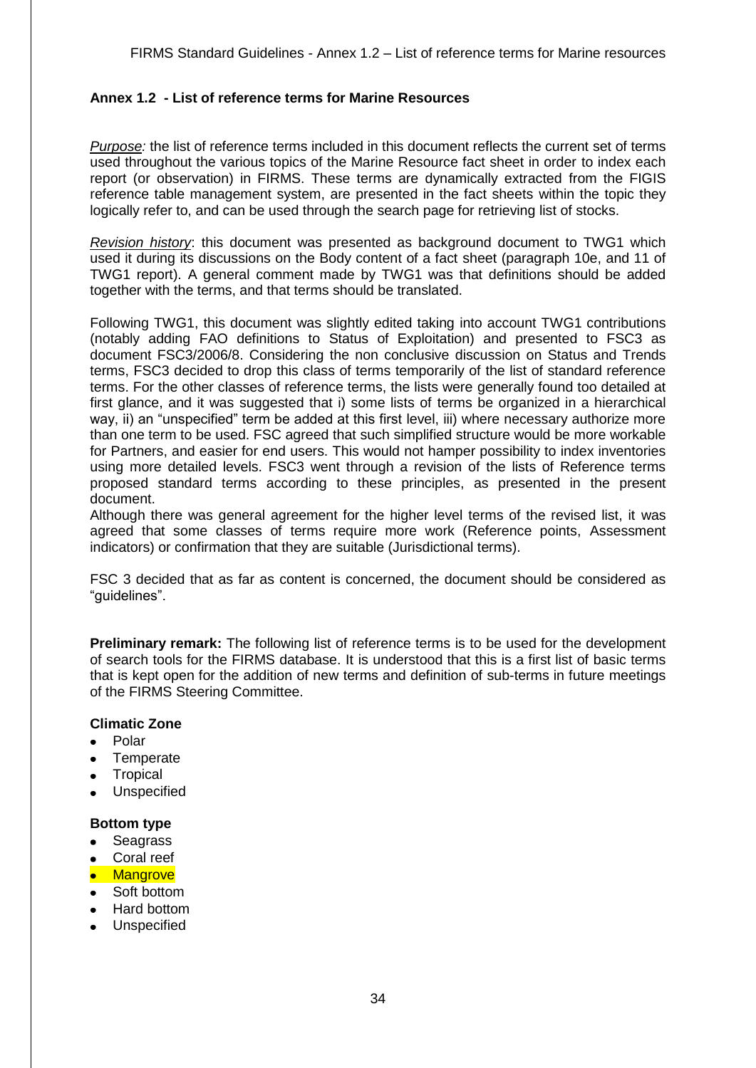## Annex 1.2 - List of reference terms for Marine Resources

*Purpose:* the list of reference terms included in this document reflects the current set of terms used throughout the various topics of the Marine Resource fact sheet in order to index each report (or observation) in FIRMS. These terms are dynamically extracted from the FIGIS reference table management system, are presented in the fact sheets within the topic they logically refer to, and can be used through the search page for retrieving list of stocks.

*Revision history*: this document was presented as background document to TWG1 which used it during its discussions on the Body content of a fact sheet (paragraph 10e, and 11 of TWG1 report). A general comment made by TWG1 was that definitions should be added together with the terms, and that terms should be translated.

Following TWG1, this document was slightly edited taking into account TWG1 contributions (notably adding FAO definitions to Status of Exploitation) and presented to FSC3 as document FSC3/2006/8. Considering the non conclusive discussion on Status and Trends terms, FSC3 decided to drop this class of terms temporarily of the list of standard reference terms. For the other classes of reference terms, the lists were generally found too detailed at first glance, and it was suggested that i) some lists of terms be organized in a hierarchical way, ii) an "unspecified" term be added at this first level, iii) where necessary authorize more than one term to be used. FSC agreed that such simplified structure would be more workable for Partners, and easier for end users. This would not hamper possibility to index inventories using more detailed levels. FSC3 went through a revision of the lists of Reference terms proposed standard terms according to these principles, as presented in the present document.
Although there was general agreement for the higher level terms of the revised list, it was agreed that some classes of terms require more work (Reference points, Assessment indicators) or confirmation that they are suitable (Jurisdictional terms).

FSC 3 decided that as far as content is concerned, the document should be considered as "guidelines".

**Preliminary remark:** The following list of reference terms is to be used for the development of search tools for the FIRMS database. It is understood that this is a first list of basic terms that is kept open for the addition of new terms and definition of sub-terms in future meetings of the FIRMS Steering Committee.

**Climatic Zone**

- Polar
- Temperate
- Tropical
- Unspecified

**Bottom type**

- Seagrass
- Coral reef
- Mangrove
- Soft bottom
- Hard bottom
- Unspecified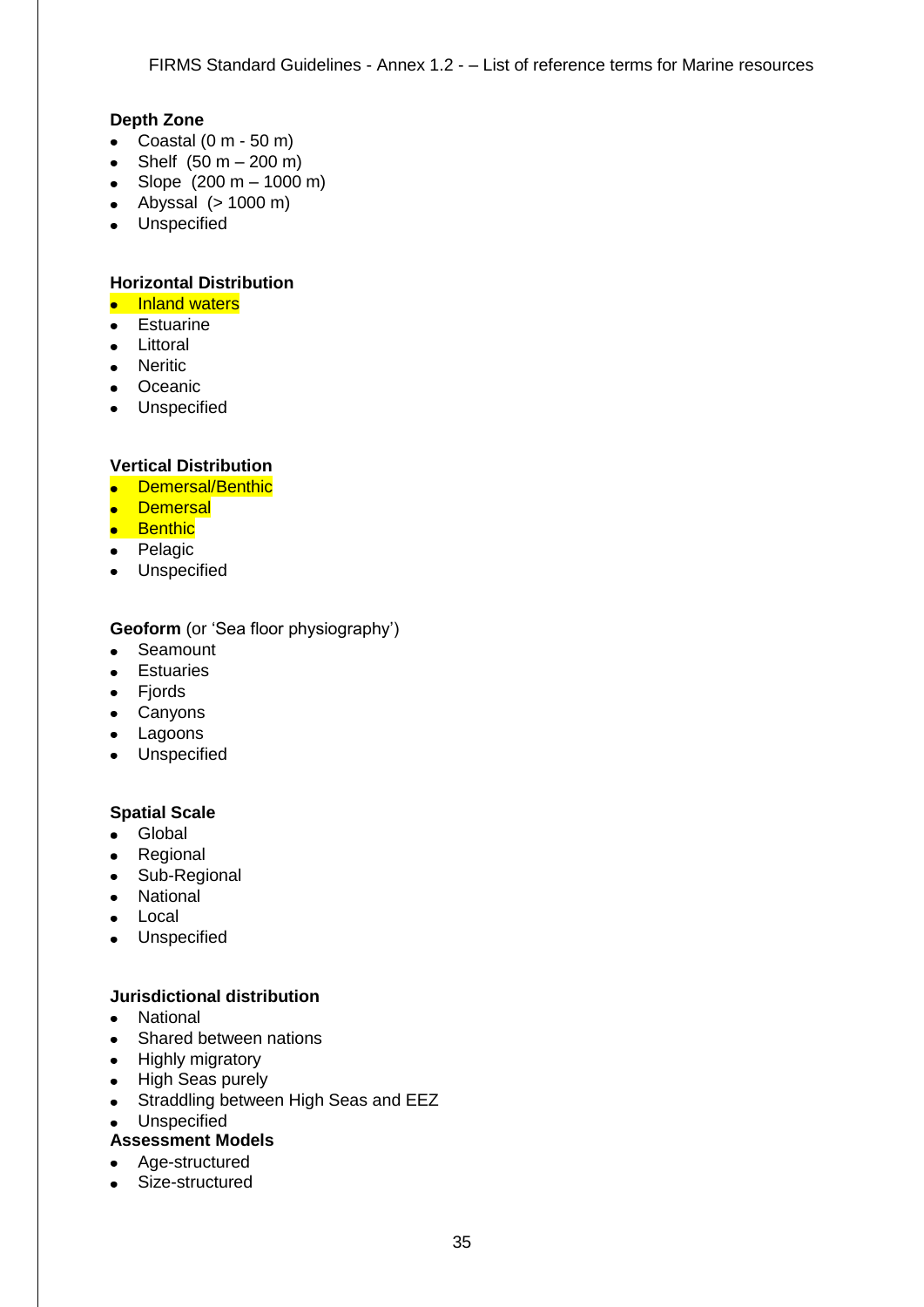**Depth Zone**

- Coastal (0 m - 50 m)
- Shelf (50 m – 200 m)
- Slope (200 m – 1000 m)
- Abyssal (> 1000 m)
- Unspecified

**Horizontal Distribution**

- Inland waters
- Estuarine
- Littoral
- Neritic
- Oceanic
- Unspecified

**Vertical Distribution**

- Demersal/Benthic
- Demersal
- Benthic
- Pelagic
- Unspecified

**Geoform** (or 'Sea floor physiography')

- Seamount
- Estuaries
- Fjords
- Canyons
- Lagoons
- Unspecified

**Spatial Scale**

- Global
- Regional
- Sub-Regional
- National
- Local
- Unspecified

**Jurisdictional distribution**

- National
- Shared between nations
- Highly migratory
- High Seas purely
- Straddling between High Seas and EEZ
- Unspecified

**Assessment Models**

- Age-structured
- Size-structured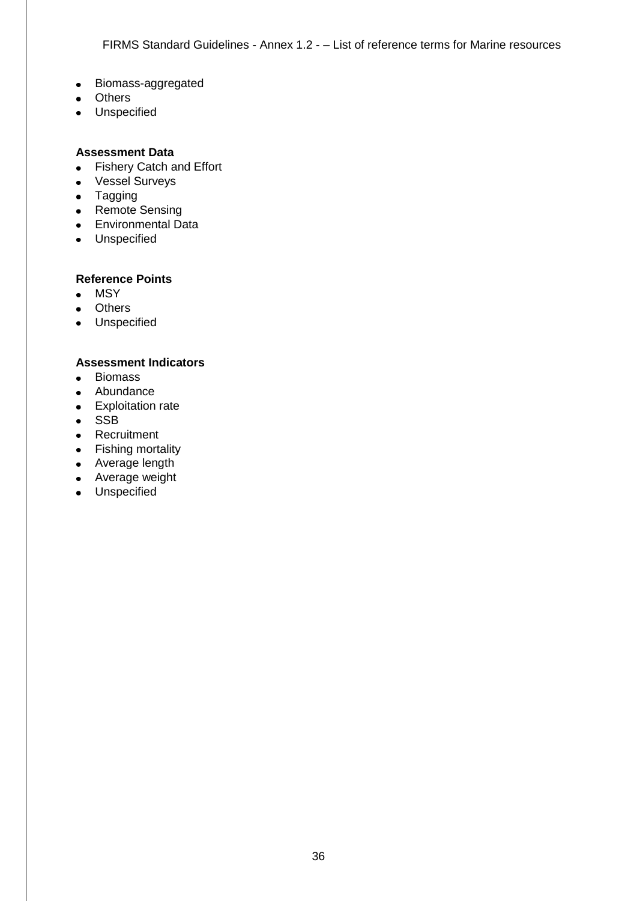- Biomass-aggregated
- Others
- Unspecified

**Assessment Data**

- Fishery Catch and Effort
- Vessel Surveys
- Tagging
- Remote Sensing
- Environmental Data
- Unspecified

**Reference Points**

- MSY
- Others
- Unspecified

**Assessment Indicators**

- Biomass
- Abundance
- Exploitation rate
- SSB
- Recruitment
- Fishing mortality
- Average length
- Average weight
- Unspecified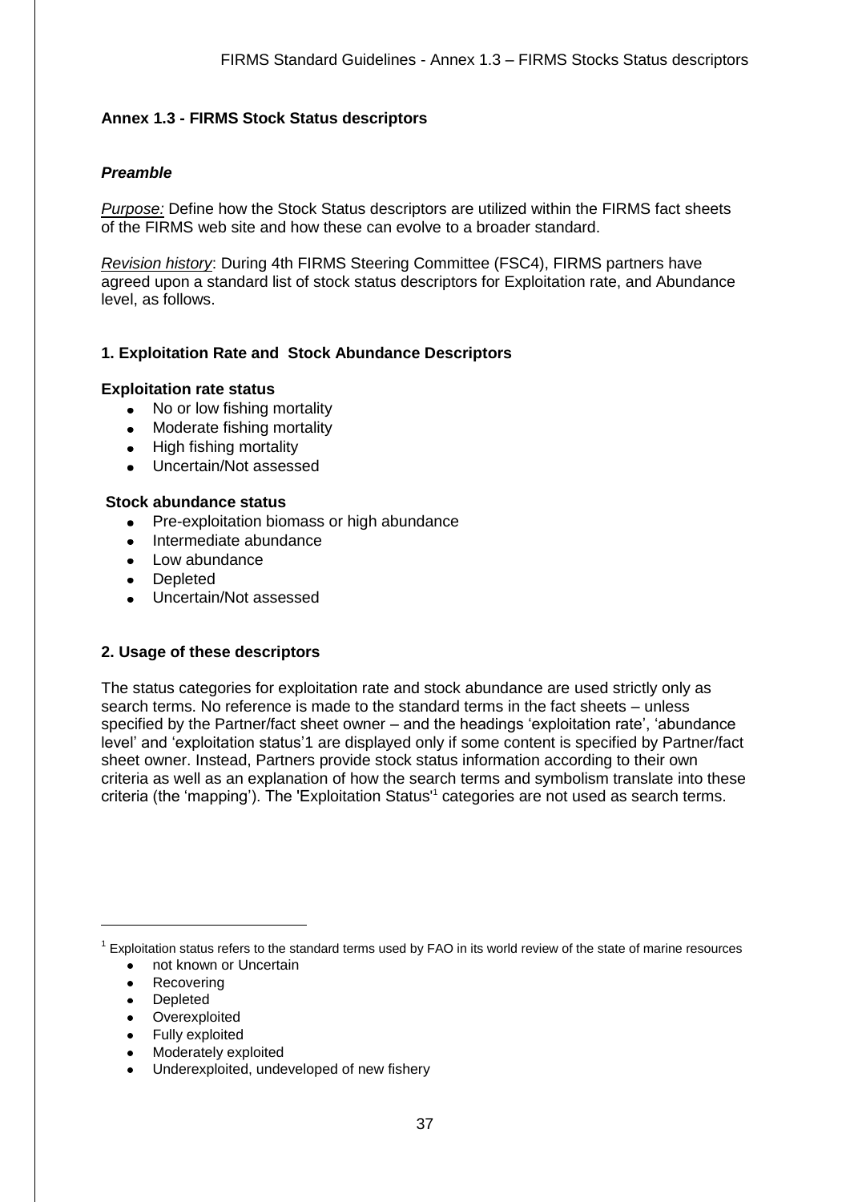## Annex 1.3 - FIRMS Stock Status descriptors

### *Preamble*

*Purpose:* Define how the Stock Status descriptors are utilized within the FIRMS fact sheets of the FIRMS web site and how these can evolve to a broader standard.

*Revision history*: During 4th FIRMS Steering Committee (FSC4), FIRMS partners have agreed upon a standard list of stock status descriptors for Exploitation rate, and Abundance level, as follows.

### 1. Exploitation Rate and Stock Abundance Descriptors

**Exploitation rate status**

- No or low fishing mortality
- Moderate fishing mortality
- High fishing mortality
- Uncertain/Not assessed

**Stock abundance status**

- Pre-exploitation biomass or high abundance
- Intermediate abundance
- Low abundance
- Depleted
- Uncertain/Not assessed

### 2. Usage of these descriptors

The status categories for exploitation rate and stock abundance are used strictly only as search terms. No reference is made to the standard terms in the fact sheets – unless specified by the Partner/fact sheet owner – and the headings 'exploitation rate', 'abundance level' and 'exploitation status'1 are displayed only if some content is specified by Partner/fact sheet owner. Instead, Partners provide stock status information according to their own criteria as well as an explanation of how the search terms and symbolism translate into these criteria (the 'mapping'). The 'Exploitation Status'[1] categories are not used as search terms.

---

[1] Exploitation status refers to the standard terms used by FAO in its world review of the state of marine resources

- not known or Uncertain
- Recovering
- Depleted
- Overexploited
- Fully exploited
- Moderately exploited
- Underexploited, undeveloped of new fishery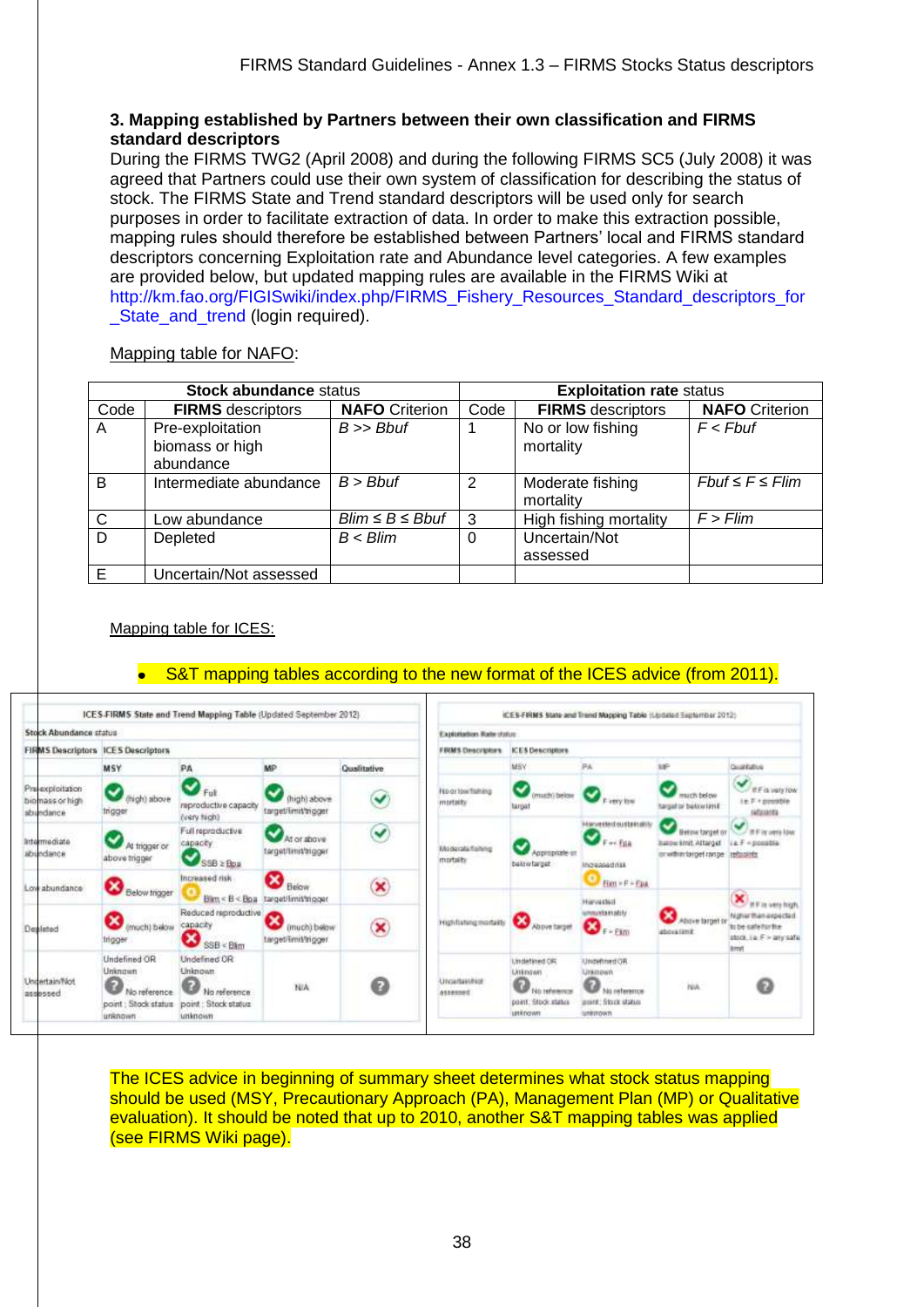### 3. Mapping established by Partners between their own classification and FIRMS standard descriptors

During the FIRMS TWG2 (April 2008) and during the following FIRMS SC5 (July 2008) it was agreed that Partners could use their own system of classification for describing the status of stock. The FIRMS State and Trend standard descriptors will be used only for search purposes in order to facilitate extraction of data. In order to make this extraction possible, mapping rules should therefore be established between Partners' local and FIRMS standard descriptors concerning Exploitation rate and Abundance level categories. A few examples are provided below, but updated mapping rules are available in the FIRMS Wiki at http://km.fao.org/FIGISwiki/index.php/FIRMS_Fishery_Resources_Standard_descriptors_for_State_and_trend (login required).

Mapping table for NAFO:

| Stock abundance status | | | Exploitation rate status | | |
|---|---|---|---|---|---|
| Code | **FIRMS** descriptors | **NAFO** Criterion | Code | **FIRMS** descriptors | **NAFO** Criterion |
| A | Pre-exploitation biomass or high abundance | *B >> Bbuf* | 1 | No or low fishing mortality | *F < Fbuf* |
| B | Intermediate abundance | *B > Bbuf* | 2 | Moderate fishing mortality | *Fbuf ≤ F ≤ Flim* |
| C | Low abundance | *Blim ≤ B ≤ Bbuf* | 3 | High fishing mortality | *F > Flim* |
| D | Depleted | *B < Blim* | 0 | Uncertain/Not assessed | |
| E | Uncertain/Not assessed | | | | |

Mapping table for ICES:

- S&T mapping tables according to the new format of the ICES advice (from 2011).

ICES-FIRMS State and Trend Mapping Table (Updated September 2012)

Stock Abundance status

| FIRMS Descriptors | ICES Descriptors MSY | PA | MP | Qualitative |
|---|---|---|---|---|
| Pre-exploitation biomass or high abundance | (high) above trigger | Full reproductive capacity (very high) | (high) above target/limit/trigger | ✓ |
| Intermediate abundance | At trigger or above trigger | Full reproductive capacity; SSB ≥ Bpa | At or above target/limit/trigger | ✓ |
| Low abundance | Below trigger | Increased risk; Blim < B < Bpa | Below target/limit/trigger | ✗ |
| Depleted | (much) below trigger | Reduced reproductive capacity; SSB < Blim | (much) below target/limit/trigger | ✗ |
| Uncertain/Not assessed | Undefined OR Unknown; No reference point ; Stock status unknown | Undefined OR Unknown; No reference point ; Stock status unknown | N/A | ? |

ICES-FIRMS State and Trend Mapping Table (Updated September 2012)

Exploitation Rate status

| FIRMS Descriptors | ICES Descriptors MSY | PA | MP | Qualitative |
|---|---|---|---|---|
| No or low fishing mortality | (much) below target | F very low | much below target or below limit | If F is very low i.e. F = possible refpoints |
| Moderate fishing mortality | Appropriate or below target | Harvested sustainably; F <= Fpa; Increased risk; Flim > F > Fpa | Below target or below limit, At target or within target range | If F is very low i.e. F = possible refpoints |
| High fishing mortality | Above target | Harvested unsustainably; F > Flim | Above target or above limit | If F is very high, higher than expected to be safe for the stock, i.e. F > any safe limit |
| Uncertain/Not assessed | Undefined OR Unknown; No reference point ; Stock status unknown | Undefined OR Unknown; No reference point ; Stock status unknown | N/A | ? |

The ICES advice in beginning of summary sheet determines what stock status mapping should be used (MSY, Precautionary Approach (PA), Management Plan (MP) or Qualitative evaluation). It should be noted that up to 2010, another S&T mapping tables was applied (see FIRMS Wiki page).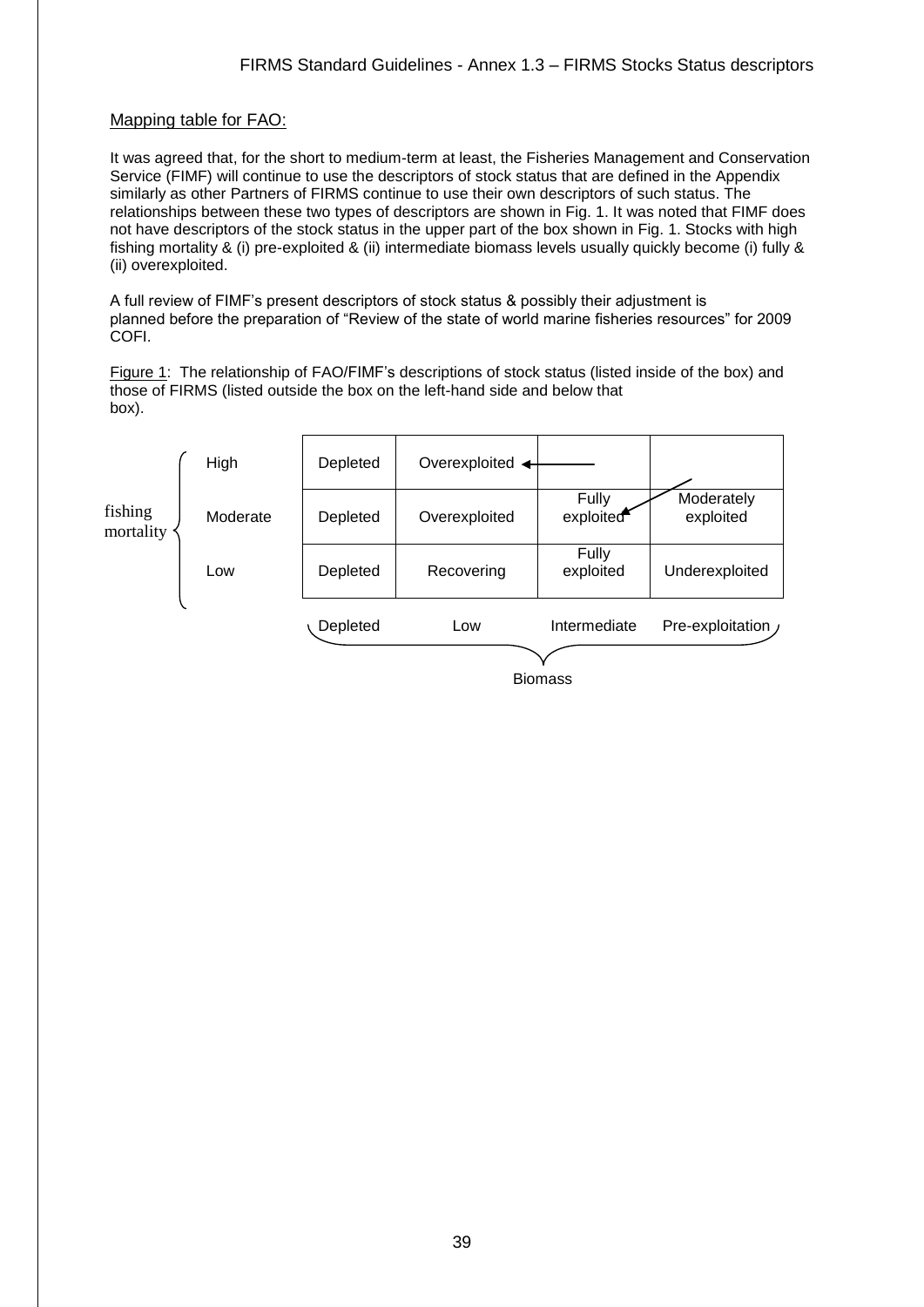Mapping table for FAO:

It was agreed that, for the short to medium-term at least, the Fisheries Management and Conservation Service (FIMF) will continue to use the descriptors of stock status that are defined in the Appendix similarly as other Partners of FIRMS continue to use their own descriptors of such status. The relationships between these two types of descriptors are shown in Fig. 1. It was noted that FIMF does not have descriptors of the stock status in the upper part of the box shown in Fig. 1. Stocks with high fishing mortality & (i) pre-exploited & (ii) intermediate biomass levels usually quickly become (i) fully & (ii) overexploited.

A full review of FIMF's present descriptors of stock status & possibly their adjustment is planned before the preparation of "Review of the state of world marine fisheries resources" for 2009 COFI.

Figure 1: The relationship of FAO/FIMF's descriptions of stock status (listed inside of the box) and those of FIRMS (listed outside the box on the left-hand side and below that box).

| fishing mortality | Depleted | Low | Intermediate | Pre-exploitation |
|---|---|---|---|---|
| High | Depleted | Overexploited ← | | ↙ |
| Moderate | Depleted | Overexploited | Fully exploited | Moderately exploited |
| Low | Depleted | Recovering | Fully exploited | Underexploited |

Biomass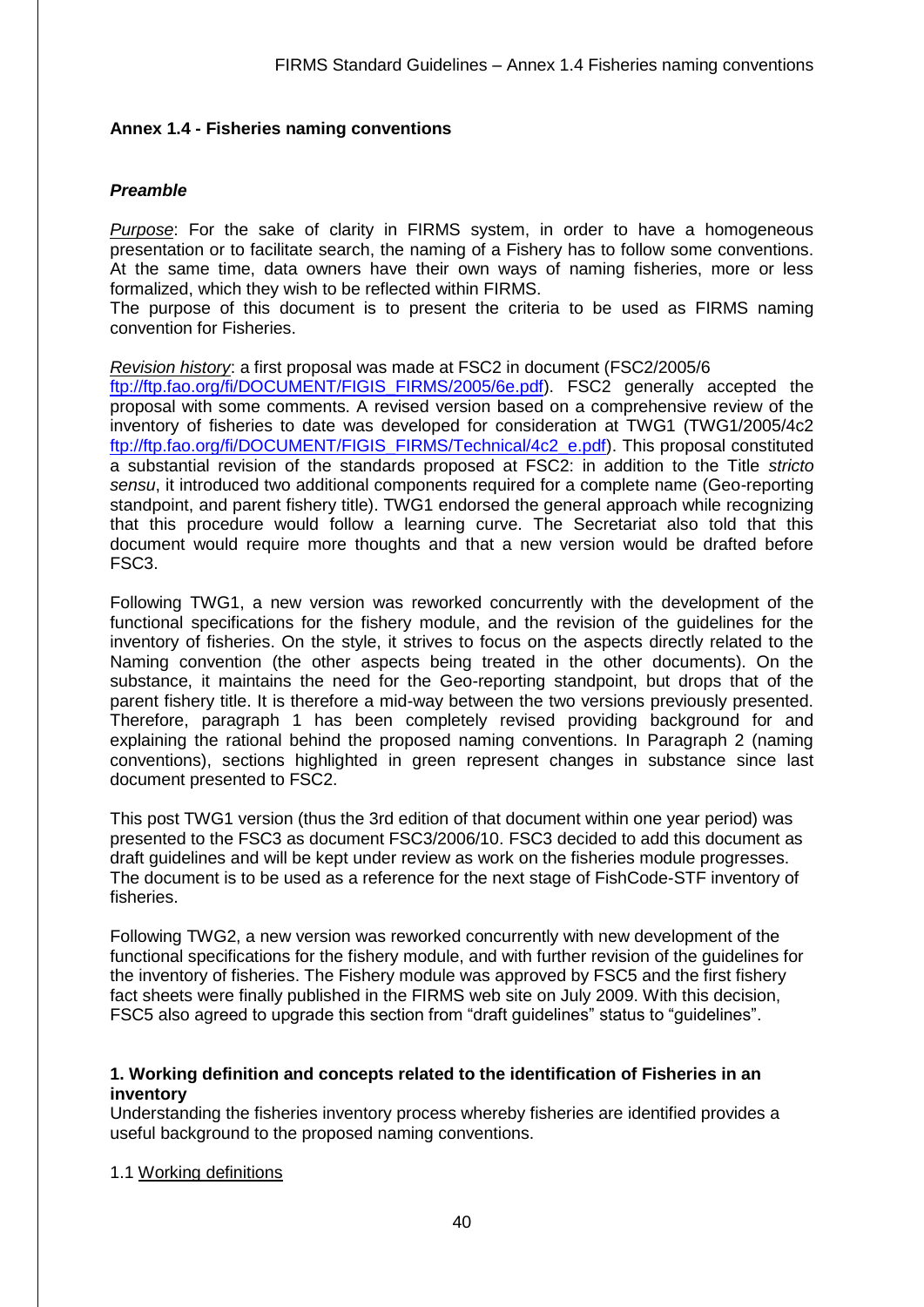## Annex 1.4 - Fisheries naming conventions

### *Preamble*

*Purpose*: For the sake of clarity in FIRMS system, in order to have a homogeneous presentation or to facilitate search, the naming of a Fishery has to follow some conventions. At the same time, data owners have their own ways of naming fisheries, more or less formalized, which they wish to be reflected within FIRMS.
The purpose of this document is to present the criteria to be used as FIRMS naming convention for Fisheries.

*Revision history*: a first proposal was made at FSC2 in document (FSC2/2005/6 ftp://ftp.fao.org/fi/DOCUMENT/FIGIS_FIRMS/2005/6e.pdf). FSC2 generally accepted the proposal with some comments. A revised version based on a comprehensive review of the inventory of fisheries to date was developed for consideration at TWG1 (TWG1/2005/4c2 ftp://ftp.fao.org/fi/DOCUMENT/FIGIS_FIRMS/Technical/4c2_e.pdf). This proposal constituted a substantial revision of the standards proposed at FSC2: in addition to the Title *stricto sensu*, it introduced two additional components required for a complete name (Geo-reporting standpoint, and parent fishery title). TWG1 endorsed the general approach while recognizing that this procedure would follow a learning curve. The Secretariat also told that this document would require more thoughts and that a new version would be drafted before FSC3.

Following TWG1, a new version was reworked concurrently with the development of the functional specifications for the fishery module, and the revision of the guidelines for the inventory of fisheries. On the style, it strives to focus on the aspects directly related to the Naming convention (the other aspects being treated in the other documents). On the substance, it maintains the need for the Geo-reporting standpoint, but drops that of the parent fishery title. It is therefore a mid-way between the two versions previously presented. Therefore, paragraph 1 has been completely revised providing background for and explaining the rational behind the proposed naming conventions. In Paragraph 2 (naming conventions), sections highlighted in green represent changes in substance since last document presented to FSC2.

This post TWG1 version (thus the 3rd edition of that document within one year period) was presented to the FSC3 as document FSC3/2006/10. FSC3 decided to add this document as draft guidelines and will be kept under review as work on the fisheries module progresses. The document is to be used as a reference for the next stage of FishCode-STF inventory of fisheries.

Following TWG2, a new version was reworked concurrently with new development of the functional specifications for the fishery module, and with further revision of the guidelines for the inventory of fisheries. The Fishery module was approved by FSC5 and the first fishery fact sheets were finally published in the FIRMS web site on July 2009. With this decision, FSC5 also agreed to upgrade this section from "draft guidelines" status to "guidelines".

### 1. Working definition and concepts related to the identification of Fisheries in an inventory

Understanding the fisheries inventory process whereby fisheries are identified provides a useful background to the proposed naming conventions.

1.1 Working definitions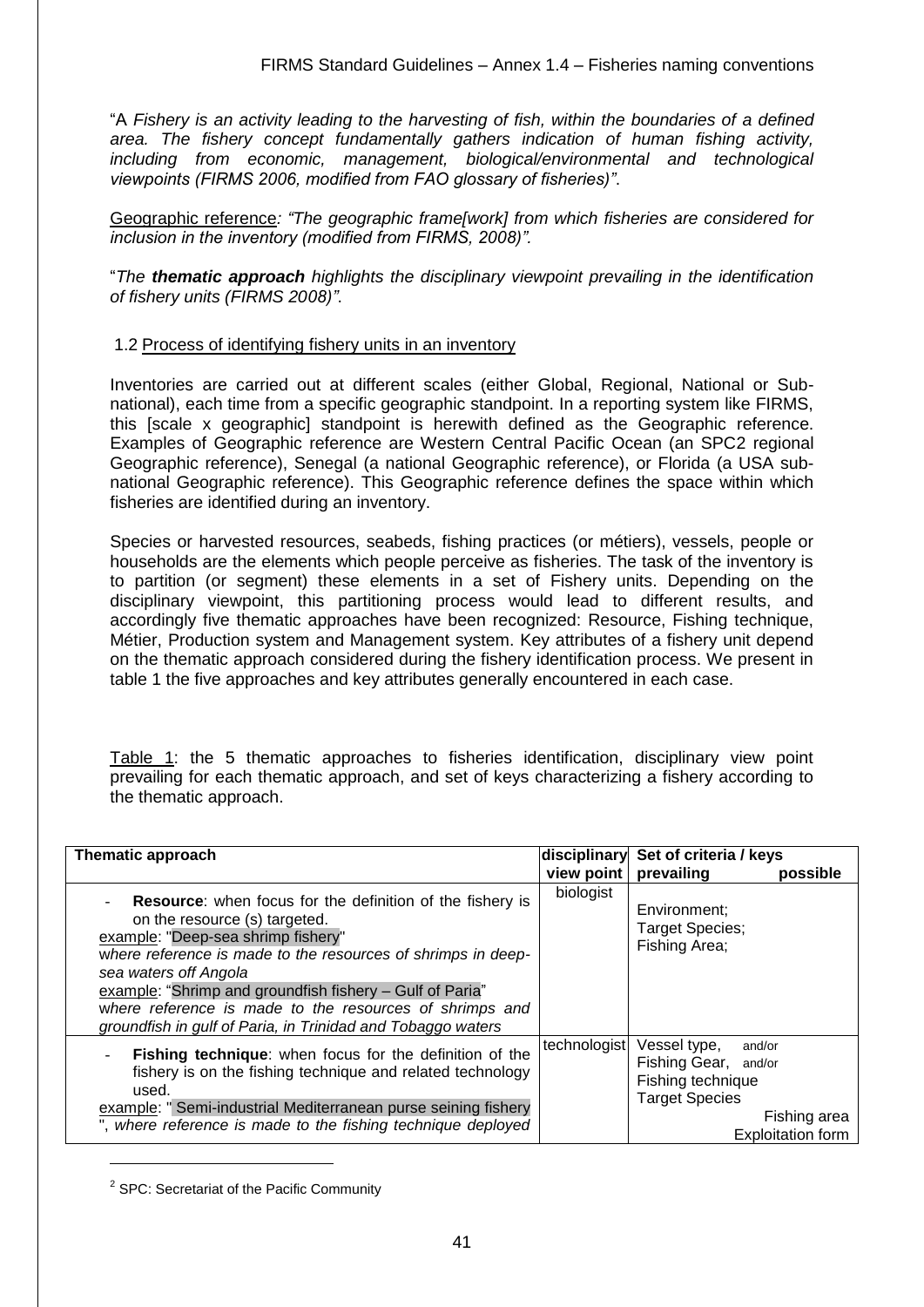"A *Fishery is an activity leading to the harvesting of fish, within the boundaries of a defined area. The fishery concept fundamentally gathers indication of human fishing activity, including from economic, management, biological/environmental and technological viewpoints (FIRMS 2006, modified from FAO glossary of fisheries)"*.

Geographic reference*: "The geographic frame[work] from which fisheries are considered for inclusion in the inventory (modified from FIRMS, 2008)".*

"*The **thematic approach** highlights the disciplinary viewpoint prevailing in the identification of fishery units (FIRMS 2008)"*.

### 1.2 Process of identifying fishery units in an inventory

Inventories are carried out at different scales (either Global, Regional, National or Sub-national), each time from a specific geographic standpoint. In a reporting system like FIRMS, this [scale x geographic] standpoint is herewith defined as the Geographic reference. Examples of Geographic reference are Western Central Pacific Ocean (an SPC[2] regional Geographic reference), Senegal (a national Geographic reference), or Florida (a USA sub-national Geographic reference). This Geographic reference defines the space within which fisheries are identified during an inventory.

Species or harvested resources, seabeds, fishing practices (or métiers), vessels, people or households are the elements which people perceive as fisheries. The task of the inventory is to partition (or segment) these elements in a set of Fishery units. Depending on the disciplinary viewpoint, this partitioning process would lead to different results, and accordingly five thematic approaches have been recognized: Resource, Fishing technique, Métier, Production system and Management system. Key attributes of a fishery unit depend on the thematic approach considered during the fishery identification process. We present in table 1 the five approaches and key attributes generally encountered in each case.

Table 1: the 5 thematic approaches to fisheries identification, disciplinary view point prevailing for each thematic approach, and set of keys characterizing a fishery according to the thematic approach.

| Thematic approach | disciplinary view point | Set of criteria / keys prevailing | possible |
|---|---|---|---|
| - **Resource**: when focus for the definition of the fishery is on the resource (s) targeted. example: "Deep-sea shrimp fishery" *where reference is made to the resources of shrimps in deep-sea waters off Angola* example: "Shrimp and groundfish fishery – Gulf of Paria" *where reference is made to the resources of shrimps and groundfish in gulf of Paria, in Trinidad and Tobaggo waters* | biologist | Environment; Target Species; Fishing Area; | |
| - **Fishing technique**: when focus for the definition of the fishery is on the fishing technique and related technology used. example: " Semi-industrial Mediterranean purse seining fishery ", *where reference is made to the fishing technique deployed* | technologist | Vessel type, and/or Fishing Gear, and/or Fishing technique Target Species | Fishing area Exploitation form |

[2] SPC: Secretariat of the Pacific Community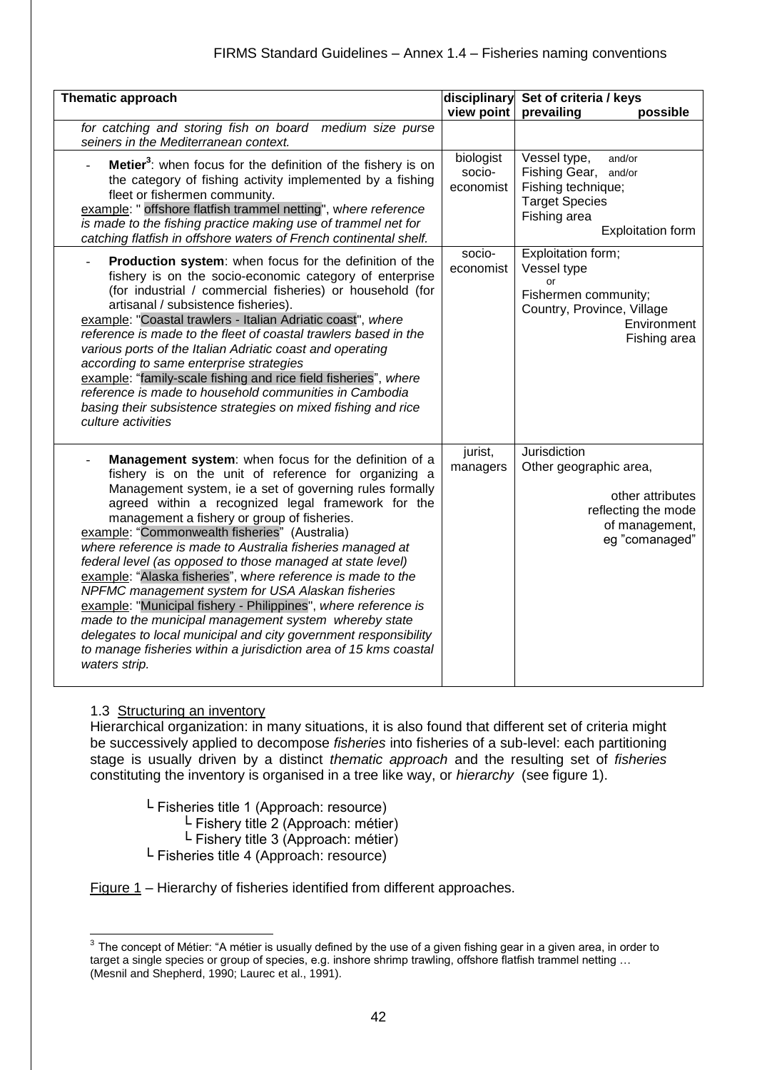| Thematic approach | disciplinary view point | Set of criteria / keys prevailing possible |
|---|---|---|
| *for catching and storing fish on board medium size purse seiners in the Mediterranean context.* | | |
| - **Metier**[3]: when focus for the definition of the fishery is on the category of fishing activity implemented by a fishing fleet or fishermen community.<br>example: " offshore flatfish trammel netting", *where reference is made to the fishing practice making use of trammel net for catching flatfish in offshore waters of French continental shelf.* | biologist socio-economist | Vessel type, and/or<br>Fishing Gear, and/or<br>Fishing technique;<br>Target Species<br>Fishing area<br>Exploitation form |
| - **Production system**: when focus for the definition of the fishery is on the socio-economic category of enterprise (for industrial / commercial fisheries) or household (for artisanal / subsistence fisheries).<br>example: "Coastal trawlers - Italian Adriatic coast", *where reference is made to the fleet of coastal trawlers based in the various ports of the Italian Adriatic coast and operating according to same enterprise strategies*<br>example: "family-scale fishing and rice field fisheries", *where reference is made to household communities in Cambodia basing their subsistence strategies on mixed fishing and rice culture activities* | socio-economist | Exploitation form;<br>Vessel type<br>or<br>Fishermen community;<br>Country, Province, Village<br>Environment<br>Fishing area |
| - **Management system**: when focus for the definition of a fishery is on the unit of reference for organizing a Management system, ie a set of governing rules formally agreed within a recognized legal framework for the management a fishery or group of fisheries.<br>example: "Commonwealth fisheries" (Australia) *where reference is made to Australia fisheries managed at federal level (as opposed to those managed at state level)*<br>example: "Alaska fisheries", *where reference is made to the NPFMC management system for USA Alaskan fisheries*<br>example: "Municipal fishery - Philippines", *where reference is made to the municipal management system whereby state delegates to local municipal and city government responsibility to manage fisheries within a jurisdiction area of 15 kms coastal waters strip.* | jurist, managers | Jurisdiction<br>Other geographic area,<br>other attributes reflecting the mode of management, eg "comanaged" |

### 1.3 Structuring an inventory

Hierarchical organization: in many situations, it is also found that different set of criteria might be successively applied to decompose *fisheries* into fisheries of a sub-level: each partitioning stage is usually driven by a distinct *thematic approach* and the resulting set of *fisheries* constituting the inventory is organised in a tree like way, or *hierarchy* (see figure 1).

```
└ Fisheries title 1 (Approach: resource)
    └ Fishery title 2 (Approach: métier)
    └ Fishery title 3 (Approach: métier)
└ Fisheries title 4 (Approach: resource)
```

Figure 1 – Hierarchy of fisheries identified from different approaches.

[3] The concept of Métier: "A métier is usually defined by the use of a given fishing gear in a given area, in order to target a single species or group of species, e.g. inshore shrimp trawling, offshore flatfish trammel netting … (Mesnil and Shepherd, 1990; Laurec et al., 1991).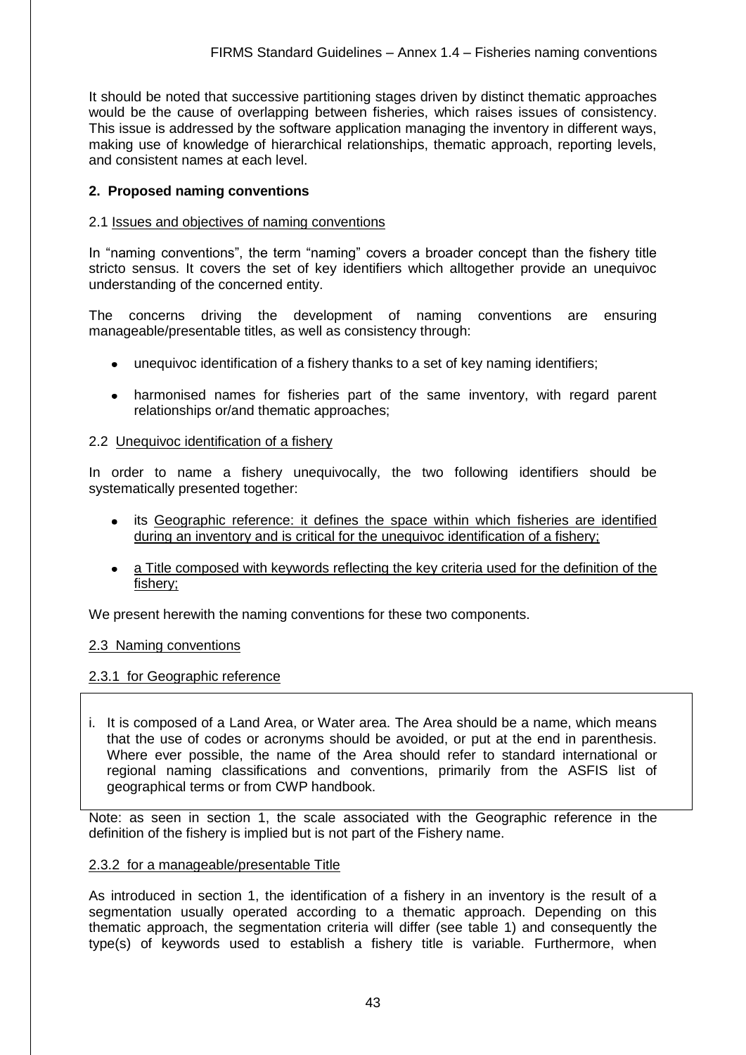It should be noted that successive partitioning stages driven by distinct thematic approaches would be the cause of overlapping between fisheries, which raises issues of consistency. This issue is addressed by the software application managing the inventory in different ways, making use of knowledge of hierarchical relationships, thematic approach, reporting levels, and consistent names at each level.

## 2. Proposed naming conventions

### 2.1 Issues and objectives of naming conventions

In "naming conventions", the term "naming" covers a broader concept than the fishery title stricto sensus. It covers the set of key identifiers which alltogether provide an unequivoc understanding of the concerned entity.

The concerns driving the development of naming conventions are ensuring manageable/presentable titles, as well as consistency through:

- unequivoc identification of a fishery thanks to a set of key naming identifiers;
- harmonised names for fisheries part of the same inventory, with regard parent relationships or/and thematic approaches;

### 2.2 Unequivoc identification of a fishery

In order to name a fishery unequivocally, the two following identifiers should be systematically presented together:

- its Geographic reference: it defines the space within which fisheries are identified during an inventory and is critical for the unequivoc identification of a fishery;
- a Title composed with keywords reflecting the key criteria used for the definition of the fishery;

We present herewith the naming conventions for these two components.

### 2.3 Naming conventions

#### 2.3.1 for Geographic reference

i. It is composed of a Land Area, or Water area. The Area should be a name, which means that the use of codes or acronyms should be avoided, or put at the end in parenthesis. Where ever possible, the name of the Area should refer to standard international or regional naming classifications and conventions, primarily from the ASFIS list of geographical terms or from CWP handbook.

Note: as seen in section 1, the scale associated with the Geographic reference in the definition of the fishery is implied but is not part of the Fishery name.

#### 2.3.2 for a manageable/presentable Title

As introduced in section 1, the identification of a fishery in an inventory is the result of a segmentation usually operated according to a thematic approach. Depending on this thematic approach, the segmentation criteria will differ (see table 1) and consequently the type(s) of keywords used to establish a fishery title is variable. Furthermore, when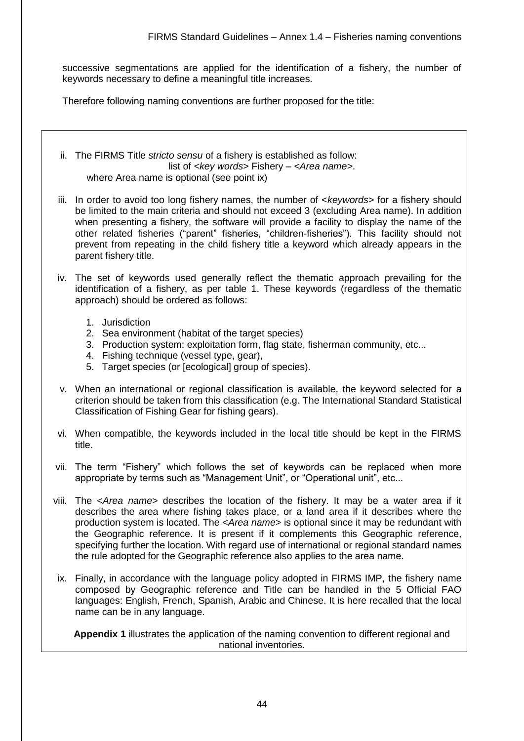successive segmentations are applied for the identification of a fishery, the number of keywords necessary to define a meaningful title increases.

Therefore following naming conventions are further proposed for the title:

ii. The FIRMS Title *stricto sensu* of a fishery is established as follow:

   list of <*key words*> Fishery – <*Area name*>.

   where Area name is optional (see point ix)

iii. In order to avoid too long fishery names, the number of <*keywords*> for a fishery should be limited to the main criteria and should not exceed 3 (excluding Area name). In addition when presenting a fishery, the software will provide a facility to display the name of the other related fisheries ("parent" fisheries, "children-fisheries"). This facility should not prevent from repeating in the child fishery title a keyword which already appears in the parent fishery title.

iv. The set of keywords used generally reflect the thematic approach prevailing for the identification of a fishery, as per table 1. These keywords (regardless of the thematic approach) should be ordered as follows:

   1. Jurisdiction
   2. Sea environment (habitat of the target species)
   3. Production system: exploitation form, flag state, fisherman community, etc...
   4. Fishing technique (vessel type, gear),
   5. Target species (or [ecological] group of species).

v. When an international or regional classification is available, the keyword selected for a criterion should be taken from this classification (e.g. The International Standard Statistical Classification of Fishing Gear for fishing gears).

vi. When compatible, the keywords included in the local title should be kept in the FIRMS title.

vii. The term "Fishery" which follows the set of keywords can be replaced when more appropriate by terms such as "Management Unit", or "Operational unit", etc...

viii. The <*Area name*> describes the location of the fishery. It may be a water area if it describes the area where fishing takes place, or a land area if it describes where the production system is located. The <*Area name*> is optional since it may be redundant with the Geographic reference. It is present if it complements this Geographic reference, specifying further the location. With regard use of international or regional standard names the rule adopted for the Geographic reference also applies to the area name.

ix. Finally, in accordance with the language policy adopted in FIRMS IMP, the fishery name composed by Geographic reference and Title can be handled in the 5 Official FAO languages: English, French, Spanish, Arabic and Chinese. It is here recalled that the local name can be in any language.

**Appendix 1** illustrates the application of the naming convention to different regional and national inventories.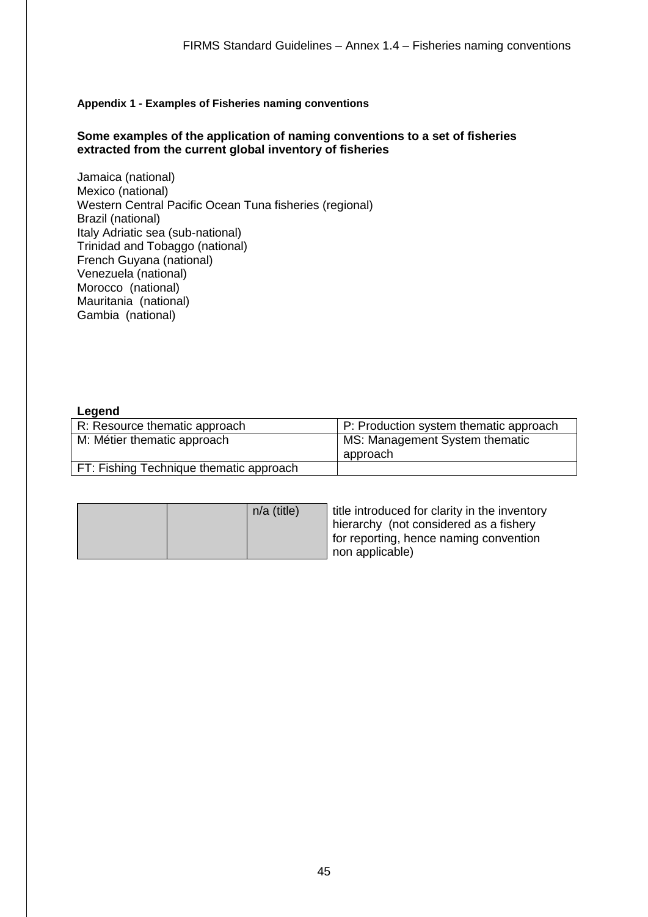**Appendix 1 - Examples of Fisheries naming conventions**

**Some examples of the application of naming conventions to a set of fisheries extracted from the current global inventory of fisheries**

Jamaica (national)
Mexico (national)
Western Central Pacific Ocean Tuna fisheries (regional)
Brazil (national)
Italy Adriatic sea (sub-national)
Trinidad and Tobaggo (national)
French Guyana (national)
Venezuela (national)
Morocco (national)
Mauritania (national)
Gambia (national)

**Legend**

| R: Resource thematic approach | P: Production system thematic approach |
|---|---|
| M: Métier thematic approach | MS: Management System thematic approach |
| FT: Fishing Technique thematic approach | |

| | | n/a (title) | title introduced for clarity in the inventory hierarchy (not considered as a fishery for reporting, hence naming convention non applicable) |
|---|---|---|---|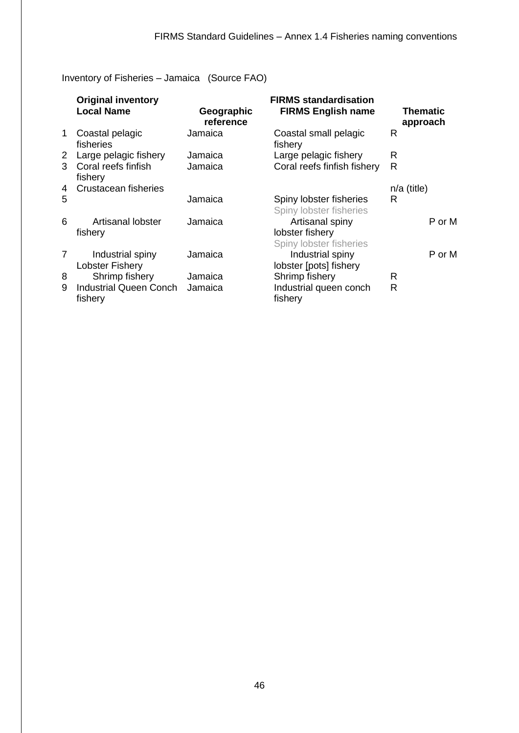Inventory of Fisheries – Jamaica (Source FAO)

| | Original inventory Local Name | Geographic reference | FIRMS standardisation FIRMS English name | Thematic approach |
|---|---|---|---|---|
| 1 | Coastal pelagic fisheries | Jamaica | Coastal small pelagic fishery | R |
| 2 | Large pelagic fishery | Jamaica | Large pelagic fishery | R |
| 3 | Coral reefs finfish fishery | Jamaica | Coral reefs finfish fishery | R |
| 4 | Crustacean fisheries | | | n/a (title) |
| 5 | | Jamaica | Spiny lobster fisheries | R |
| 6 | Artisanal lobster fishery | Jamaica | Spiny lobster fisheries<br>Artisanal spiny lobster fishery | P or M |
| 7 | Industrial spiny Lobster Fishery | Jamaica | Spiny lobster fisheries<br>Industrial spiny lobster [pots] fishery | P or M |
| 8 | Shrimp fishery | Jamaica | Shrimp fishery | R |
| 9 | Industrial Queen Conch fishery | Jamaica | Industrial queen conch fishery | R |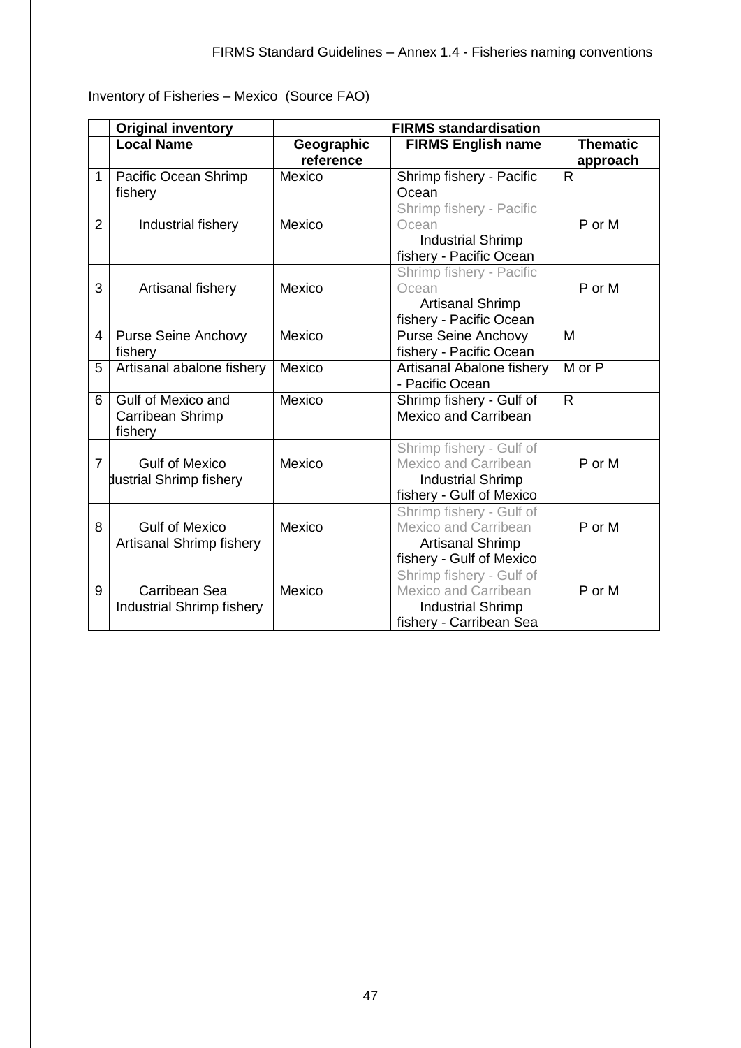Inventory of Fisheries – Mexico (Source FAO)

| | Original inventory | FIRMS standardisation | | |
|---|---|---|---|---|
| | **Local Name** | **Geographic reference** | **FIRMS English name** | **Thematic approach** |
| 1 | Pacific Ocean Shrimp fishery | Mexico | Shrimp fishery - Pacific Ocean | R |
| 2 | Industrial fishery | Mexico | Shrimp fishery - Pacific Ocean Industrial Shrimp fishery - Pacific Ocean | P or M |
| 3 | Artisanal fishery | Mexico | Shrimp fishery - Pacific Ocean Artisanal Shrimp fishery - Pacific Ocean | P or M |
| 4 | Purse Seine Anchovy fishery | Mexico | Purse Seine Anchovy fishery - Pacific Ocean | M |
| 5 | Artisanal abalone fishery | Mexico | Artisanal Abalone fishery - Pacific Ocean | M or P |
| 6 | Gulf of Mexico and Carribean Shrimp fishery | Mexico | Shrimp fishery - Gulf of Mexico and Carribean | R |
| 7 | Gulf of Mexico Industrial Shrimp fishery | Mexico | Shrimp fishery - Gulf of Mexico and Carribean Industrial Shrimp fishery - Gulf of Mexico | P or M |
| 8 | Gulf of Mexico Artisanal Shrimp fishery | Mexico | Shrimp fishery - Gulf of Mexico and Carribean Artisanal Shrimp fishery - Gulf of Mexico | P or M |
| 9 | Carribean Sea Industrial Shrimp fishery | Mexico | Shrimp fishery - Gulf of Mexico and Carribean Industrial Shrimp fishery - Carribean Sea | P or M |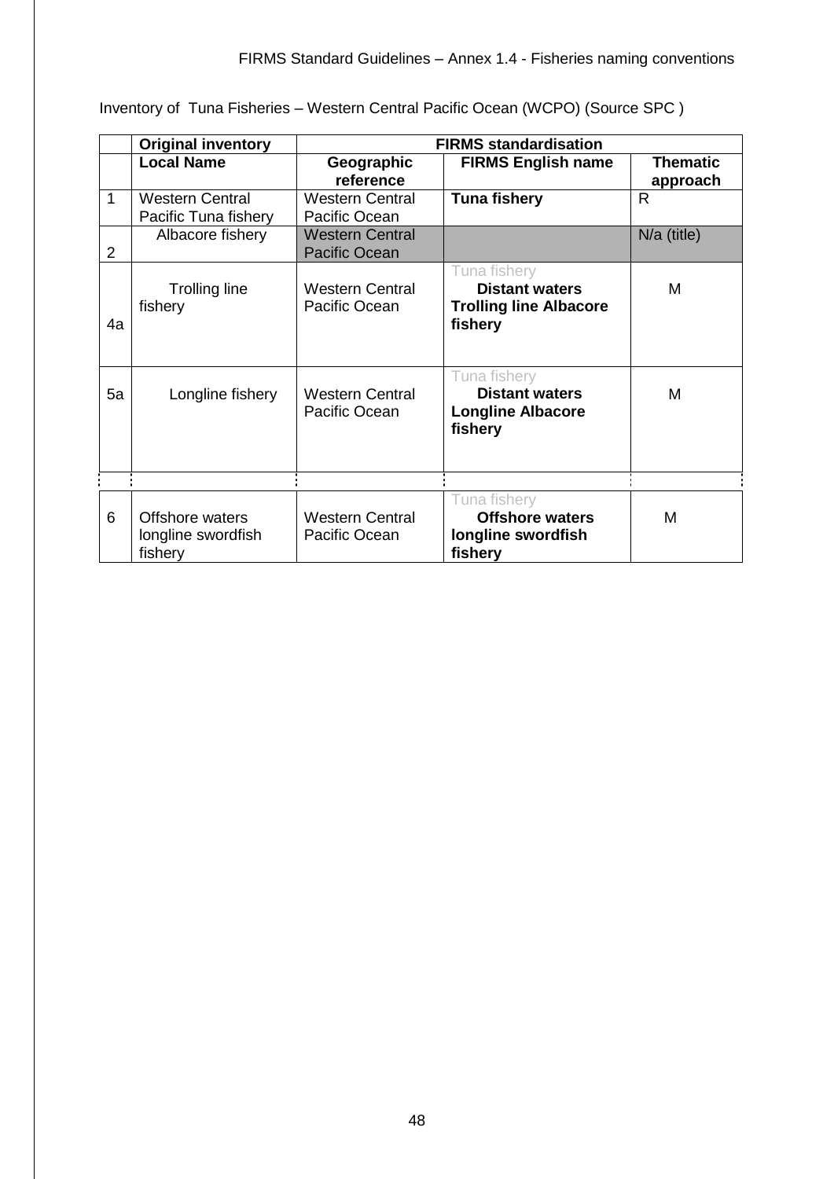Inventory of Tuna Fisheries – Western Central Pacific Ocean (WCPO) (Source SPC )

| | Original inventory | FIRMS standardisation | | |
|---|---|---|---|---|
| | **Local Name** | **Geographic reference** | **FIRMS English name** | **Thematic approach** |
| 1 | Western Central Pacific Tuna fishery | Western Central Pacific Ocean | **Tuna fishery** | R |
| 2 | Albacore fishery | Western Central Pacific Ocean | | N/a (title) |
| 4a | Trolling line fishery | Western Central Pacific Ocean | Tuna fishery **Distant waters Trolling line Albacore fishery** | M |
| 5a | Longline fishery | Western Central Pacific Ocean | Tuna fishery **Distant waters Longline Albacore fishery** | M |
| ⋮ | ⋮ | ⋮ | ⋮ | ⋮ |
| 6 | Offshore waters longline swordfish fishery | Western Central Pacific Ocean | Tuna fishery **Offshore waters longline swordfish fishery** | M |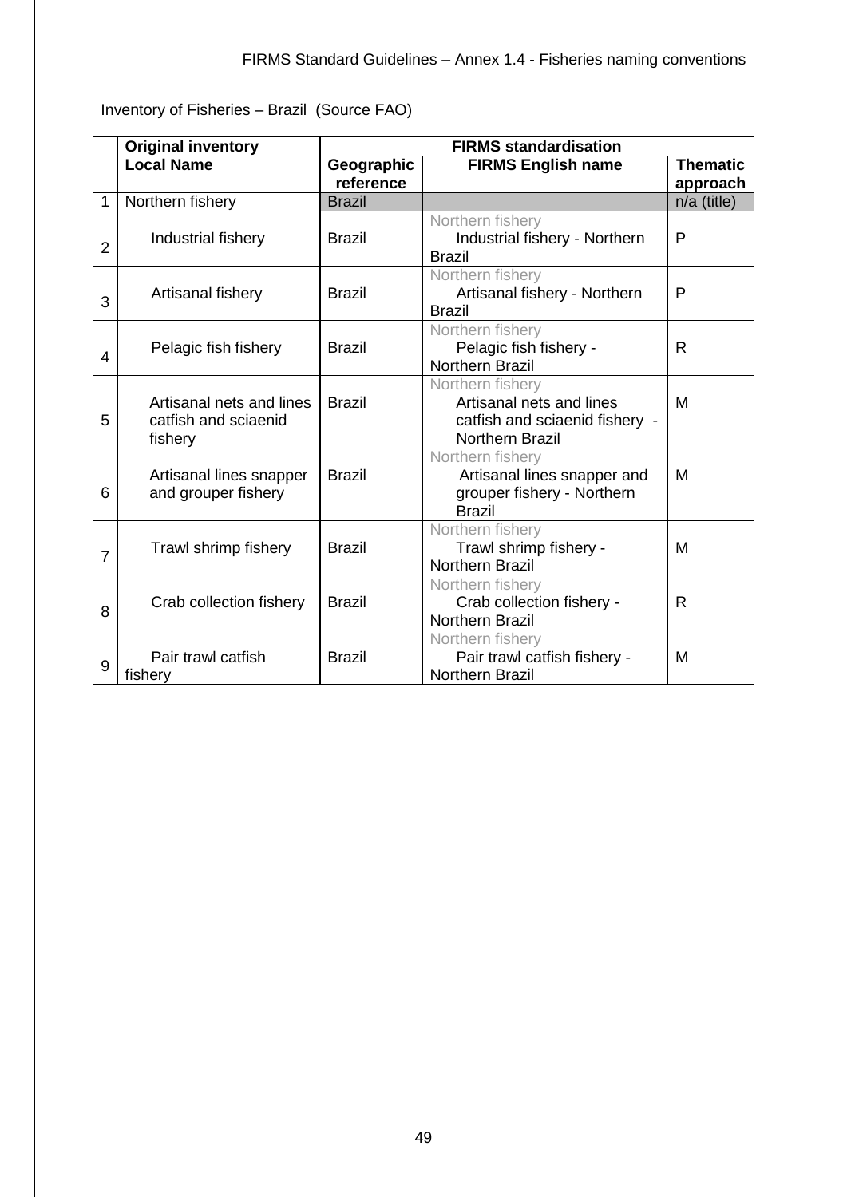Inventory of Fisheries – Brazil (Source FAO)

| | Original inventory | FIRMS standardisation | | |
|---|---|---|---|---|
| | Local Name | Geographic reference | FIRMS English name | Thematic approach |
| 1 | Northern fishery | Brazil | | n/a (title) |
| 2 | Industrial fishery | Brazil | Northern fishery Industrial fishery - Northern Brazil | P |
| 3 | Artisanal fishery | Brazil | Northern fishery Artisanal fishery - Northern Brazil | P |
| 4 | Pelagic fish fishery | Brazil | Northern fishery Pelagic fish fishery - Northern Brazil | R |
| 5 | Artisanal nets and lines catfish and sciaenid fishery | Brazil | Northern fishery Artisanal nets and lines catfish and sciaenid fishery - Northern Brazil | M |
| 6 | Artisanal lines snapper and grouper fishery | Brazil | Northern fishery Artisanal lines snapper and grouper fishery - Northern Brazil | M |
| 7 | Trawl shrimp fishery | Brazil | Northern fishery Trawl shrimp fishery - Northern Brazil | M |
| 8 | Crab collection fishery | Brazil | Northern fishery Crab collection fishery - Northern Brazil | R |
| 9 | Pair trawl catfish fishery | Brazil | Northern fishery Pair trawl catfish fishery - Northern Brazil | M |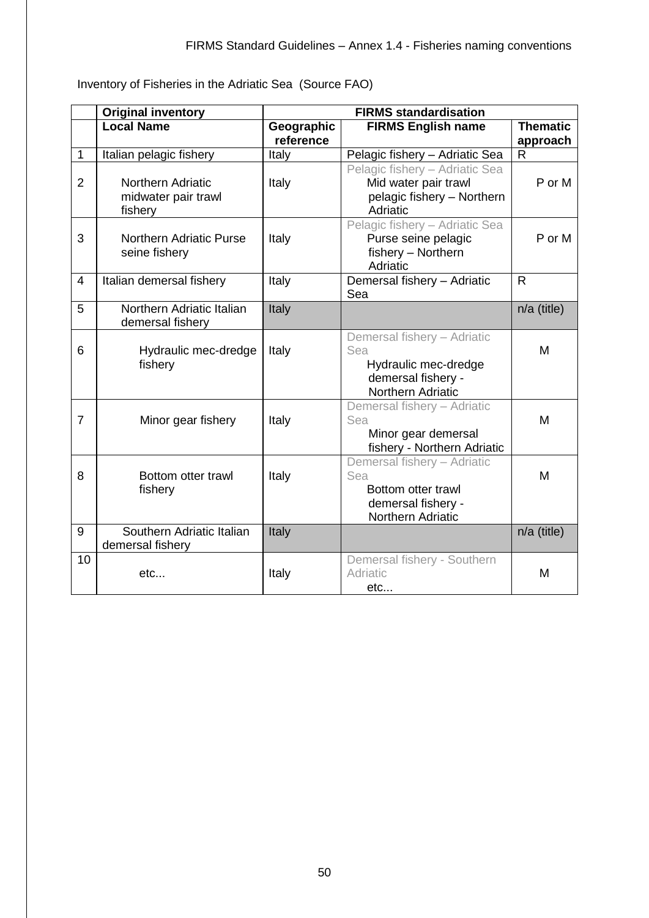Inventory of Fisheries in the Adriatic Sea (Source FAO)

| | Original inventory | FIRMS standardisation | | |
|---|---|---|---|---|
| | **Local Name** | **Geographic reference** | **FIRMS English name** | **Thematic approach** |
| 1 | Italian pelagic fishery | Italy | Pelagic fishery – Adriatic Sea | R |
| 2 | Northern Adriatic midwater pair trawl fishery | Italy | Pelagic fishery – Adriatic Sea Mid water pair trawl pelagic fishery – Northern Adriatic | P or M |
| 3 | Northern Adriatic Purse seine fishery | Italy | Pelagic fishery – Adriatic Sea Purse seine pelagic fishery – Northern Adriatic | P or M |
| 4 | Italian demersal fishery | Italy | Demersal fishery – Adriatic Sea | R |
| 5 | Northern Adriatic Italian demersal fishery | Italy | | n/a (title) |
| 6 | Hydraulic mec-dredge fishery | Italy | Demersal fishery – Adriatic Sea Hydraulic mec-dredge demersal fishery - Northern Adriatic | M |
| 7 | Minor gear fishery | Italy | Demersal fishery – Adriatic Sea Minor gear demersal fishery - Northern Adriatic | M |
| 8 | Bottom otter trawl fishery | Italy | Demersal fishery – Adriatic Sea Bottom otter trawl demersal fishery - Northern Adriatic | M |
| 9 | Southern Adriatic Italian demersal fishery | Italy | | n/a (title) |
| 10 | etc... | Italy | Demersal fishery - Southern Adriatic etc... | M |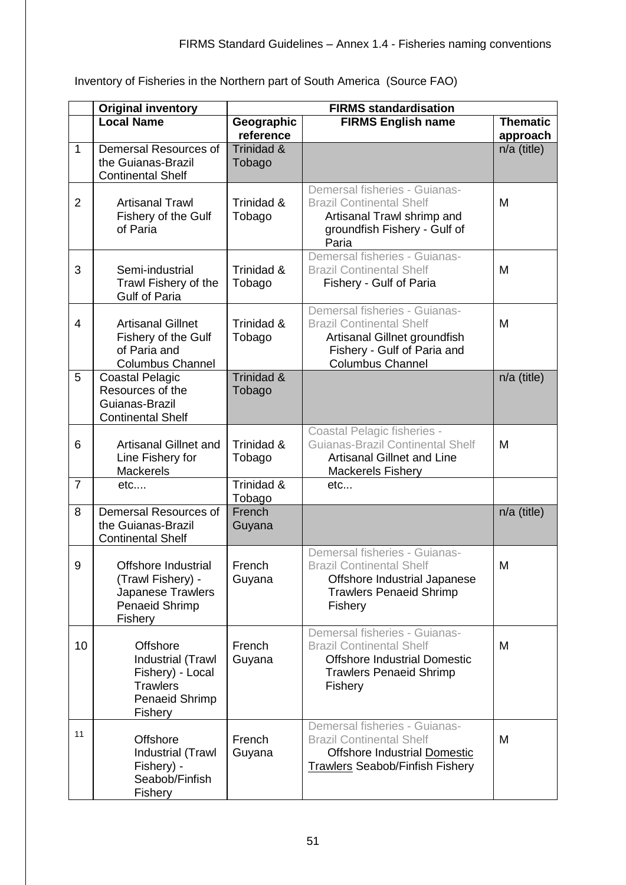Inventory of Fisheries in the Northern part of South America (Source FAO)

| | Original inventory | FIRMS standardisation | | |
|---|---|---|---|---|
| | Local Name | Geographic reference | FIRMS English name | Thematic approach |
| 1 | Demersal Resources of the Guianas-Brazil Continental Shelf | Trinidad & Tobago | | n/a (title) |
| 2 | Artisanal Trawl Fishery of the Gulf of Paria | Trinidad & Tobago | Demersal fisheries - Guianas-Brazil Continental Shelf Artisanal Trawl shrimp and groundfish Fishery - Gulf of Paria | M |
| 3 | Semi-industrial Trawl Fishery of the Gulf of Paria | Trinidad & Tobago | Demersal fisheries - Guianas-Brazil Continental Shelf Fishery - Gulf of Paria | M |
| 4 | Artisanal Gillnet Fishery of the Gulf of Paria and Columbus Channel | Trinidad & Tobago | Demersal fisheries - Guianas-Brazil Continental Shelf Artisanal Gillnet groundfish Fishery - Gulf of Paria and Columbus Channel | M |
| 5 | Coastal Pelagic Resources of the Guianas-Brazil Continental Shelf | Trinidad & Tobago | | n/a (title) |
| 6 | Artisanal Gillnet and Line Fishery for Mackerels | Trinidad & Tobago | Coastal Pelagic fisheries - Guianas-Brazil Continental Shelf Artisanal Gillnet and Line Mackerels Fishery | M |
| 7 | etc.... | Trinidad & Tobago | etc... | |
| 8 | Demersal Resources of the Guianas-Brazil Continental Shelf | French Guyana | | n/a (title) |
| 9 | Offshore Industrial (Trawl Fishery) - Japanese Trawlers Penaeid Shrimp Fishery | French Guyana | Demersal fisheries - Guianas-Brazil Continental Shelf Offshore Industrial Japanese Trawlers Penaeid Shrimp Fishery | M |
| 10 | Offshore Industrial (Trawl Fishery) - Local Trawlers Penaeid Shrimp Fishery | French Guyana | Demersal fisheries - Guianas-Brazil Continental Shelf Offshore Industrial Domestic Trawlers Penaeid Shrimp Fishery | M |
| 11 | Offshore Industrial (Trawl Fishery) - Seabob/Finfish Fishery | French Guyana | Demersal fisheries - Guianas-Brazil Continental Shelf Offshore Industrial <u>Domestic Trawlers</u> Seabob/Finfish Fishery | M |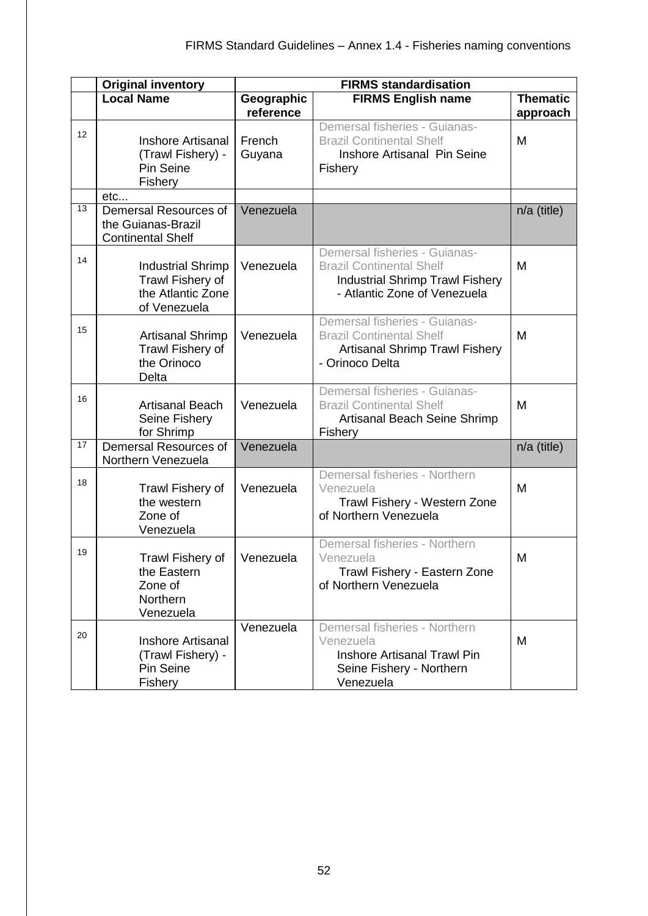| | Original inventory | FIRMS standardisation | | |
|---|---|---|---|---|
| | Local Name | Geographic reference | FIRMS English name | Thematic approach |
| 12 | Inshore Artisanal (Trawl Fishery) - Pin Seine Fishery | French Guyana | Demersal fisheries - Guianas-Brazil Continental Shelf Inshore Artisanal Pin Seine Fishery | M |
| | etc... | | | |
| 13 | Demersal Resources of the Guianas-Brazil Continental Shelf | Venezuela | | n/a (title) |
| 14 | Industrial Shrimp Trawl Fishery of the Atlantic Zone of Venezuela | Venezuela | Demersal fisheries - Guianas-Brazil Continental Shelf Industrial Shrimp Trawl Fishery - Atlantic Zone of Venezuela | M |
| 15 | Artisanal Shrimp Trawl Fishery of the Orinoco Delta | Venezuela | Demersal fisheries - Guianas-Brazil Continental Shelf Artisanal Shrimp Trawl Fishery - Orinoco Delta | M |
| 16 | Artisanal Beach Seine Fishery for Shrimp | Venezuela | Demersal fisheries - Guianas-Brazil Continental Shelf Artisanal Beach Seine Shrimp Fishery | M |
| 17 | Demersal Resources of Northern Venezuela | Venezuela | | n/a (title) |
| 18 | Trawl Fishery of the western Zone of Venezuela | Venezuela | Demersal fisheries - Northern Venezuela Trawl Fishery - Western Zone of Northern Venezuela | M |
| 19 | Trawl Fishery of the Eastern Zone of Northern Venezuela | Venezuela | Demersal fisheries - Northern Venezuela Trawl Fishery - Eastern Zone of Northern Venezuela | M |
| 20 | Inshore Artisanal (Trawl Fishery) - Pin Seine Fishery | Venezuela | Demersal fisheries - Northern Venezuela Inshore Artisanal Trawl Pin Seine Fishery - Northern Venezuela | M |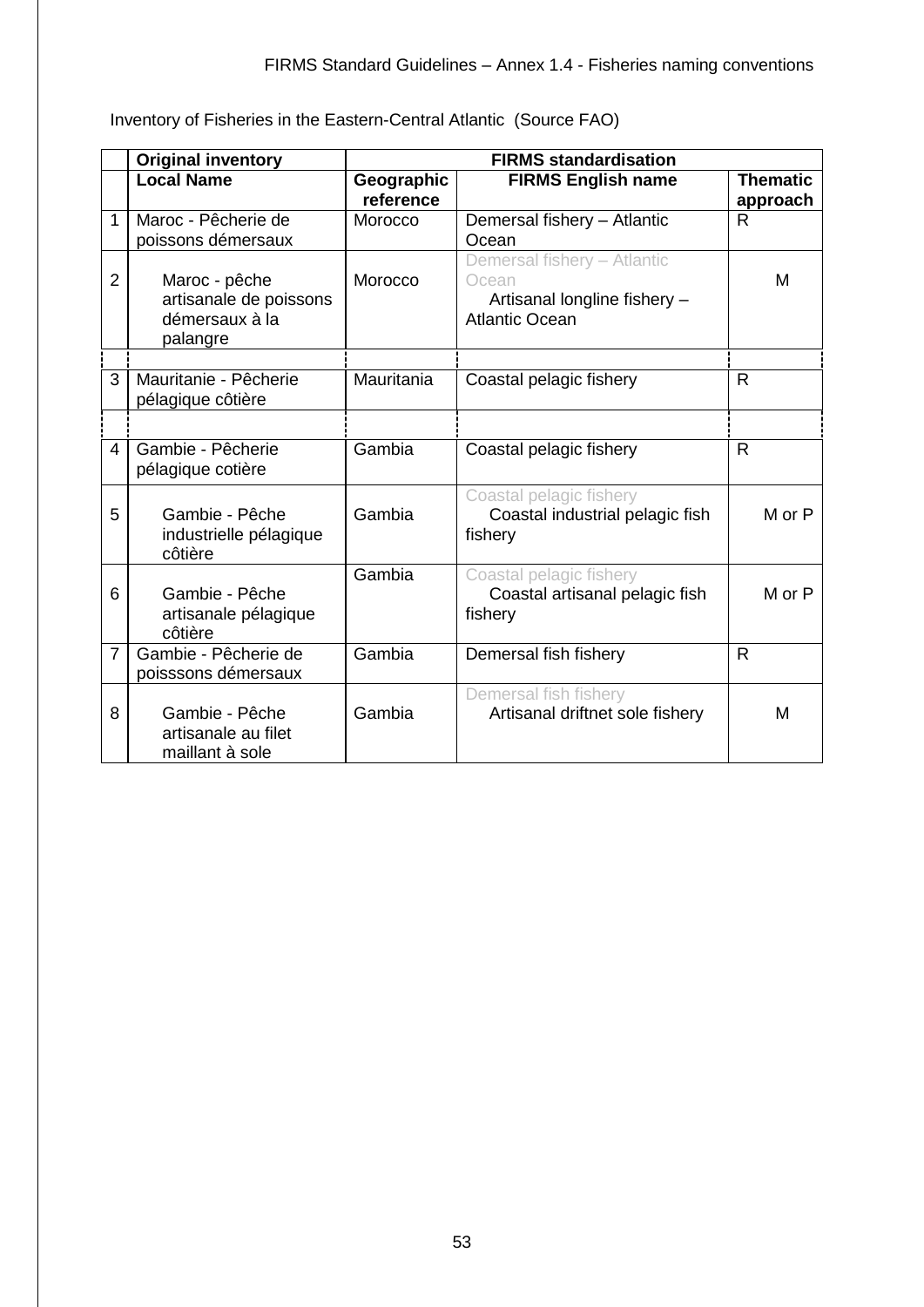Inventory of Fisheries in the Eastern-Central Atlantic (Source FAO)

| | **Original inventory** | **FIRMS standardisation** | | |
|---|---|---|---|---|
| | **Local Name** | **Geographic reference** | **FIRMS English name** | **Thematic approach** |
| 1 | Maroc - Pêcherie de poissons démersaux | Morocco | Demersal fishery – Atlantic Ocean | R |
| 2 | Maroc - pêche artisanale de poissons démersaux à la palangre | Morocco | Demersal fishery – Atlantic Ocean Artisanal longline fishery – Atlantic Ocean | M |
| | | | | |
| 3 | Mauritanie - Pêcherie pélagique côtière | Mauritania | Coastal pelagic fishery | R |
| | | | | |
| 4 | Gambie - Pêcherie pélagique cotière | Gambia | Coastal pelagic fishery | R |
| 5 | Gambie - Pêche industrielle pélagique côtière | Gambia | Coastal pelagic fishery Coastal industrial pelagic fish fishery | M or P |
| 6 | Gambie - Pêche artisanale pélagique côtière | Gambia | Coastal pelagic fishery Coastal artisanal pelagic fish fishery | M or P |
| 7 | Gambie - Pêcherie de poisssons démersaux | Gambia | Demersal fish fishery | R |
| 8 | Gambie - Pêche artisanale au filet maillant à sole | Gambia | Demersal fish fishery Artisanal driftnet sole fishery | M |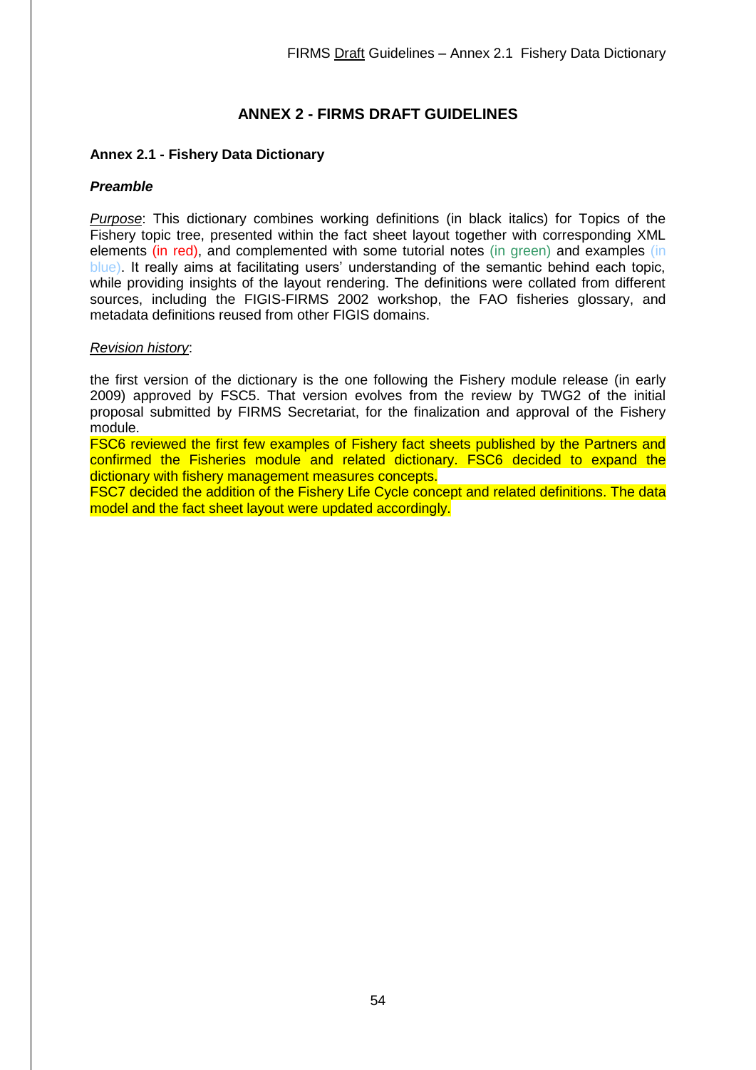# ANNEX 2 - FIRMS DRAFT GUIDELINES

## Annex 2.1 - Fishery Data Dictionary

### *Preamble*

*Purpose*: This dictionary combines working definitions (in black italics) for Topics of the Fishery topic tree, presented within the fact sheet layout together with corresponding XML elements (in red), and complemented with some tutorial notes (in green) and examples (in blue). It really aims at facilitating users' understanding of the semantic behind each topic, while providing insights of the layout rendering. The definitions were collated from different sources, including the FIGIS-FIRMS 2002 workshop, the FAO fisheries glossary, and metadata definitions reused from other FIGIS domains.

*Revision history*:

the first version of the dictionary is the one following the Fishery module release (in early 2009) approved by FSC5. That version evolves from the review by TWG2 of the initial proposal submitted by FIRMS Secretariat, for the finalization and approval of the Fishery module.
FSC6 reviewed the first few examples of Fishery fact sheets published by the Partners and confirmed the Fisheries module and related dictionary. FSC6 decided to expand the dictionary with fishery management measures concepts.
FSC7 decided the addition of the Fishery Life Cycle concept and related definitions. The data model and the fact sheet layout were updated accordingly.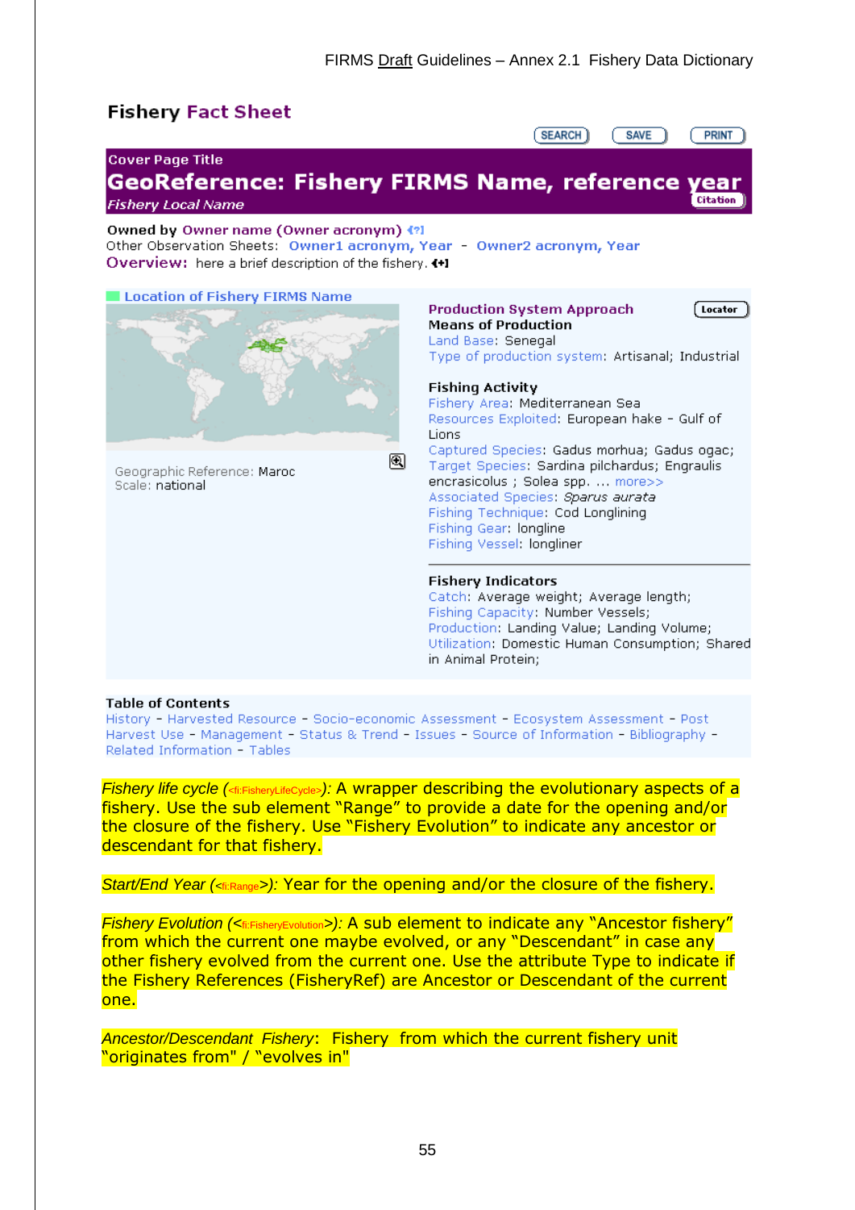## Fishery Fact Sheet

SEARCH SAVE PRINT

Cover Page Title

**GeoReference: Fishery FIRMS Name, reference year**

*Fishery Local Name* Citation

**Owned by** Owner name (Owner acronym) [?]

Other Observation Sheets: Owner1 acronym, Year - Owner2 acronym, Year

**Overview:** here a brief description of the fishery. [+]

**Location of Fishery FIRMS Name**

Geographic Reference: Maroc
Scale: national

**Production System Approach** Locator

**Means of Production**
Land Base: Senegal
Type of production system: Artisanal; Industrial

**Fishing Activity**
Fishery Area: Mediterranean Sea
Resources Exploited: European hake - Gulf of Lions
Captured Species: Gadus morhua; Gadus ogac;
Target Species: Sardina pilchardus; Engraulis encrasicolus ; Solea spp. ... more>>
Associated Species: *Sparus aurata*
Fishing Technique: Cod Longlining
Fishing Gear: longline
Fishing Vessel: longliner

**Fishery Indicators**
Catch: Average weight; Average length;
Fishing Capacity: Number Vessels;
Production: Landing Value; Landing Volume;
Utilization: Domestic Human Consumption; Shared in Animal Protein;

**Table of Contents**
History - Harvested Resource - Socio-economic Assessment - Ecosystem Assessment - Post Harvest Use - Management - Status & Trend - Issues - Source of Information - Bibliography - Related Information - Tables

*Fishery life cycle* (<fi:FisheryLifeCycle>): A wrapper describing the evolutionary aspects of a fishery. Use the sub element "Range" to provide a date for the opening and/or the closure of the fishery. Use "Fishery Evolution" to indicate any ancestor or descendant for that fishery.

*Start/End Year* (<fi:Range>): Year for the opening and/or the closure of the fishery.

*Fishery Evolution* (<fi:FisheryEvolution>): A sub element to indicate any "Ancestor fishery" from which the current one maybe evolved, or any "Descendant" in case any other fishery evolved from the current one. Use the attribute Type to indicate if the Fishery References (FisheryRef) are Ancestor or Descendant of the current one.

*Ancestor/Descendant Fishery*: Fishery from which the current fishery unit "originates from" / "evolves in"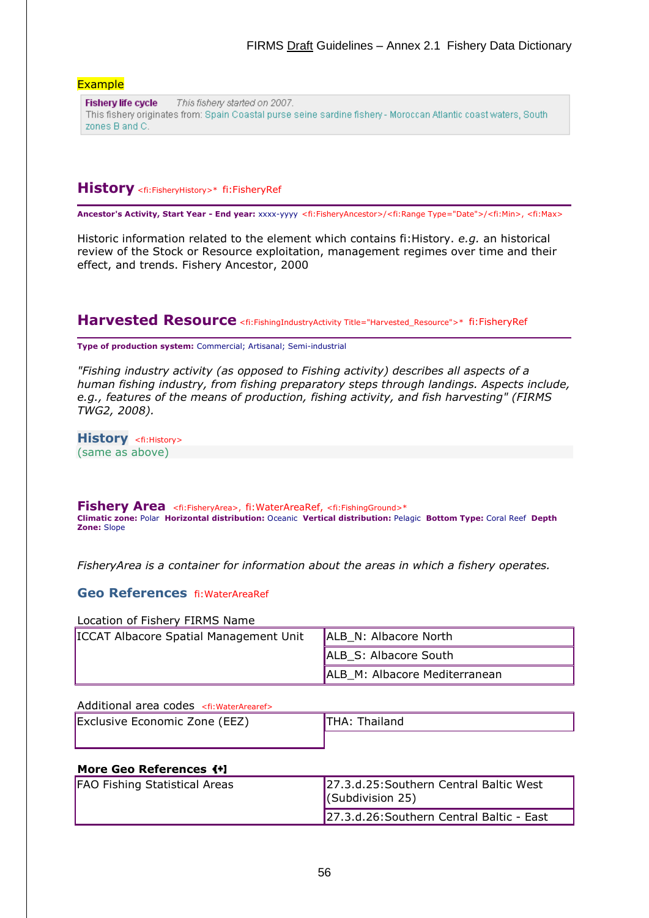Example

**Fishery life cycle** *This fishery started on 2007.*
This fishery originates from: Spain Coastal purse seine sardine fishery - Moroccan Atlantic coast waters, South zones B and C.

## History <fi:FisheryHistory>* fi:FisheryRef

**Ancestor's Activity, Start Year - End year:** xxxx-yyyy <fi:FisheryAncestor>/<fi:Range Type="Date">/<fi:Min>, <fi:Max>

Historic information related to the element which contains fi:History. *e.g.* an historical review of the Stock or Resource exploitation, management regimes over time and their effect, and trends. Fishery Ancestor, 2000

## Harvested Resource <fi:FishingIndustryActivity Title="Harvested_Resource">* fi:FisheryRef

**Type of production system:** Commercial; Artisanal; Semi-industrial

*"Fishing industry activity (as opposed to Fishing activity) describes all aspects of a human fishing industry, from fishing preparatory steps through landings. Aspects include, e.g., features of the means of production, fishing activity, and fish harvesting" (FIRMS TWG2, 2008).*

### History <fi:History>

(same as above)

## Fishery Area <fi:FisheryArea>, fi:WaterAreaRef, <fi:FishingGround>*

**Climatic zone:** Polar **Horizontal distribution:** Oceanic **Vertical distribution:** Pelagic **Bottom Type:** Coral Reef **Depth Zone:** Slope

*FisheryArea is a container for information about the areas in which a fishery operates.*

### Geo References fi:WaterAreaRef

Location of Fishery FIRMS Name

| | |
|---|---|
| ICCAT Albacore Spatial Management Unit | ALB_N: Albacore North |
| | ALB_S: Albacore South |
| | ALB_M: Albacore Mediterranean |

Additional area codes <fi:WaterArearef>

| | |
|---|---|
| Exclusive Economic Zone (EEZ) | THA: Thailand |

**More Geo References {+]**

| | |
|---|---|
| FAO Fishing Statistical Areas | 27.3.d.25:Southern Central Baltic West (Subdivision 25) |
| | 27.3.d.26:Southern Central Baltic - East |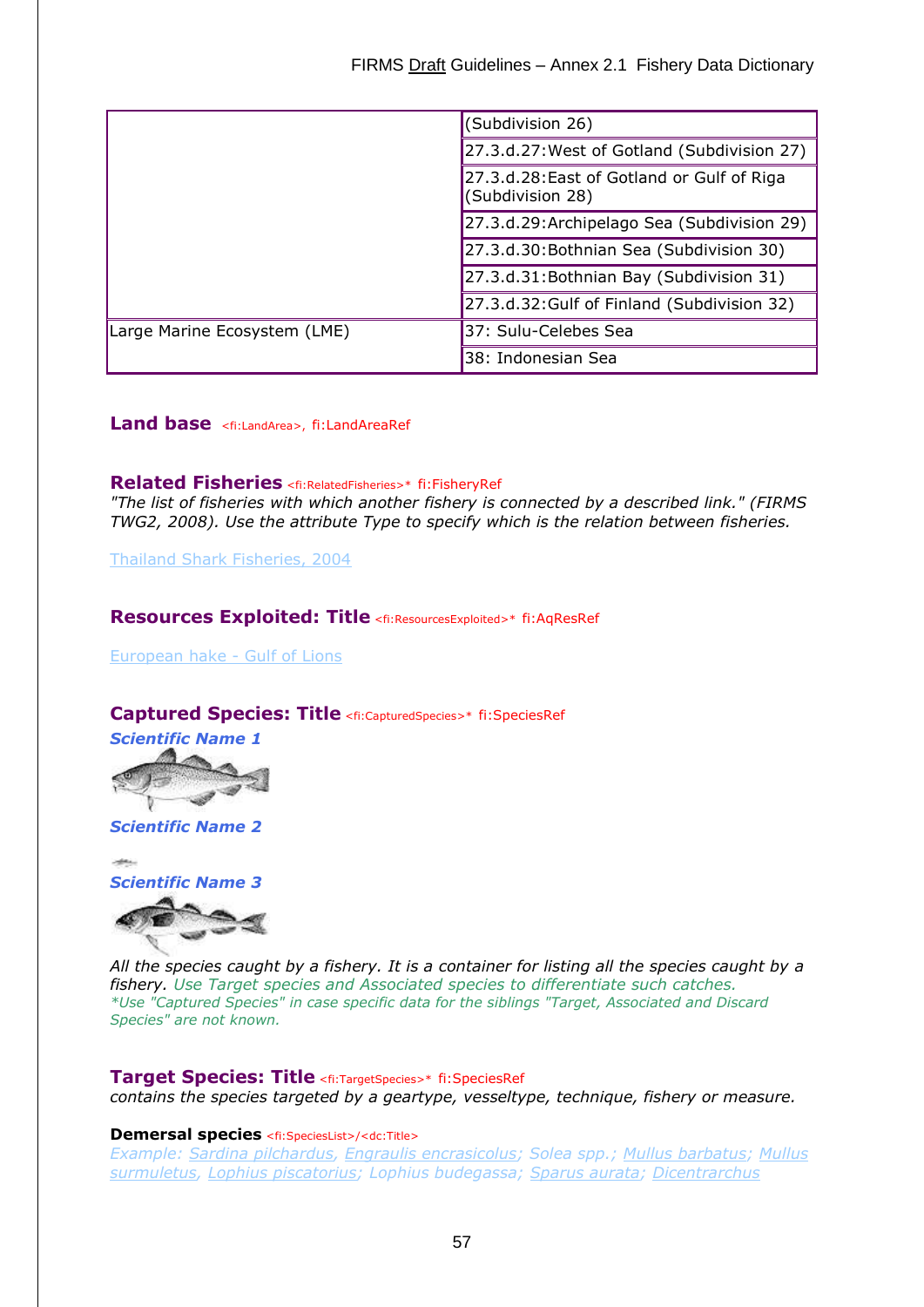| | |
|---|---|
| | (Subdivision 26) |
| | 27.3.d.27:West of Gotland (Subdivision 27) |
| | 27.3.d.28:East of Gotland or Gulf of Riga (Subdivision 28) |
| | 27.3.d.29:Archipelago Sea (Subdivision 29) |
| | 27.3.d.30:Bothnian Sea (Subdivision 30) |
| | 27.3.d.31:Bothnian Bay (Subdivision 31) |
| | 27.3.d.32:Gulf of Finland (Subdivision 32) |
| Large Marine Ecosystem (LME) | 37: Sulu-Celebes Sea |
| | 38: Indonesian Sea |

**Land base** <fi:LandArea>, fi:LandAreaRef

**Related Fisheries** <fi:RelatedFisheries>* fi:FisheryRef

*"The list of fisheries with which another fishery is connected by a described link." (FIRMS TWG2, 2008). Use the attribute Type to specify which is the relation between fisheries.*

Thailand Shark Fisheries, 2004

**Resources Exploited: Title** <fi:ResourcesExploited>* fi:AqResRef

European hake - Gulf of Lions

**Captured Species: Title** <fi:CapturedSpecies>* fi:SpeciesRef

***Scientific Name 1***

***Scientific Name 2***

***Scientific Name 3***

*All the species caught by a fishery. It is a container for listing all the species caught by a fishery. Use Target species and Associated species to differentiate such catches.*
*\*Use "Captured Species" in case specific data for the siblings "Target, Associated and Discard Species" are not known.*

**Target Species: Title** <fi:TargetSpecies>* fi:SpeciesRef

*contains the species targeted by a geartype, vesseltype, technique, fishery or measure.*

**Demersal species** <fi:SpeciesList>/<dc:Title>

*Example: Sardina pilchardus, Engraulis encrasicolus; Solea spp.; Mullus barbatus; Mullus surmuletus, Lophius piscatorius; Lophius budegassa; Sparus aurata; Dicentrarchus*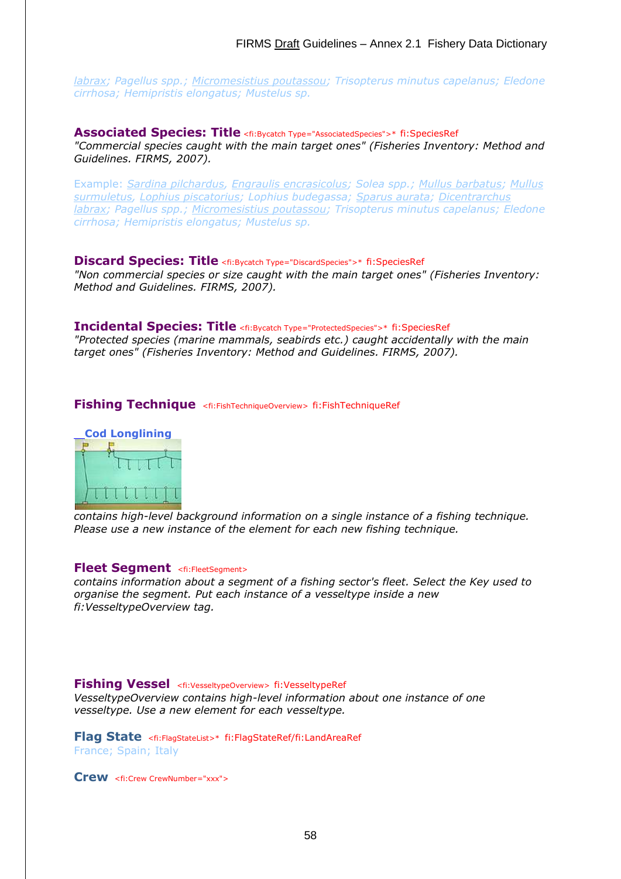labrax; Pagellus spp.; Micromesistius poutassou; Trisopterus minutus capelanus; Eledone cirrhosa; Hemipristis elongatus; Mustelus sp.

**Associated Species: Title** <fi:Bycatch Type="AssociatedSpecies">* fi:SpeciesRef

*"Commercial species caught with the main target ones" (Fisheries Inventory: Method and Guidelines. FIRMS, 2007).*

Example: Sardina pilchardus, Engraulis encrasicolus; Solea spp.; Mullus barbatus; Mullus surmuletus, Lophius piscatorius; Lophius budegassa; Sparus aurata; Dicentrarchus labrax; Pagellus spp.; Micromesistius poutassou; Trisopterus minutus capelanus; Eledone cirrhosa; Hemipristis elongatus; Mustelus sp.

**Discard Species: Title** <fi:Bycatch Type="DiscardSpecies">* fi:SpeciesRef

*"Non commercial species or size caught with the main target ones" (Fisheries Inventory: Method and Guidelines. FIRMS, 2007).*

**Incidental Species: Title** <fi:Bycatch Type="ProtectedSpecies">* fi:SpeciesRef

*"Protected species (marine mammals, seabirds etc.) caught accidentally with the main target ones" (Fisheries Inventory: Method and Guidelines. FIRMS, 2007).*

**Fishing Technique** <fi:FishTechniqueOverview> fi:FishTechniqueRef

**Cod Longlining**

*contains high-level background information on a single instance of a fishing technique. Please use a new instance of the element for each new fishing technique.*

**Fleet Segment** <fi:FleetSegment>

*contains information about a segment of a fishing sector's fleet. Select the Key used to organise the segment. Put each instance of a vesseltype inside a new fi:VesseltypeOverview tag.*

**Fishing Vessel** <fi:VesseltypeOverview> fi:VesseltypeRef

*VesseltypeOverview contains high-level information about one instance of one vesseltype. Use a new element for each vesseltype.*

**Flag State** <fi:FlagStateList>* fi:FlagStateRef/fi:LandAreaRef

France; Spain; Italy

**Crew** <fi:Crew CrewNumber="xxx">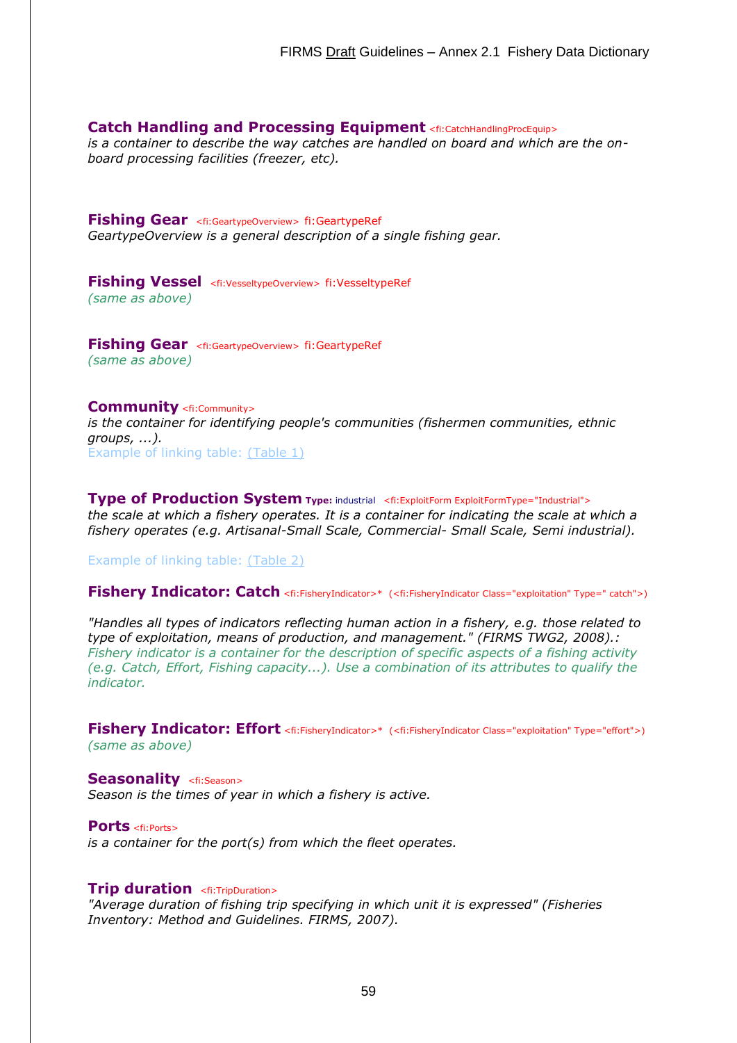**Catch Handling and Processing Equipment** <fi:CatchHandlingProcEquip>
*is a container to describe the way catches are handled on board and which are the on-board processing facilities (freezer, etc).*

**Fishing Gear** <fi:GeartypeOverview> fi:GeartypeRef
*GeartypeOverview is a general description of a single fishing gear.*

**Fishing Vessel** <fi:VesseltypeOverview> fi:VesseltypeRef
*(same as above)*

**Fishing Gear** <fi:GeartypeOverview> fi:GeartypeRef
*(same as above)*

**Community** <fi:Community>
*is the container for identifying people's communities (fishermen communities, ethnic groups, ...).*
Example of linking table: (Table 1)

**Type of Production System** **Type:** industrial <fi:ExploitForm ExploitFormType="Industrial">
*the scale at which a fishery operates. It is a container for indicating the scale at which a fishery operates (e.g. Artisanal-Small Scale, Commercial- Small Scale, Semi industrial).*

Example of linking table: (Table 2)

**Fishery Indicator: Catch** <fi:FisheryIndicator>* (<fi:FisheryIndicator Class="exploitation" Type=" catch">)

*"Handles all types of indicators reflecting human action in a fishery, e.g. those related to type of exploitation, means of production, and management." (FIRMS TWG2, 2008).:*
*Fishery indicator is a container for the description of specific aspects of a fishing activity (e.g. Catch, Effort, Fishing capacity...). Use a combination of its attributes to qualify the indicator.*

**Fishery Indicator: Effort** <fi:FisheryIndicator>* (<fi:FisheryIndicator Class="exploitation" Type="effort">)
*(same as above)*

**Seasonality** <fi:Season>
*Season is the times of year in which a fishery is active.*

**Ports** <fi:Ports>
*is a container for the port(s) from which the fleet operates.*

**Trip duration** <fi:TripDuration>
*"Average duration of fishing trip specifying in which unit it is expressed" (Fisheries Inventory: Method and Guidelines. FIRMS, 2007).*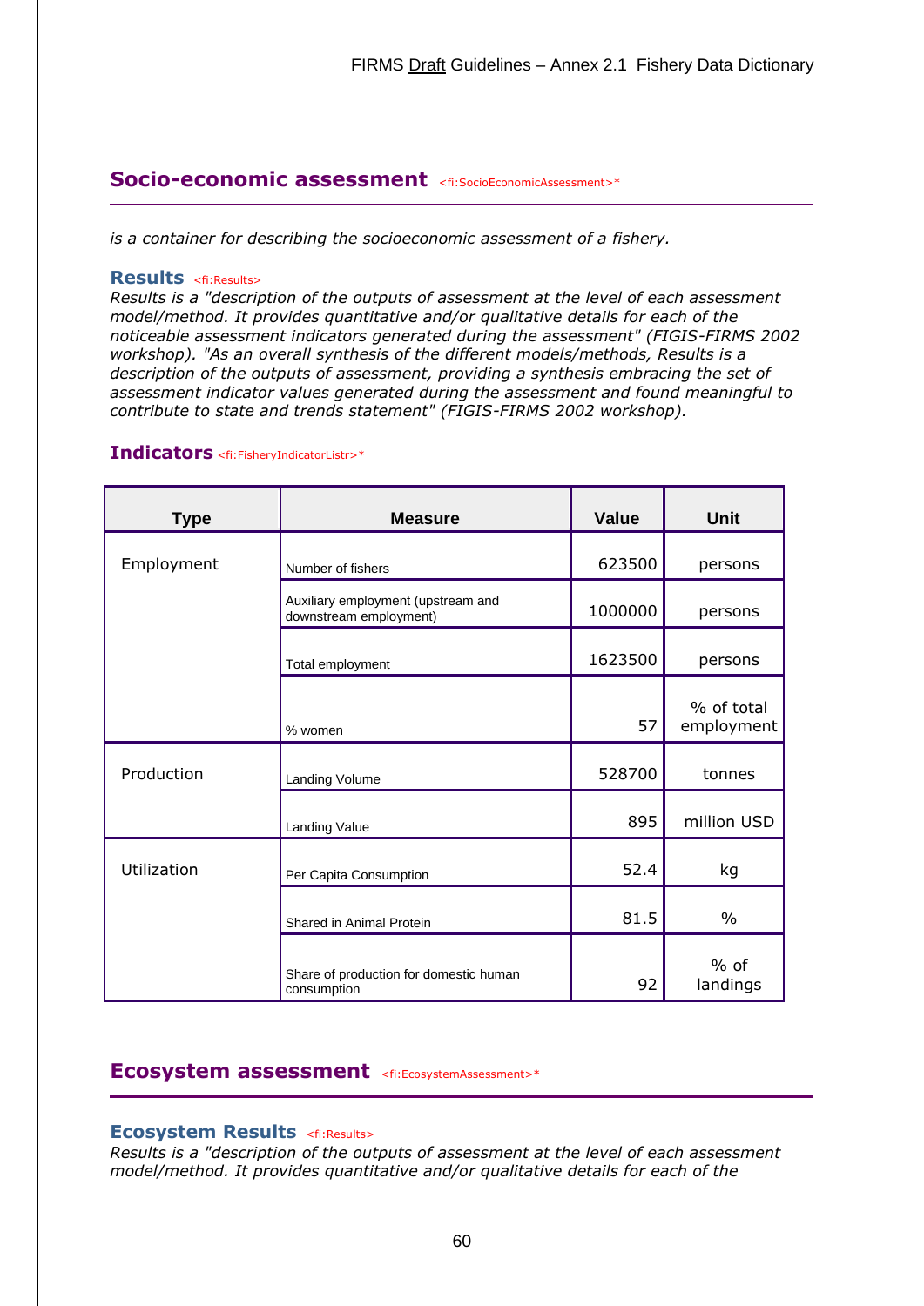## Socio-economic assessment <fi:SocioEconomicAssessment>*

*is a container for describing the socioeconomic assessment of a fishery.*

### Results <fi:Results>

*Results is a "description of the outputs of assessment at the level of each assessment model/method. It provides quantitative and/or qualitative details for each of the noticeable assessment indicators generated during the assessment" (FIGIS-FIRMS 2002 workshop). "As an overall synthesis of the different models/methods, Results is a description of the outputs of assessment, providing a synthesis embracing the set of assessment indicator values generated during the assessment and found meaningful to contribute to state and trends statement" (FIGIS-FIRMS 2002 workshop).*

### Indicators <fi:FisheryIndicatorListr>*

| Type | Measure | Value | Unit |
|---|---|---|---|
| Employment | Number of fishers | 623500 | persons |
| | Auxiliary employment (upstream and downstream employment) | 1000000 | persons |
| | Total employment | 1623500 | persons |
| | % women | 57 | % of total employment |
| Production | Landing Volume | 528700 | tonnes |
| | Landing Value | 895 | million USD |
| Utilization | Per Capita Consumption | 52.4 | kg |
| | Shared in Animal Protein | 81.5 | % |
| | Share of production for domestic human consumption | 92 | % of landings |

## Ecosystem assessment <fi:EcosystemAssessment>*

### Ecosystem Results <fi:Results>

*Results is a "description of the outputs of assessment at the level of each assessment model/method. It provides quantitative and/or qualitative details for each of the*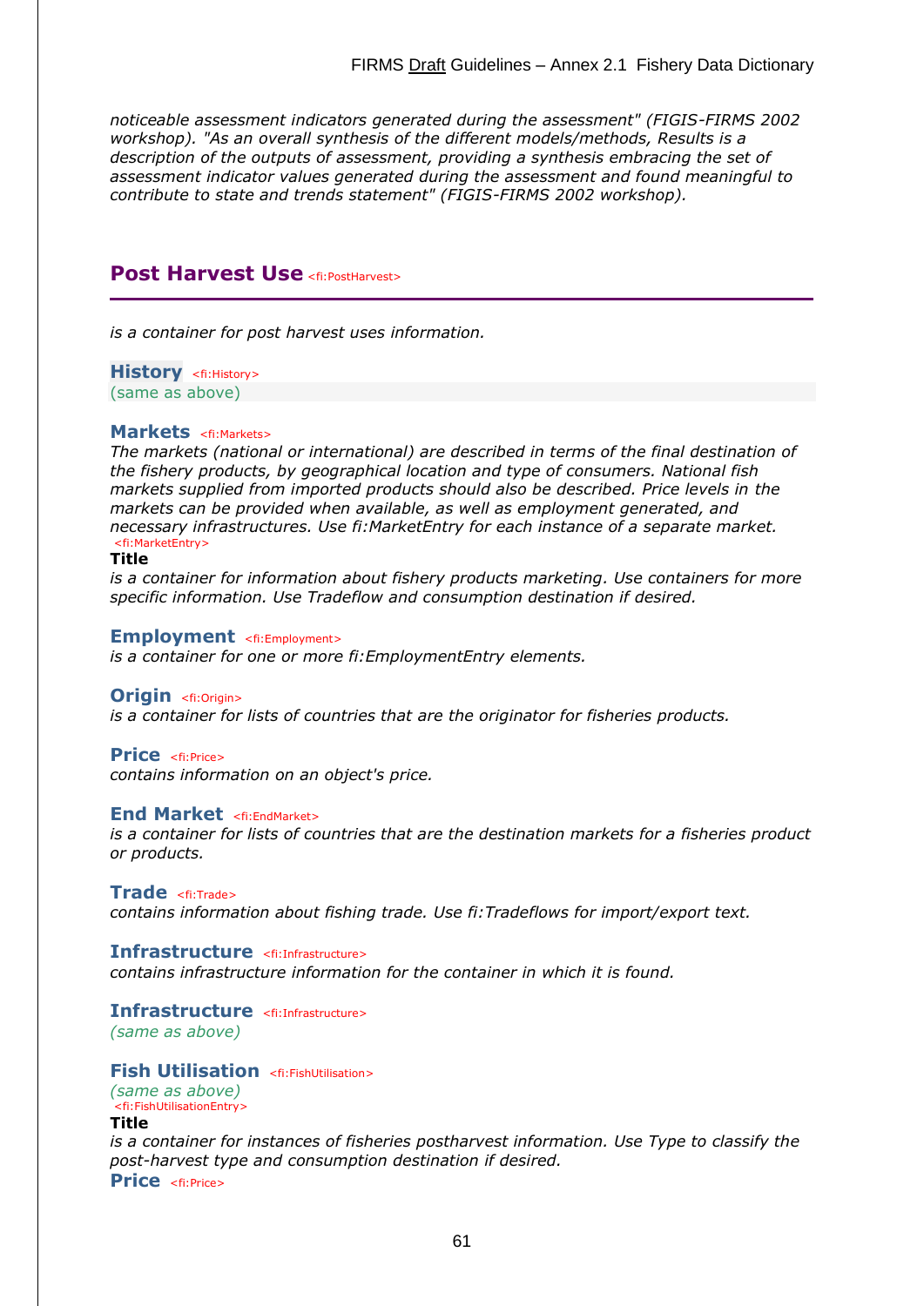*noticeable assessment indicators generated during the assessment" (FIGIS-FIRMS 2002 workshop). "As an overall synthesis of the different models/methods, Results is a description of the outputs of assessment, providing a synthesis embracing the set of assessment indicator values generated during the assessment and found meaningful to contribute to state and trends statement" (FIGIS-FIRMS 2002 workshop).*

## Post Harvest Use <fi:PostHarvest>

*is a container for post harvest uses information.*

### History <fi:History>

(same as above)

### Markets <fi:Markets>

*The markets (national or international) are described in terms of the final destination of the fishery products, by geographical location and type of consumers. National fish markets supplied from imported products should also be described. Price levels in the markets can be provided when available, as well as employment generated, and necessary infrastructures. Use fi:MarketEntry for each instance of a separate market.*

<fi:MarketEntry>

**Title**

*is a container for information about fishery products marketing. Use containers for more specific information. Use Tradeflow and consumption destination if desired.*

### Employment <fi:Employment>

*is a container for one or more fi:EmploymentEntry elements.*

### Origin <fi:Origin>

*is a container for lists of countries that are the originator for fisheries products.*

### Price <fi:Price>

*contains information on an object's price.*

### End Market <fi:EndMarket>

*is a container for lists of countries that are the destination markets for a fisheries product or products.*

### Trade <fi:Trade>

*contains information about fishing trade. Use fi:Tradeflows for import/export text.*

### Infrastructure <fi:Infrastructure>

*contains infrastructure information for the container in which it is found.*

### Infrastructure <fi:Infrastructure>

*(same as above)*

### Fish Utilisation <fi:FishUtilisation>

*(same as above)*

<fi:FishUtilisationEntry>

**Title**

*is a container for instances of fisheries postharvest information. Use Type to classify the post-harvest type and consumption destination if desired.*

### Price <fi:Price>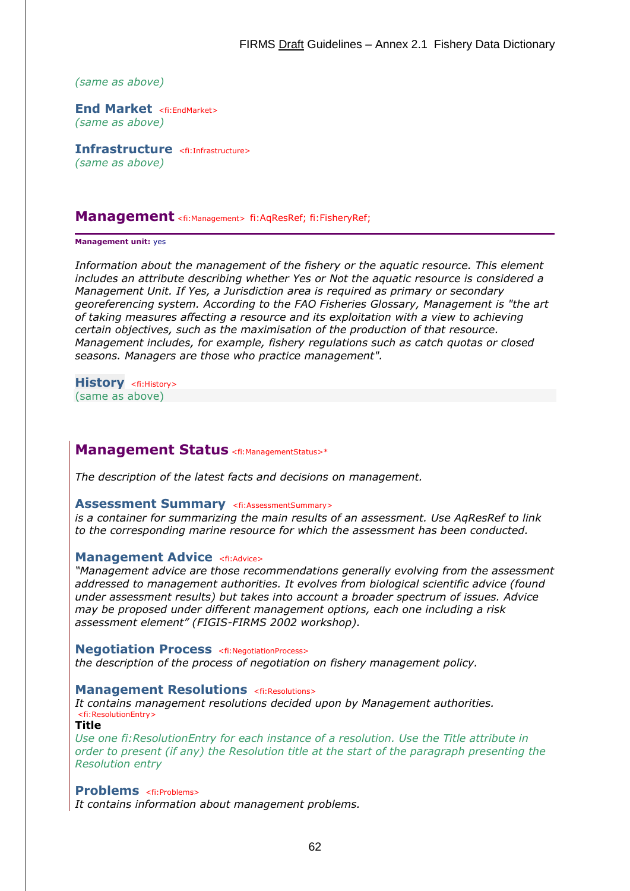*(same as above)*

### End Market <fi:EndMarket>

*(same as above)*

### Infrastructure <fi:Infrastructure>

*(same as above)*

## Management <fi:Management> fi:AqResRef; fi:FisheryRef;

**Management unit:** yes

*Information about the management of the fishery or the aquatic resource. This element includes an attribute describing whether Yes or Not the aquatic resource is considered a Management Unit. If Yes, a Jurisdiction area is required as primary or secondary georeferencing system. According to the FAO Fisheries Glossary, Management is "the art of taking measures affecting a resource and its exploitation with a view to achieving certain objectives, such as the maximisation of the production of that resource. Management includes, for example, fishery regulations such as catch quotas or closed seasons. Managers are those who practice management".*

### History <fi:History>

(same as above)

## Management Status <fi:ManagementStatus>*

*The description of the latest facts and decisions on management.*

### Assessment Summary <fi:AssessmentSummary>

*is a container for summarizing the main results of an assessment. Use AqResRef to link to the corresponding marine resource for which the assessment has been conducted.*

### Management Advice <fi:Advice>

*"Management advice are those recommendations generally evolving from the assessment addressed to management authorities. It evolves from biological scientific advice (found under assessment results) but takes into account a broader spectrum of issues. Advice may be proposed under different management options, each one including a risk assessment element" (FIGIS-FIRMS 2002 workshop).*

### Negotiation Process <fi:NegotiationProcess>

*the description of the process of negotiation on fishery management policy.*

### Management Resolutions <fi:Resolutions>

*It contains management resolutions decided upon by Management authorities.*

<fi:ResolutionEntry>

**Title**

*Use one fi:ResolutionEntry for each instance of a resolution. Use the Title attribute in order to present (if any) the Resolution title at the start of the paragraph presenting the Resolution entry*

### Problems <fi:Problems>

*It contains information about management problems.*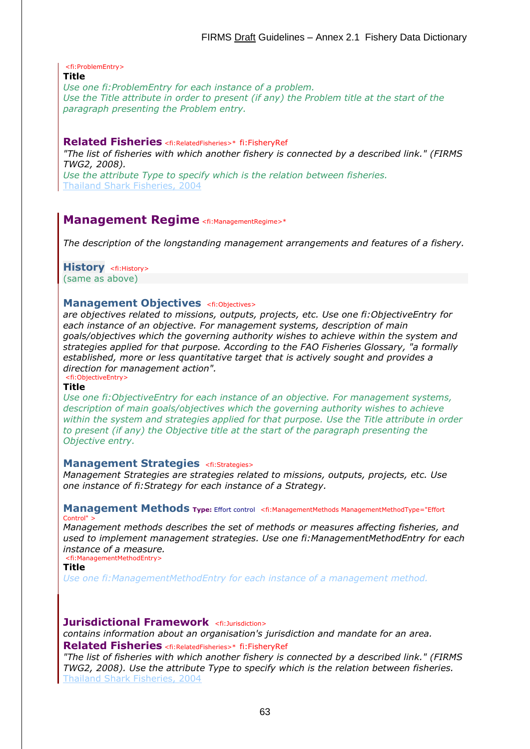<fi:ProblemEntry>

**Title**

*Use one fi:ProblemEntry for each instance of a problem.*
*Use the Title attribute in order to present (if any) the Problem title at the start of the paragraph presenting the Problem entry.*

### Related Fisheries <fi:RelatedFisheries>* fi:FisheryRef

*"The list of fisheries with which another fishery is connected by a described link." (FIRMS TWG2, 2008).*
*Use the attribute Type to specify which is the relation between fisheries.*
Thailand Shark Fisheries, 2004

## Management Regime <fi:ManagementRegime>*

*The description of the longstanding management arrangements and features of a fishery.*

### History <fi:History>

(same as above)

### Management Objectives <fi:Objectives>

*are objectives related to missions, outputs, projects, etc. Use one fi:ObjectiveEntry for each instance of an objective. For management systems, description of main goals/objectives which the governing authority wishes to achieve within the system and strategies applied for that purpose. According to the FAO Fisheries Glossary, "a formally established, more or less quantitative target that is actively sought and provides a direction for management action".*

<fi:ObjectiveEntry>

**Title**

*Use one fi:ObjectiveEntry for each instance of an objective. For management systems, description of main goals/objectives which the governing authority wishes to achieve within the system and strategies applied for that purpose. Use the Title attribute in order to present (if any) the Objective title at the start of the paragraph presenting the Objective entry.*

### Management Strategies <fi:Strategies>

*Management Strategies are strategies related to missions, outputs, projects, etc. Use one instance of fi:Strategy for each instance of a Strategy.*

### Management Methods **Type:** Effort control <fi:ManagementMethods ManagementMethodType="Effort Control" >

*Management methods describes the set of methods or measures affecting fisheries, and used to implement management strategies. Use one fi:ManagementMethodEntry for each instance of a measure.*

<fi:ManagementMethodEntry>

**Title**

*Use one fi:ManagementMethodEntry for each instance of a management method.*

### Jurisdictional Framework <fi:Jurisdiction>

*contains information about an organisation's jurisdiction and mandate for an area.*

### Related Fisheries <fi:RelatedFisheries>* fi:FisheryRef

*"The list of fisheries with which another fishery is connected by a described link." (FIRMS TWG2, 2008). Use the attribute Type to specify which is the relation between fisheries.*
Thailand Shark Fisheries, 2004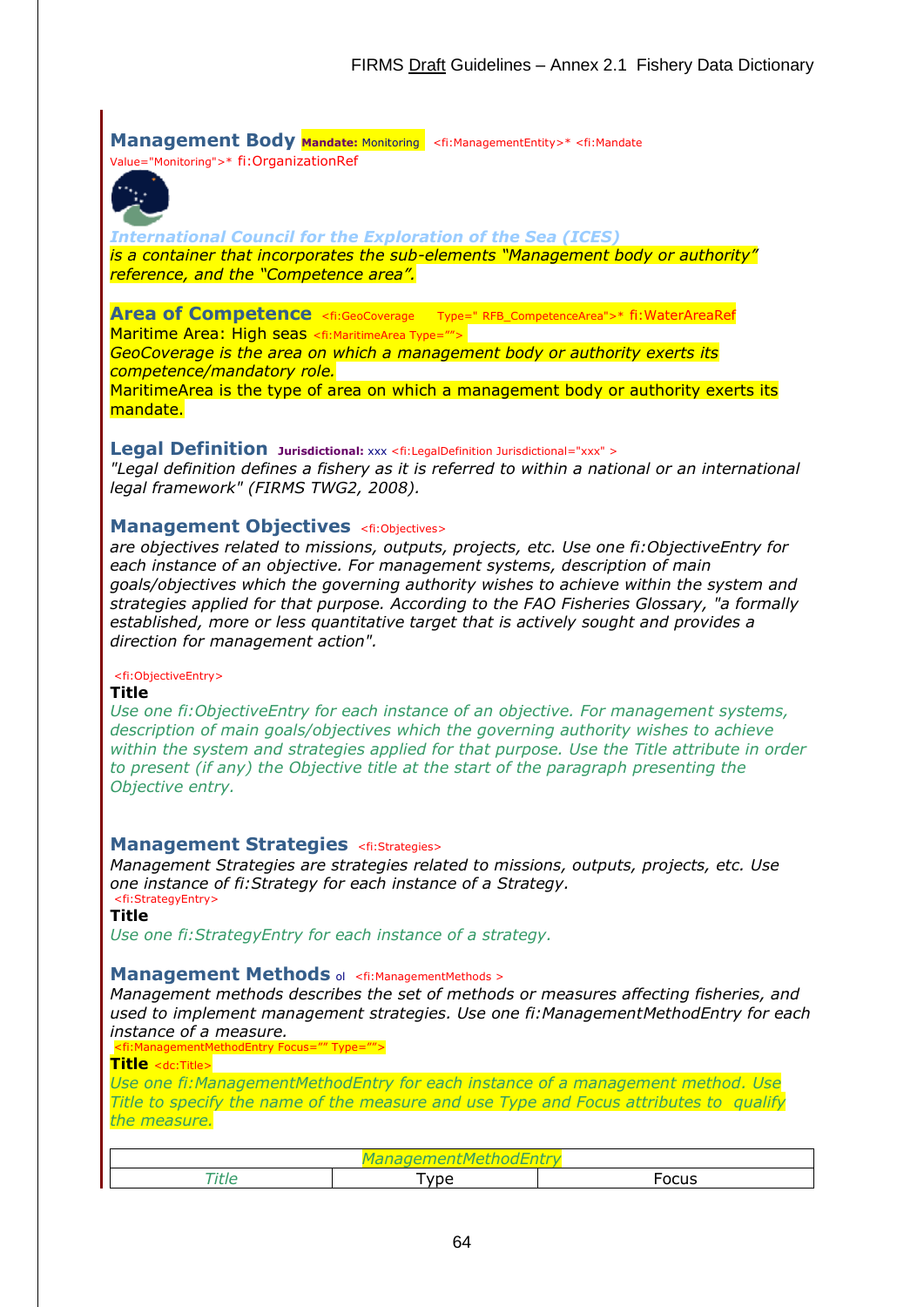## Management Body **Mandate:** Monitoring <fi:ManagementEntity>* <fi:Mandate Value="Monitoring">* fi:OrganizationRef

*International Council for the Exploration of the Sea (ICES)*

*is a container that incorporates the sub-elements "Management body or authority" reference, and the "Competence area".*

## Area of Competence <fi:GeoCoverage Type=" RFB_CompetenceArea">* fi:WaterAreaRef

Maritime Area: High seas <fi:MaritimeArea Type="">

*GeoCoverage is the area on which a management body or authority exerts its competence/mandatory role.*

MaritimeArea is the type of area on which a management body or authority exerts its mandate.

## Legal Definition **Jurisdictional:** xxx <fi:LegalDefinition Jurisdictional="xxx" >

*"Legal definition defines a fishery as it is referred to within a national or an international legal framework" (FIRMS TWG2, 2008).*

## Management Objectives <fi:Objectives>

*are objectives related to missions, outputs, projects, etc. Use one fi:ObjectiveEntry for each instance of an objective. For management systems, description of main goals/objectives which the governing authority wishes to achieve within the system and strategies applied for that purpose. According to the FAO Fisheries Glossary, "a formally established, more or less quantitative target that is actively sought and provides a direction for management action".*

<fi:ObjectiveEntry>

**Title**

*Use one fi:ObjectiveEntry for each instance of an objective. For management systems, description of main goals/objectives which the governing authority wishes to achieve within the system and strategies applied for that purpose. Use the Title attribute in order to present (if any) the Objective title at the start of the paragraph presenting the Objective entry.*

## Management Strategies <fi:Strategies>

*Management Strategies are strategies related to missions, outputs, projects, etc. Use one instance of fi:Strategy for each instance of a Strategy.*

<fi:StrategyEntry>

**Title**

*Use one fi:StrategyEntry for each instance of a strategy.*

## Management Methods ol <fi:ManagementMethods >

*Management methods describes the set of methods or measures affecting fisheries, and used to implement management strategies. Use one fi:ManagementMethodEntry for each instance of a measure.*

<fi:ManagementMethodEntry Focus="" Type="">

**Title** <dc:Title>

*Use one fi:ManagementMethodEntry for each instance of a management method. Use Title to specify the name of the measure and use Type and Focus attributes to qualify the measure.*

| *ManagementMethodEntry* | | |
|---|---|---|
| *Title* | Type | Focus |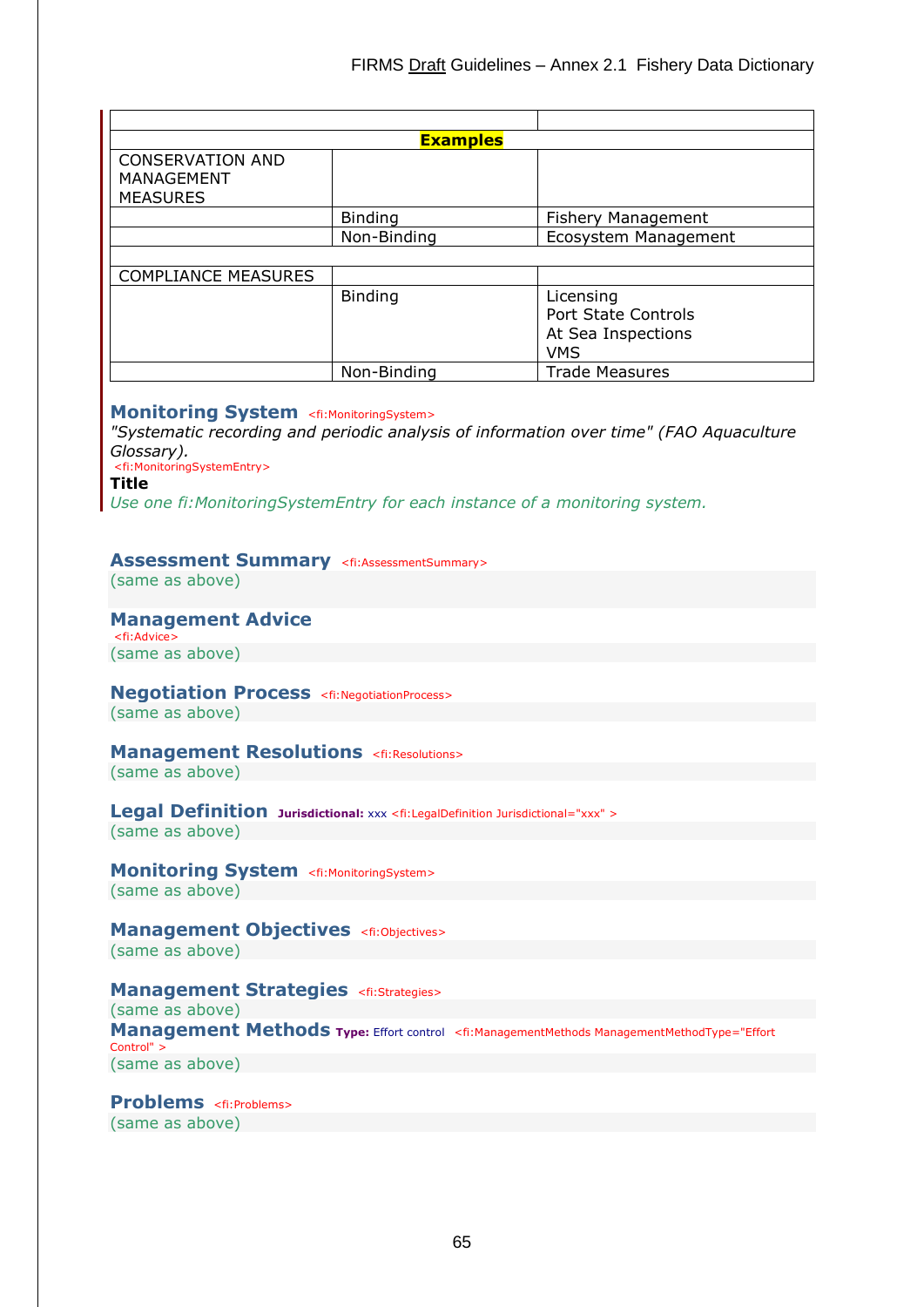| | | |
|---|---|---|
| | | |
| **Examples** | | |
| CONSERVATION AND MANAGEMENT MEASURES | | |
| | Binding | Fishery Management |
| | Non-Binding | Ecosystem Management |
| | | |
| COMPLIANCE MEASURES | | |
| | Binding | Licensing<br>Port State Controls<br>At Sea Inspections<br>VMS |
| | Non-Binding | Trade Measures |

### Monitoring System <fi:MonitoringSystem>

*"Systematic recording and periodic analysis of information over time" (FAO Aquaculture Glossary).*

<fi:MonitoringSystemEntry>

**Title**

*Use one fi:MonitoringSystemEntry for each instance of a monitoring system.*

### Assessment Summary <fi:AssessmentSummary>

(same as above)

### Management Advice

<fi:Advice>

(same as above)

### Negotiation Process <fi:NegotiationProcess>

(same as above)

### Management Resolutions <fi:Resolutions>

(same as above)

### Legal Definition **Jurisdictional:** xxx <fi:LegalDefinition Jurisdictional="xxx" >

(same as above)

### Monitoring System <fi:MonitoringSystem>

(same as above)

### Management Objectives <fi:Objectives>

(same as above)

### Management Strategies <fi:Strategies>

(same as above)

### Management Methods **Type:** Effort control <fi:ManagementMethods ManagementMethodType="Effort Control" >

(same as above)

### Problems <fi:Problems>

(same as above)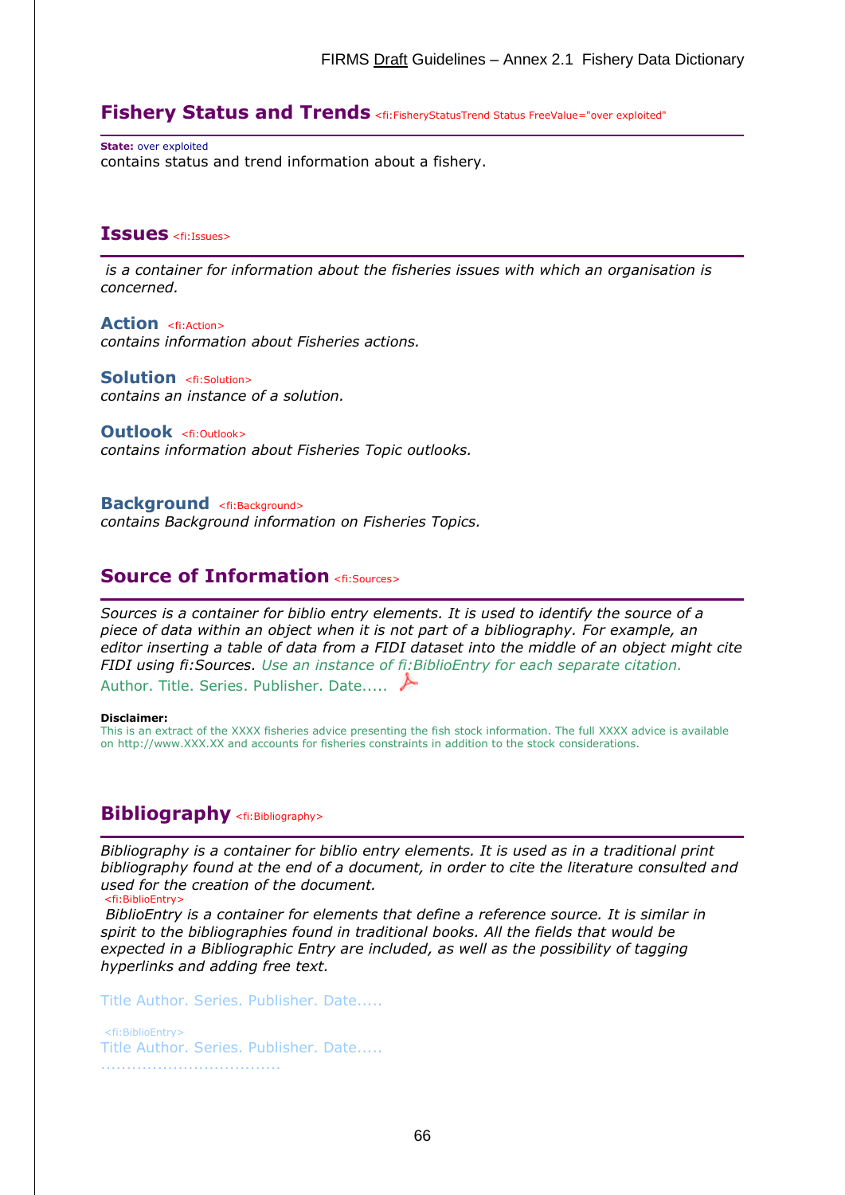## Fishery Status and Trends <fi:FisheryStatusTrend Status FreeValue="over exploited"

**State:** over exploited
contains status and trend information about a fishery.

## Issues <fi:Issues>

*is a container for information about the fisheries issues with which an organisation is concerned.*

### Action <fi:Action>

*contains information about Fisheries actions.*

### Solution <fi:Solution>

*contains an instance of a solution.*

### Outlook <fi:Outlook>

*contains information about Fisheries Topic outlooks.*

### Background <fi:Background>

*contains Background information on Fisheries Topics.*

## Source of Information <fi:Sources>

*Sources is a container for biblio entry elements. It is used to identify the source of a piece of data within an object when it is not part of a bibliography. For example, an editor inserting a table of data from a FIDI dataset into the middle of an object might cite FIDI using fi:Sources. Use an instance of fi:BiblioEntry for each separate citation.*
Author. Title. Series. Publisher. Date.....

**Disclaimer:**
This is an extract of the XXXX fisheries advice presenting the fish stock information. The full XXXX advice is available on http://www.XXX.XX and accounts for fisheries constraints in addition to the stock considerations.

## Bibliography <fi:Bibliography>

*Bibliography is a container for biblio entry elements. It is used as in a traditional print bibliography found at the end of a document, in order to cite the literature consulted and used for the creation of the document.*
<fi:BiblioEntry>
*BiblioEntry is a container for elements that define a reference source. It is similar in spirit to the bibliographies found in traditional books. All the fields that would be expected in a Bibliographic Entry are included, as well as the possibility of tagging hyperlinks and adding free text.*

Title Author. Series. Publisher. Date.....

<fi:BiblioEntry>
Title Author. Series. Publisher. Date.....
...................................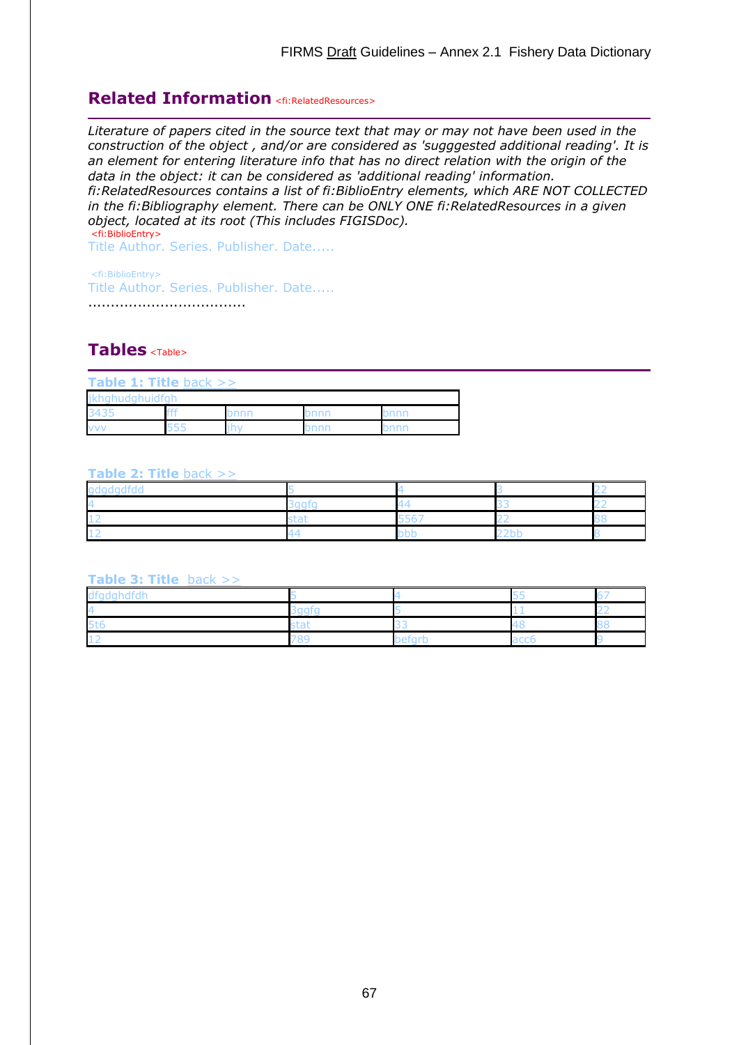## Related Information <fi:RelatedResources>

*Literature of papers cited in the source text that may or may not have been used in the construction of the object , and/or are considered as 'sugggested additional reading'. It is an element for entering literature info that has no direct relation with the origin of the data in the object: it can be considered as 'additional reading' information. fi:RelatedResources contains a list of fi:BiblioEntry elements, which ARE NOT COLLECTED in the fi:Bibliography element. There can be ONLY ONE fi:RelatedResources in a given object, located at its root (This includes FIGISDoc).*

<fi:BiblioEntry>
Title Author. Series. Publisher. Date.....

<fi:BiblioEntry>
Title Author. Series. Publisher. Date.....
..................................

## Tables <Table>

**Table 1: Title** back >>

| jkhghudghuidfgh | | | | |
|---|---|---|---|---|
| 3435 | fff | bnnn | bnnn | bnnn |
| vvv | 555 | jhy | bnnn | bnnn |

**Table 2: Title** back >>

| | | | | |
|---|---|---|---|---|
| gdgdgdfdd | 5 | 4 | 3 | 22 |
| 4 | 3ggfg | 44 | 33 | 22 |
| 12 | stat | 5567 | 22 | 88 |
| 12 | 44 | bbb | 22bb | 8 |

**Table 3: Title** back >>

| | | | | |
|---|---|---|---|---|
| dfgdghdfdh | 5 | 4 | 55 | 67 |
| 4 | 3ggfg | 5 | 11 | 22 |
| 5t6 | stat | 33 | 48 | 88 |
| 12 | 789 | befgrb | acc6 | 9 |